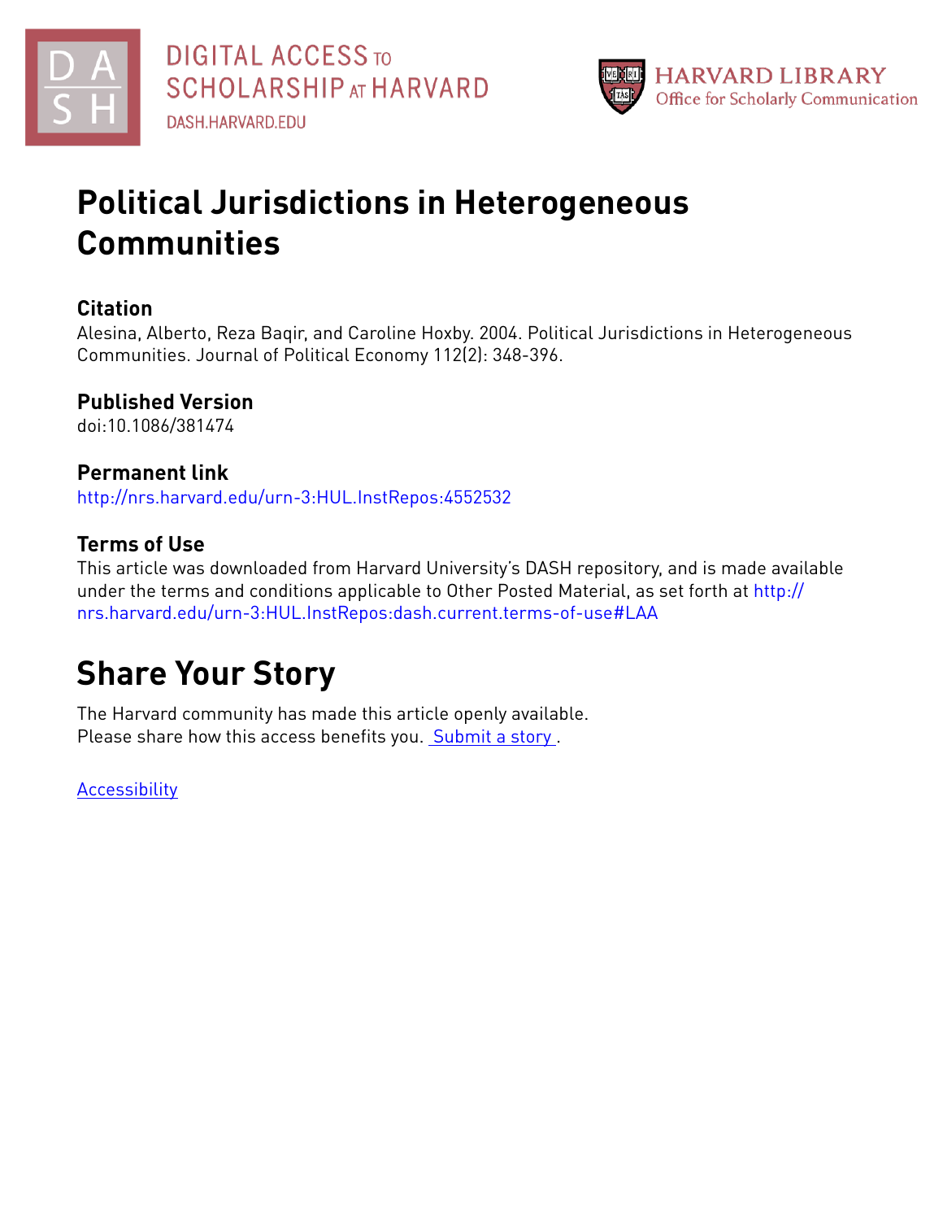# Political Jurisdictions in Heterogeneous Communities

## Citation

Alesina, Alberto, Reza Baqir, and Caroline Hoxby. 2004. Political Jurisdictions in Heterogeneous Communities. Journal of Political Economy 112(2): 348-396.

## Published Version

doi:10.1086/381474

## Permanent link

http://nrs.harvard.edu/urn-3:HUL.InstRepos:4552532

## Terms of Use

This article was downloaded from Harvard University's DASH repository, and is made available under the terms and conditions applicable to Other Posted Material, as set forth at http://nrs.harvard.edu/urn-3:HUL.InstRepos:dash.current.terms-of-use#LAA

# Share Your Story

The Harvard community has made this article openly available.
Please share how this access benefits you. Submit a story .

Accessibility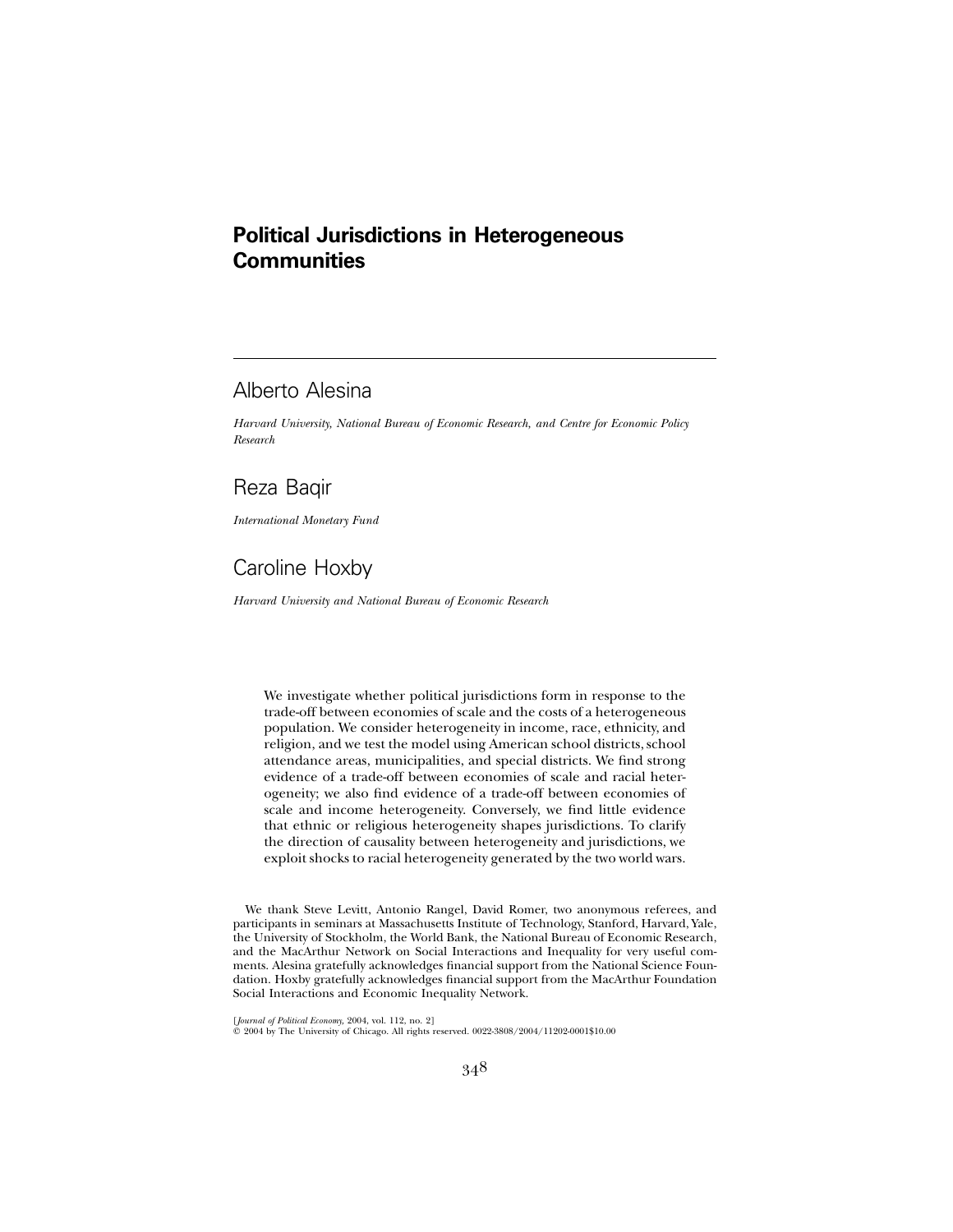# Political Jurisdictions in Heterogeneous Communities

## Alberto Alesina

*Harvard University, National Bureau of Economic Research, and Centre for Economic Policy Research*

## Reza Baqir

*International Monetary Fund*

## Caroline Hoxby

*Harvard University and National Bureau of Economic Research*

We investigate whether political jurisdictions form in response to the trade-off between economies of scale and the costs of a heterogeneous population. We consider heterogeneity in income, race, ethnicity, and religion, and we test the model using American school districts, school attendance areas, municipalities, and special districts. We find strong evidence of a trade-off between economies of scale and racial heterogeneity; we also find evidence of a trade-off between economies of scale and income heterogeneity. Conversely, we find little evidence that ethnic or religious heterogeneity shapes jurisdictions. To clarify the direction of causality between heterogeneity and jurisdictions, we exploit shocks to racial heterogeneity generated by the two world wars.

We thank Steve Levitt, Antonio Rangel, David Romer, two anonymous referees, and participants in seminars at Massachusetts Institute of Technology, Stanford, Harvard, Yale, the University of Stockholm, the World Bank, the National Bureau of Economic Research, and the MacArthur Network on Social Interactions and Inequality for very useful comments. Alesina gratefully acknowledges financial support from the National Science Foundation. Hoxby gratefully acknowledges financial support from the MacArthur Foundation Social Interactions and Economic Inequality Network.

[*Journal of Political Economy*, 2004, vol. 112, no. 2]
© 2004 by The University of Chicago. All rights reserved. 0022-3808/2004/11202-0001$10.00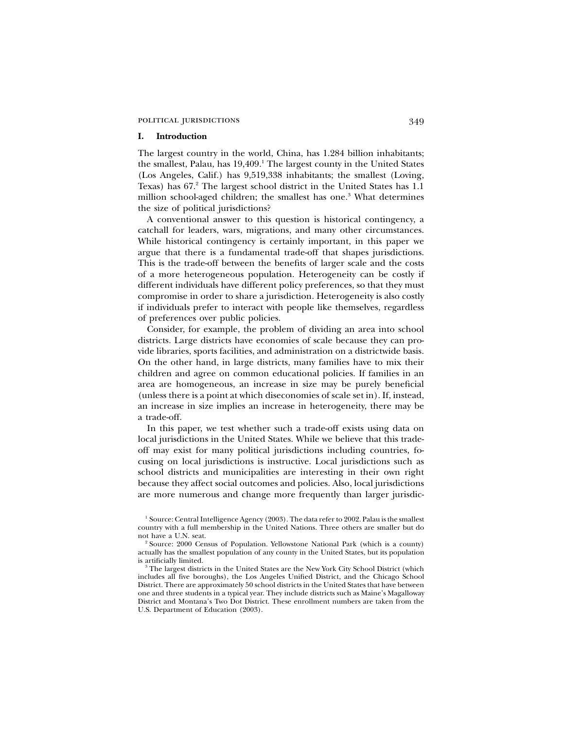## I. Introduction

The largest country in the world, China, has 1.284 billion inhabitants; the smallest, Palau, has 19,409.[1] The largest county in the United States (Los Angeles, Calif.) has 9,519,338 inhabitants; the smallest (Loving, Texas) has 67.[2] The largest school district in the United States has 1.1 million school-aged children; the smallest has one.[3] What determines the size of political jurisdictions?

A conventional answer to this question is historical contingency, a catchall for leaders, wars, migrations, and many other circumstances. While historical contingency is certainly important, in this paper we argue that there is a fundamental trade-off that shapes jurisdictions. This is the trade-off between the benefits of larger scale and the costs of a more heterogeneous population. Heterogeneity can be costly if different individuals have different policy preferences, so that they must compromise in order to share a jurisdiction. Heterogeneity is also costly if individuals prefer to interact with people like themselves, regardless of preferences over public policies.

Consider, for example, the problem of dividing an area into school districts. Large districts have economies of scale because they can provide libraries, sports facilities, and administration on a districtwide basis. On the other hand, in large districts, many families have to mix their children and agree on common educational policies. If families in an area are homogeneous, an increase in size may be purely beneficial (unless there is a point at which diseconomies of scale set in). If, instead, an increase in size implies an increase in heterogeneity, there may be a trade-off.

In this paper, we test whether such a trade-off exists using data on local jurisdictions in the United States. While we believe that this trade-off may exist for many political jurisdictions including countries, focusing on local jurisdictions is instructive. Local jurisdictions such as school districts and municipalities are interesting in their own right because they affect social outcomes and policies. Also, local jurisdictions are more numerous and change more frequently than larger jurisdic-

[1] Source: Central Intelligence Agency (2003). The data refer to 2002. Palau is the smallest country with a full membership in the United Nations. Three others are smaller but do not have a U.N. seat.

[2] Source: 2000 Census of Population. Yellowstone National Park (which is a county) actually has the smallest population of any county in the United States, but its population is artificially limited.

[3] The largest districts in the United States are the New York City School District (which includes all five boroughs), the Los Angeles Unified District, and the Chicago School District. There are approximately 50 school districts in the United States that have between one and three students in a typical year. They include districts such as Maine's Magalloway District and Montana's Two Dot District. These enrollment numbers are taken from the U.S. Department of Education (2003).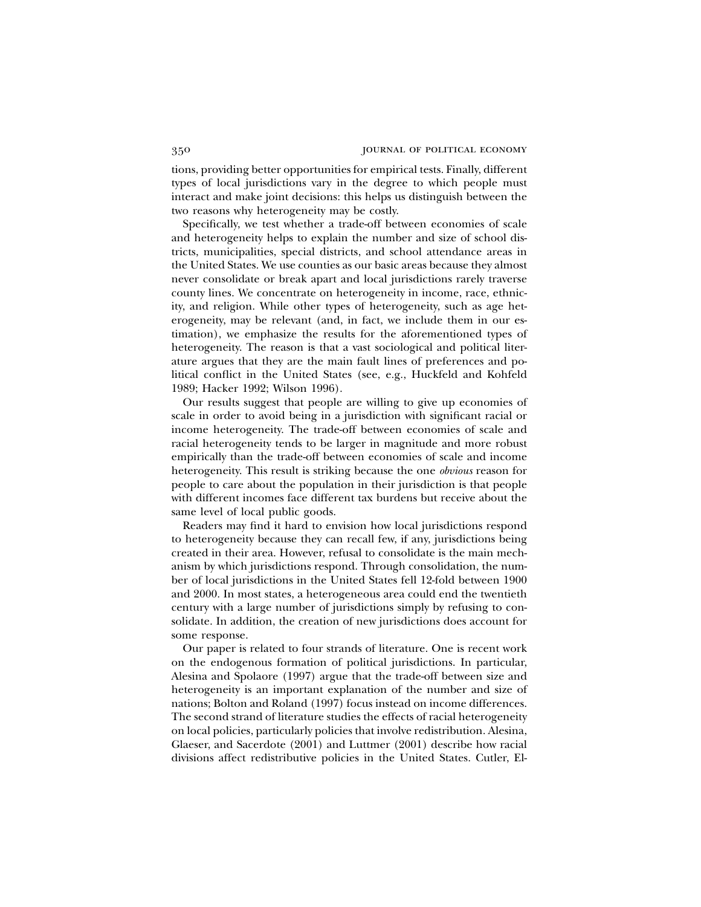tions, providing better opportunities for empirical tests. Finally, different types of local jurisdictions vary in the degree to which people must interact and make joint decisions: this helps us distinguish between the two reasons why heterogeneity may be costly.

Specifically, we test whether a trade-off between economies of scale and heterogeneity helps to explain the number and size of school districts, municipalities, special districts, and school attendance areas in the United States. We use counties as our basic areas because they almost never consolidate or break apart and local jurisdictions rarely traverse county lines. We concentrate on heterogeneity in income, race, ethnicity, and religion. While other types of heterogeneity, such as age heterogeneity, may be relevant (and, in fact, we include them in our estimation), we emphasize the results for the aforementioned types of heterogeneity. The reason is that a vast sociological and political literature argues that they are the main fault lines of preferences and political conflict in the United States (see, e.g., Huckfeld and Kohfeld 1989; Hacker 1992; Wilson 1996).

Our results suggest that people are willing to give up economies of scale in order to avoid being in a jurisdiction with significant racial or income heterogeneity. The trade-off between economies of scale and racial heterogeneity tends to be larger in magnitude and more robust empirically than the trade-off between economies of scale and income heterogeneity. This result is striking because the one *obvious* reason for people to care about the population in their jurisdiction is that people with different incomes face different tax burdens but receive about the same level of local public goods.

Readers may find it hard to envision how local jurisdictions respond to heterogeneity because they can recall few, if any, jurisdictions being created in their area. However, refusal to consolidate is the main mechanism by which jurisdictions respond. Through consolidation, the number of local jurisdictions in the United States fell 12-fold between 1900 and 2000. In most states, a heterogeneous area could end the twentieth century with a large number of jurisdictions simply by refusing to consolidate. In addition, the creation of new jurisdictions does account for some response.

Our paper is related to four strands of literature. One is recent work on the endogenous formation of political jurisdictions. In particular, Alesina and Spolaore (1997) argue that the trade-off between size and heterogeneity is an important explanation of the number and size of nations; Bolton and Roland (1997) focus instead on income differences. The second strand of literature studies the effects of racial heterogeneity on local policies, particularly policies that involve redistribution. Alesina, Glaeser, and Sacerdote (2001) and Luttmer (2001) describe how racial divisions affect redistributive policies in the United States. Cutler, El-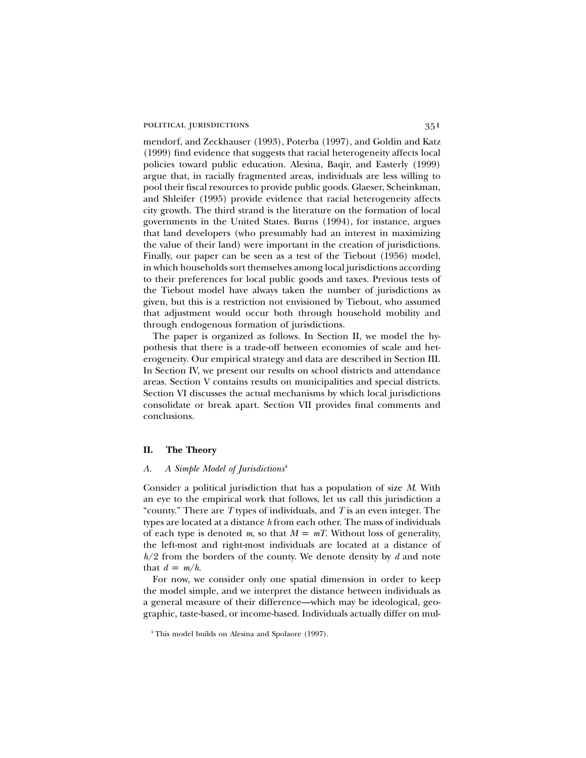mendorf, and Zeckhauser (1993), Poterba (1997), and Goldin and Katz (1999) find evidence that suggests that racial heterogeneity affects local policies toward public education. Alesina, Baqir, and Easterly (1999) argue that, in racially fragmented areas, individuals are less willing to pool their fiscal resources to provide public goods. Glaeser, Scheinkman, and Shleifer (1995) provide evidence that racial heterogeneity affects city growth. The third strand is the literature on the formation of local governments in the United States. Burns (1994), for instance, argues that land developers (who presumably had an interest in maximizing the value of their land) were important in the creation of jurisdictions. Finally, our paper can be seen as a test of the Tiebout (1956) model, in which households sort themselves among local jurisdictions according to their preferences for local public goods and taxes. Previous tests of the Tiebout model have always taken the number of jurisdictions as given, but this is a restriction not envisioned by Tiebout, who assumed that adjustment would occur both through household mobility and through endogenous formation of jurisdictions.

The paper is organized as follows. In Section II, we model the hypothesis that there is a trade-off between economies of scale and heterogeneity. Our empirical strategy and data are described in Section III. In Section IV, we present our results on school districts and attendance areas. Section V contains results on municipalities and special districts. Section VI discusses the actual mechanisms by which local jurisdictions consolidate or break apart. Section VII provides final comments and conclusions.

## II. The Theory

### A. *A Simple Model of Jurisdictions*[4]

Consider a political jurisdiction that has a population of size $M$. With an eye to the empirical work that follows, let us call this jurisdiction a "county." There are $T$ types of individuals, and $T$ is an even integer. The types are located at a distance $h$ from each other. The mass of individuals of each type is denoted $m$, so that $M = mT$. Without loss of generality, the left-most and right-most individuals are located at a distance of $h/2$ from the borders of the county. We denote density by $d$ and note that $d = m/h$.

For now, we consider only one spatial dimension in order to keep the model simple, and we interpret the distance between individuals as a general measure of their difference—which may be ideological, geographic, taste-based, or income-based. Individuals actually differ on mul-

[4] This model builds on Alesina and Spolaore (1997).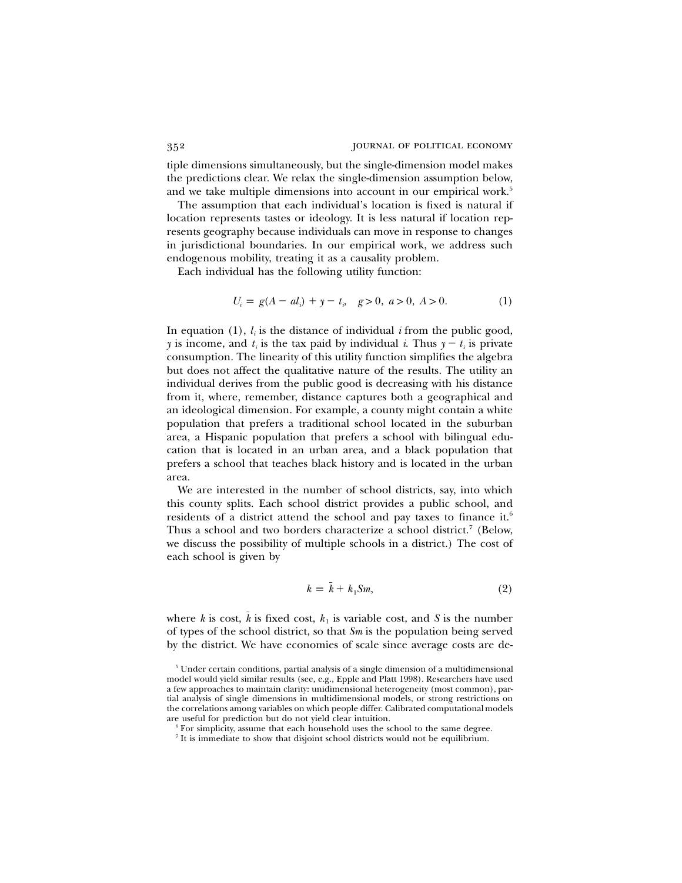tiple dimensions simultaneously, but the single-dimension model makes the predictions clear. We relax the single-dimension assumption below, and we take multiple dimensions into account in our empirical work.[5]

The assumption that each individual's location is fixed is natural if location represents tastes or ideology. It is less natural if location represents geography because individuals can move in response to changes in jurisdictional boundaries. In our empirical work, we address such endogenous mobility, treating it as a causality problem.

Each individual has the following utility function:

$$U_i = g(A - al_i) + y - t_i, \quad g > 0,\ a > 0,\ A > 0. \tag{1}$$

In equation (1), $l_i$ is the distance of individual $i$ from the public good, $y$ is income, and $t_i$ is the tax paid by individual $i$. Thus $y - t_i$ is private consumption. The linearity of this utility function simplifies the algebra but does not affect the qualitative nature of the results. The utility an individual derives from the public good is decreasing with his distance from it, where, remember, distance captures both a geographical and an ideological dimension. For example, a county might contain a white population that prefers a traditional school located in the suburban area, a Hispanic population that prefers a school with bilingual education that is located in an urban area, and a black population that prefers a school that teaches black history and is located in the urban area.

We are interested in the number of school districts, say, into which this county splits. Each school district provides a public school, and residents of a district attend the school and pay taxes to finance it.[6] Thus a school and two borders characterize a school district.[7] (Below, we discuss the possibility of multiple schools in a district.) The cost of each school is given by

$$k = \bar{k} + k_1 Sm, \tag{2}$$

where $k$ is cost, $\bar{k}$ is fixed cost, $k_1$ is variable cost, and $S$ is the number of types of the school district, so that $Sm$ is the population being served by the district. We have economies of scale since average costs are de-

[5] Under certain conditions, partial analysis of a single dimension of a multidimensional model would yield similar results (see, e.g., Epple and Platt 1998). Researchers have used a few approaches to maintain clarity: unidimensional heterogeneity (most common), partial analysis of single dimensions in multidimensional models, or strong restrictions on the correlations among variables on which people differ. Calibrated computational models are useful for prediction but do not yield clear intuition.

[6] For simplicity, assume that each household uses the school to the same degree.

[7] It is immediate to show that disjoint school districts would not be equilibrium.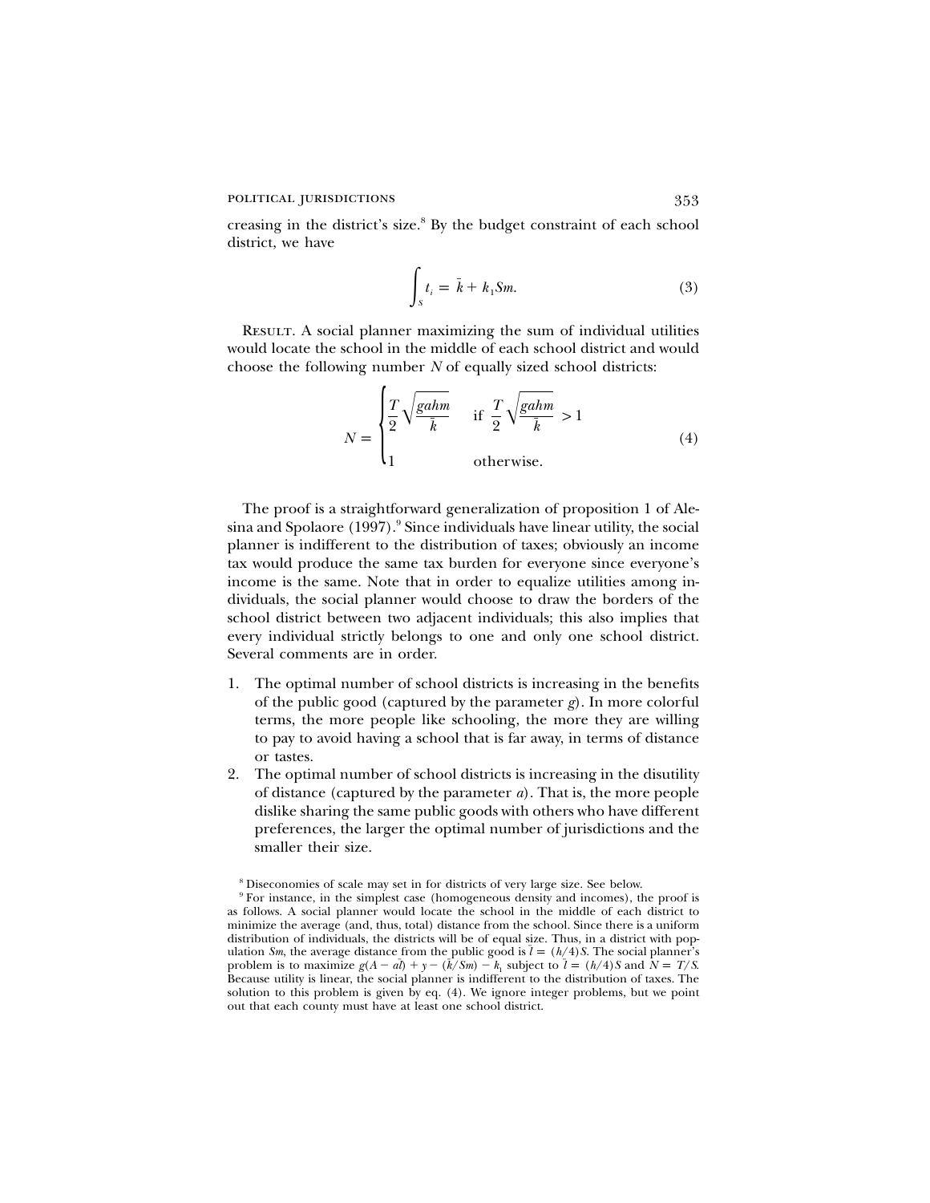creasing in the district's size.[8] By the budget constraint of each school district, we have

$$\int_S t_i = \bar{k} + k_1 Sm. \tag{3}$$

RESULT. A social planner maximizing the sum of individual utilities would locate the school in the middle of each school district and would choose the following number $N$ of equally sized school districts:

$$N = \begin{cases} \dfrac{T}{2}\sqrt{\dfrac{gahm}{\bar{k}}} & \text{if } \dfrac{T}{2}\sqrt{\dfrac{gahm}{\bar{k}}} > 1 \\ 1 & \text{otherwise.} \end{cases} \tag{4}$$

The proof is a straightforward generalization of proposition 1 of Alesina and Spolaore (1997).[9] Since individuals have linear utility, the social planner is indifferent to the distribution of taxes; obviously an income tax would produce the same tax burden for everyone since everyone's income is the same. Note that in order to equalize utilities among individuals, the social planner would choose to draw the borders of the school district between two adjacent individuals; this also implies that every individual strictly belongs to one and only one school district. Several comments are in order.

1. The optimal number of school districts is increasing in the benefits of the public good (captured by the parameter $g$). In more colorful terms, the more people like schooling, the more they are willing to pay to avoid having a school that is far away, in terms of distance or tastes.
2. The optimal number of school districts is increasing in the disutility of distance (captured by the parameter $a$). That is, the more people dislike sharing the same public goods with others who have different preferences, the larger the optimal number of jurisdictions and the smaller their size.

[8] Diseconomies of scale may set in for districts of very large size. See below.

[9] For instance, in the simplest case (homogeneous density and incomes), the proof is as follows. A social planner would locate the school in the middle of each district to minimize the average (and, thus, total) distance from the school. Since there is a uniform distribution of individuals, the districts will be of equal size. Thus, in a district with population $Sm$, the average distance from the public good is $\bar{l} = (h/4)S$. The social planner's problem is to maximize $g(A - a\bar{l}) + y - (\bar{k}/Sm) - k_1$ subject to $\bar{l} = (h/4)S$ and $N = T/S$. Because utility is linear, the social planner is indifferent to the distribution of taxes. The solution to this problem is given by eq. (4). We ignore integer problems, but we point out that each county must have at least one school district.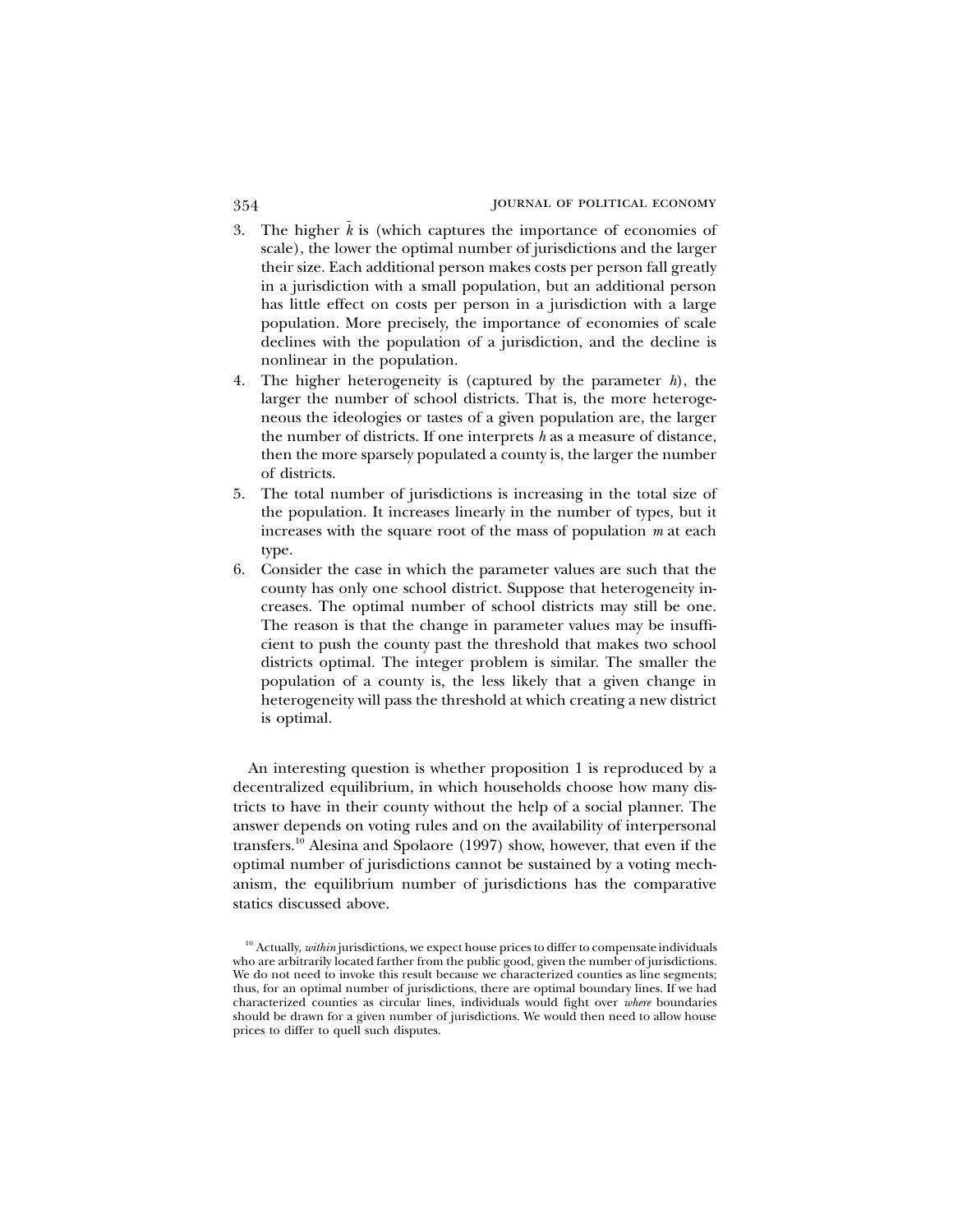3. The higher $\bar{k}$ is (which captures the importance of economies of scale), the lower the optimal number of jurisdictions and the larger their size. Each additional person makes costs per person fall greatly in a jurisdiction with a small population, but an additional person has little effect on costs per person in a jurisdiction with a large population. More precisely, the importance of economies of scale declines with the population of a jurisdiction, and the decline is nonlinear in the population.
4. The higher heterogeneity is (captured by the parameter $h$), the larger the number of school districts. That is, the more heterogeneous the ideologies or tastes of a given population are, the larger the number of districts. If one interprets $h$ as a measure of distance, then the more sparsely populated a county is, the larger the number of districts.
5. The total number of jurisdictions is increasing in the total size of the population. It increases linearly in the number of types, but it increases with the square root of the mass of population $m$ at each type.
6. Consider the case in which the parameter values are such that the county has only one school district. Suppose that heterogeneity increases. The optimal number of school districts may still be one. The reason is that the change in parameter values may be insufficient to push the county past the threshold that makes two school districts optimal. The integer problem is similar. The smaller the population of a county is, the less likely that a given change in heterogeneity will pass the threshold at which creating a new district is optimal.

An interesting question is whether proposition 1 is reproduced by a decentralized equilibrium, in which households choose how many districts to have in their county without the help of a social planner. The answer depends on voting rules and on the availability of interpersonal transfers.[10] Alesina and Spolaore (1997) show, however, that even if the optimal number of jurisdictions cannot be sustained by a voting mechanism, the equilibrium number of jurisdictions has the comparative statics discussed above.

[10] Actually, *within* jurisdictions, we expect house prices to differ to compensate individuals who are arbitrarily located farther from the public good, given the number of jurisdictions. We do not need to invoke this result because we characterized counties as line segments; thus, for an optimal number of jurisdictions, there are optimal boundary lines. If we had characterized counties as circular lines, individuals would fight over *where* boundaries should be drawn for a given number of jurisdictions. We would then need to allow house prices to differ to quell such disputes.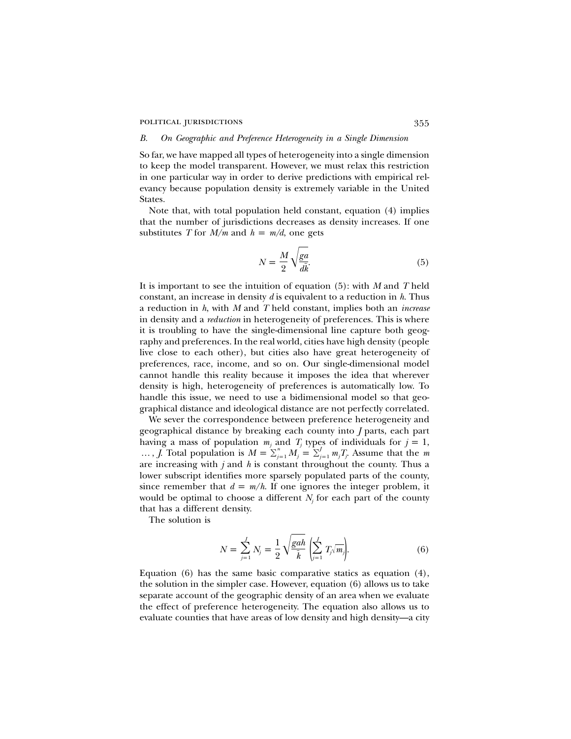### *B. On Geographic and Preference Heterogeneity in a Single Dimension*

So far, we have mapped all types of heterogeneity into a single dimension to keep the model transparent. However, we must relax this restriction in one particular way in order to derive predictions with empirical relevancy because population density is extremely variable in the United States.

Note that, with total population held constant, equation (4) implies that the number of jurisdictions decreases as density increases. If one substitutes $T$ for $M/m$ and $h = m/d$, one gets

$$N = \frac{M}{2}\sqrt{\frac{ga}{d\bar{k}}}. \tag{5}$$

It is important to see the intuition of equation (5): with $M$ and $T$ held constant, an increase in density $d$ is equivalent to a reduction in $h$. Thus a reduction in $h$, with $M$ and $T$ held constant, implies both an *increase* in density and a *reduction* in heterogeneity of preferences. This is where it is troubling to have the single-dimensional line capture both geography and preferences. In the real world, cities have high density (people live close to each other), but cities also have great heterogeneity of preferences, race, income, and so on. Our single-dimensional model cannot handle this reality because it imposes the idea that wherever density is high, heterogeneity of preferences is automatically low. To handle this issue, we need to use a bidimensional model so that geographical distance and ideological distance are not perfectly correlated.

We sever the correspondence between preference heterogeneity and geographical distance by breaking each county into $J$ parts, each part having a mass of population $m_j$ and $T_j$ types of individuals for $j = 1, \ldots, J$. Total population is $M = \sum_{j=1}^{n} M_j = \sum_{j=1}^{J} m_j T_j$. Assume that the $m$ are increasing with $j$ and $h$ is constant throughout the county. Thus a lower subscript identifies more sparsely populated parts of the county, since remember that $d = m/h$. If one ignores the integer problem, it would be optimal to choose a different $N_j$ for each part of the county that has a different density.

The solution is

$$N = \sum_{j=1}^{J} N_j = \frac{1}{2}\sqrt{\frac{gah}{\bar{k}}}\left(\sum_{j=1}^{J} T_j\sqrt{m_j}\right). \tag{6}$$

Equation (6) has the same basic comparative statics as equation (4), the solution in the simpler case. However, equation (6) allows us to take separate account of the geographic density of an area when we evaluate the effect of preference heterogeneity. The equation also allows us to evaluate counties that have areas of low density and high density—a city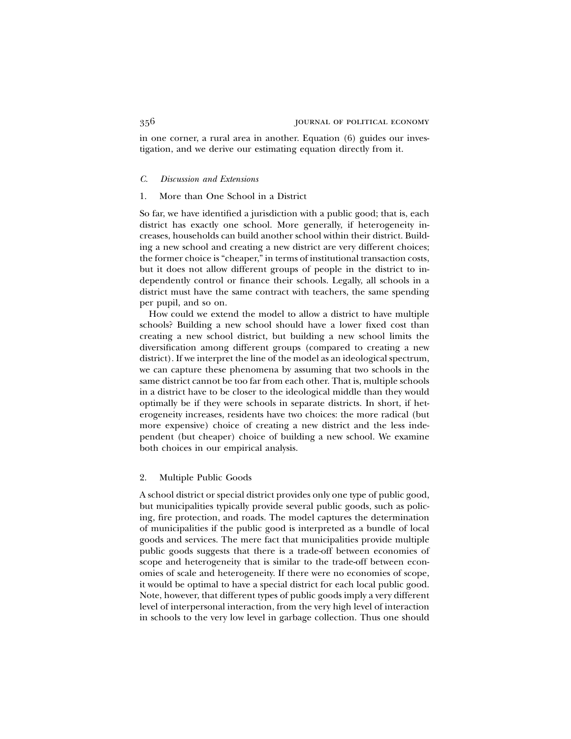in one corner, a rural area in another. Equation (6) guides our investigation, and we derive our estimating equation directly from it.

### *C. Discussion and Extensions*

#### 1. More than One School in a District

So far, we have identified a jurisdiction with a public good; that is, each district has exactly one school. More generally, if heterogeneity increases, households can build another school within their district. Building a new school and creating a new district are very different choices; the former choice is "cheaper," in terms of institutional transaction costs, but it does not allow different groups of people in the district to independently control or finance their schools. Legally, all schools in a district must have the same contract with teachers, the same spending per pupil, and so on.

How could we extend the model to allow a district to have multiple schools? Building a new school should have a lower fixed cost than creating a new school district, but building a new school limits the diversification among different groups (compared to creating a new district). If we interpret the line of the model as an ideological spectrum, we can capture these phenomena by assuming that two schools in the same district cannot be too far from each other. That is, multiple schools in a district have to be closer to the ideological middle than they would optimally be if they were schools in separate districts. In short, if heterogeneity increases, residents have two choices: the more radical (but more expensive) choice of creating a new district and the less independent (but cheaper) choice of building a new school. We examine both choices in our empirical analysis.

#### 2. Multiple Public Goods

A school district or special district provides only one type of public good, but municipalities typically provide several public goods, such as policing, fire protection, and roads. The model captures the determination of municipalities if the public good is interpreted as a bundle of local goods and services. The mere fact that municipalities provide multiple public goods suggests that there is a trade-off between economies of scope and heterogeneity that is similar to the trade-off between economies of scale and heterogeneity. If there were no economies of scope, it would be optimal to have a special district for each local public good. Note, however, that different types of public goods imply a very different level of interpersonal interaction, from the very high level of interaction in schools to the very low level in garbage collection. Thus one should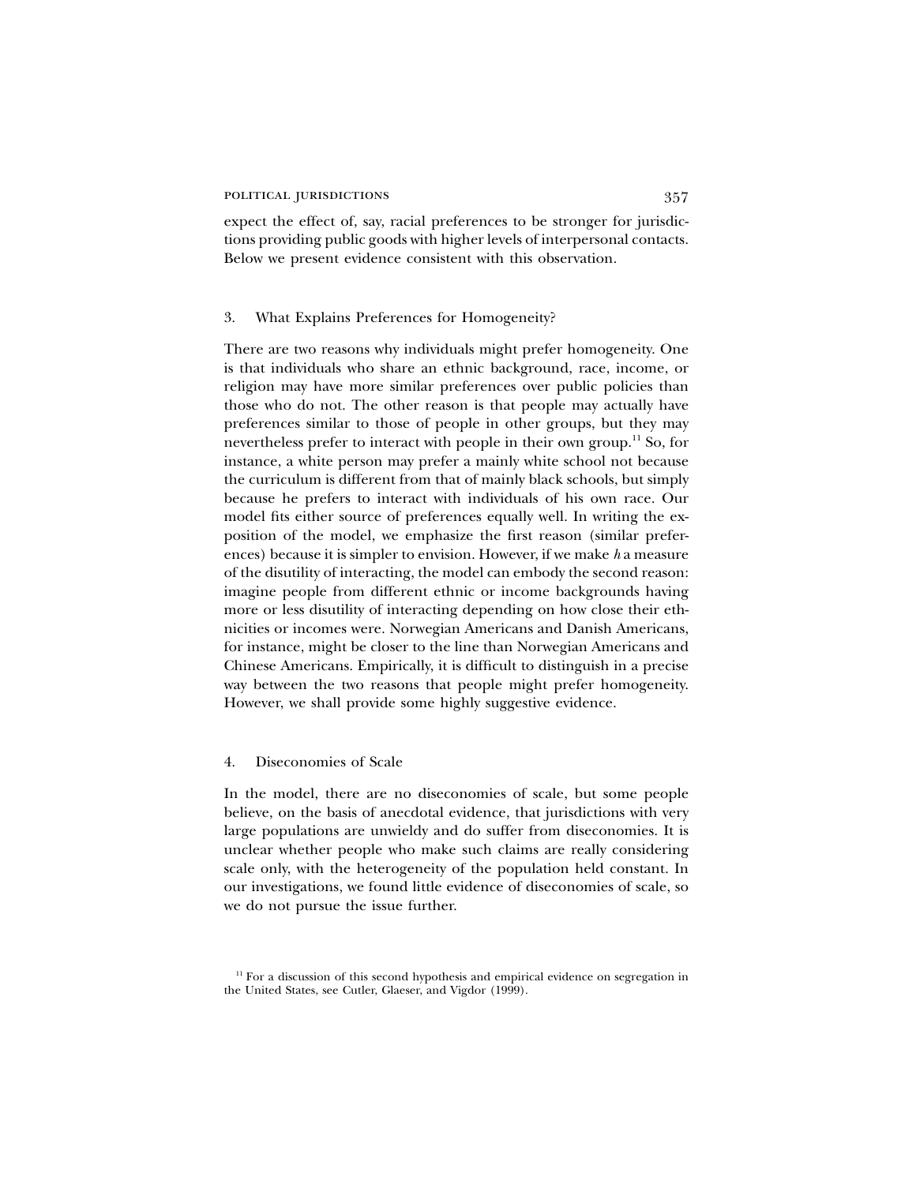expect the effect of, say, racial preferences to be stronger for jurisdictions providing public goods with higher levels of interpersonal contacts. Below we present evidence consistent with this observation.

### 3. What Explains Preferences for Homogeneity?

There are two reasons why individuals might prefer homogeneity. One is that individuals who share an ethnic background, race, income, or religion may have more similar preferences over public policies than those who do not. The other reason is that people may actually have preferences similar to those of people in other groups, but they may nevertheless prefer to interact with people in their own group.[11] So, for instance, a white person may prefer a mainly white school not because the curriculum is different from that of mainly black schools, but simply because he prefers to interact with individuals of his own race. Our model fits either source of preferences equally well. In writing the exposition of the model, we emphasize the first reason (similar preferences) because it is simpler to envision. However, if we make $h$ a measure of the disutility of interacting, the model can embody the second reason: imagine people from different ethnic or income backgrounds having more or less disutility of interacting depending on how close their ethnicities or incomes were. Norwegian Americans and Danish Americans, for instance, might be closer to the line than Norwegian Americans and Chinese Americans. Empirically, it is difficult to distinguish in a precise way between the two reasons that people might prefer homogeneity. However, we shall provide some highly suggestive evidence.

### 4. Diseconomies of Scale

In the model, there are no diseconomies of scale, but some people believe, on the basis of anecdotal evidence, that jurisdictions with very large populations are unwieldy and do suffer from diseconomies. It is unclear whether people who make such claims are really considering scale only, with the heterogeneity of the population held constant. In our investigations, we found little evidence of diseconomies of scale, so we do not pursue the issue further.

[11] For a discussion of this second hypothesis and empirical evidence on segregation in the United States, see Cutler, Glaeser, and Vigdor (1999).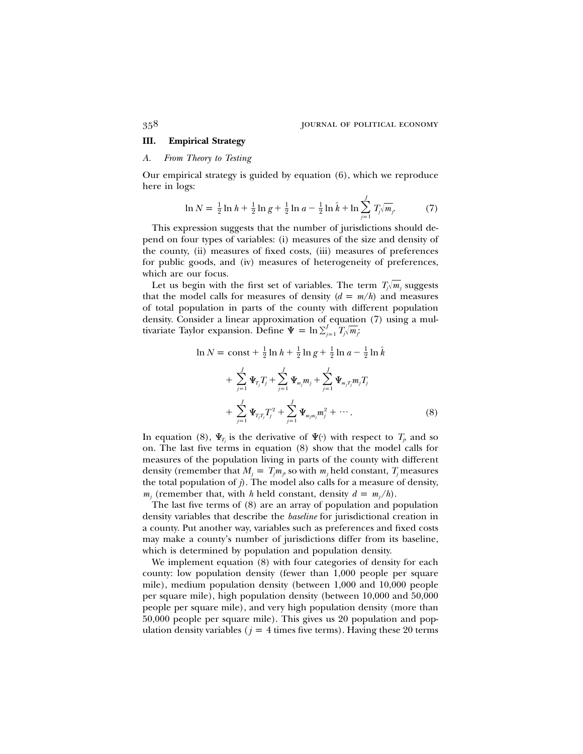## III. Empirical Strategy

### *A. From Theory to Testing*

Our empirical strategy is guided by equation (6), which we reproduce here in logs:

$$\ln N = \tfrac{1}{2}\ln h + \tfrac{1}{2}\ln g + \tfrac{1}{2}\ln a - \tfrac{1}{2}\ln \bar{k} + \ln \sum_{j=1}^{J} T_j\sqrt{m_j}. \tag{7}$$

This expression suggests that the number of jurisdictions should depend on four types of variables: (i) measures of the size and density of the county, (ii) measures of fixed costs, (iii) measures of preferences for public goods, and (iv) measures of heterogeneity of preferences, which are our focus.

Let us begin with the first set of variables. The term $T_j\sqrt{m_j}$ suggests that the model calls for measures of density ($d = m/h$) and measures of total population in parts of the county with different population density. Consider a linear approximation of equation (7) using a multivariate Taylor expansion. Define $\Psi = \ln\sum_{j=1}^{J} T_j\sqrt{m_j}$:

$$\begin{aligned}\ln N = {} & \text{const} + \tfrac{1}{2}\ln h + \tfrac{1}{2}\ln g + \tfrac{1}{2}\ln a - \tfrac{1}{2}\ln \bar{k} \\ & + \sum_{j=1}^{J}\Psi_{T_j}T_j + \sum_{j=1}^{J}\Psi_{m_j}m_j + \sum_{j=1}^{J}\Psi_{m_jT_j}m_jT_j \\ & + \sum_{j=1}^{J}\Psi_{T_jT_j}T_j^2 + \sum_{j=1}^{J}\Psi_{m_jm_j}m_j^2 + \cdots .\end{aligned} \tag{8}$$

In equation (8), $\Psi_{T_j}$ is the derivative of $\Psi(\cdot)$ with respect to $T_j$, and so on. The last five terms in equation (8) show that the model calls for measures of the population living in parts of the county with different density (remember that $M_j = T_j m_j$, so with $m_j$ held constant, $T_j$ measures the total population of $j$). The model also calls for a measure of density, $m_j$ (remember that, with $h$ held constant, density $d = m_j/h$).

The last five terms of (8) are an array of population and population density variables that describe the *baseline* for jurisdictional creation in a county. Put another way, variables such as preferences and fixed costs may make a county's number of jurisdictions differ from its baseline, which is determined by population and population density.

We implement equation (8) with four categories of density for each county: low population density (fewer than 1,000 people per square mile), medium population density (between 1,000 and 10,000 people per square mile), high population density (between 10,000 and 50,000 people per square mile), and very high population density (more than 50,000 people per square mile). This gives us 20 population and population density variables ($j = 4$ times five terms). Having these 20 terms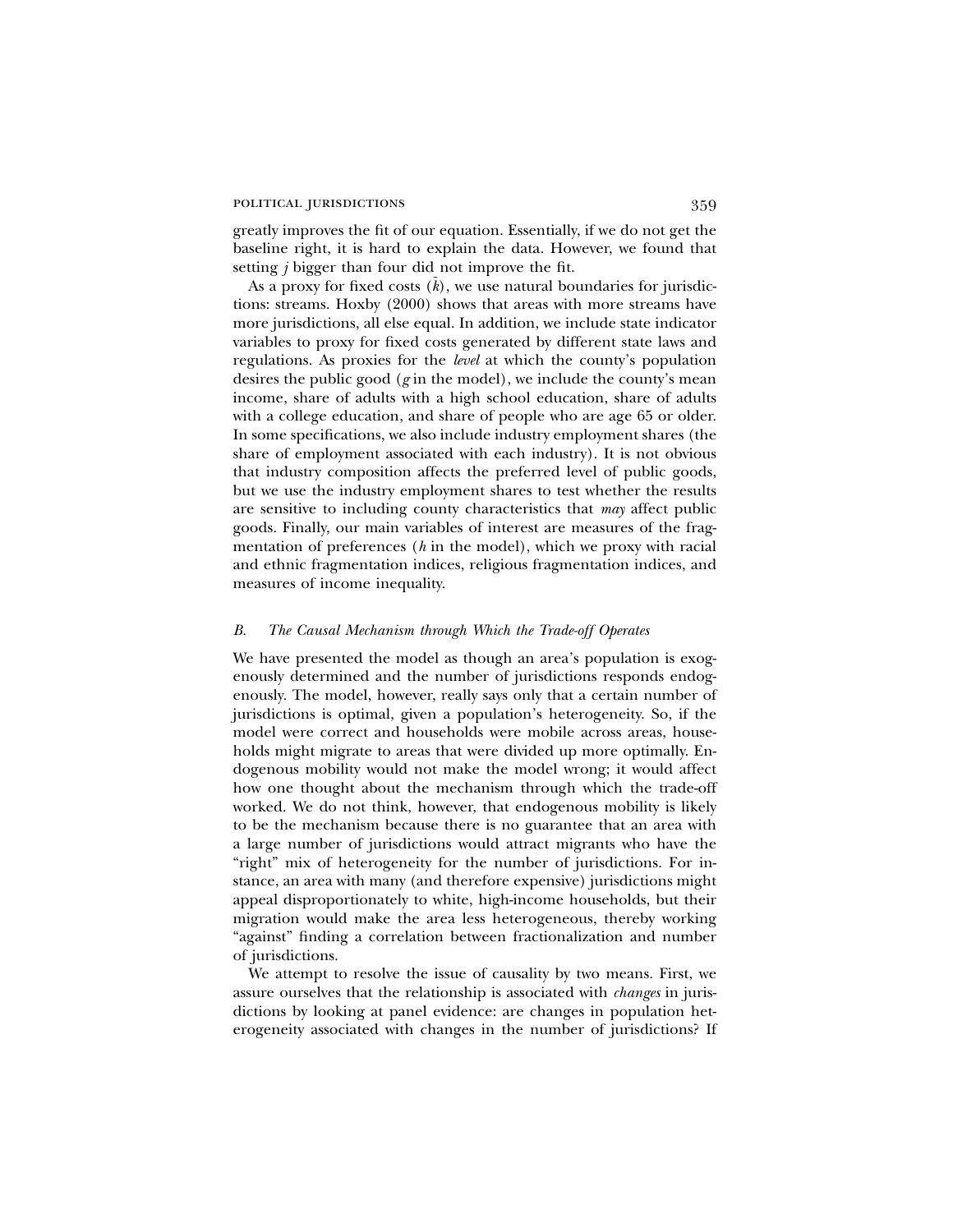greatly improves the fit of our equation. Essentially, if we do not get the baseline right, it is hard to explain the data. However, we found that setting $j$ bigger than four did not improve the fit.

As a proxy for fixed costs ($\bar{k}$), we use natural boundaries for jurisdictions: streams. Hoxby (2000) shows that areas with more streams have more jurisdictions, all else equal. In addition, we include state indicator variables to proxy for fixed costs generated by different state laws and regulations. As proxies for the *level* at which the county's population desires the public good ($g$ in the model), we include the county's mean income, share of adults with a high school education, share of adults with a college education, and share of people who are age 65 or older. In some specifications, we also include industry employment shares (the share of employment associated with each industry). It is not obvious that industry composition affects the preferred level of public goods, but we use the industry employment shares to test whether the results are sensitive to including county characteristics that *may* affect public goods. Finally, our main variables of interest are measures of the fragmentation of preferences ($h$ in the model), which we proxy with racial and ethnic fragmentation indices, religious fragmentation indices, and measures of income inequality.

### *B. The Causal Mechanism through Which the Trade-off Operates*

We have presented the model as though an area's population is exogenously determined and the number of jurisdictions responds endogenously. The model, however, really says only that a certain number of jurisdictions is optimal, given a population's heterogeneity. So, if the model were correct and households were mobile across areas, households might migrate to areas that were divided up more optimally. Endogenous mobility would not make the model wrong; it would affect how one thought about the mechanism through which the trade-off worked. We do not think, however, that endogenous mobility is likely to be the mechanism because there is no guarantee that an area with a large number of jurisdictions would attract migrants who have the "right" mix of heterogeneity for the number of jurisdictions. For instance, an area with many (and therefore expensive) jurisdictions might appeal disproportionately to white, high-income households, but their migration would make the area less heterogeneous, thereby working "against" finding a correlation between fractionalization and number of jurisdictions.

We attempt to resolve the issue of causality by two means. First, we assure ourselves that the relationship is associated with *changes* in jurisdictions by looking at panel evidence: are changes in population heterogeneity associated with changes in the number of jurisdictions? If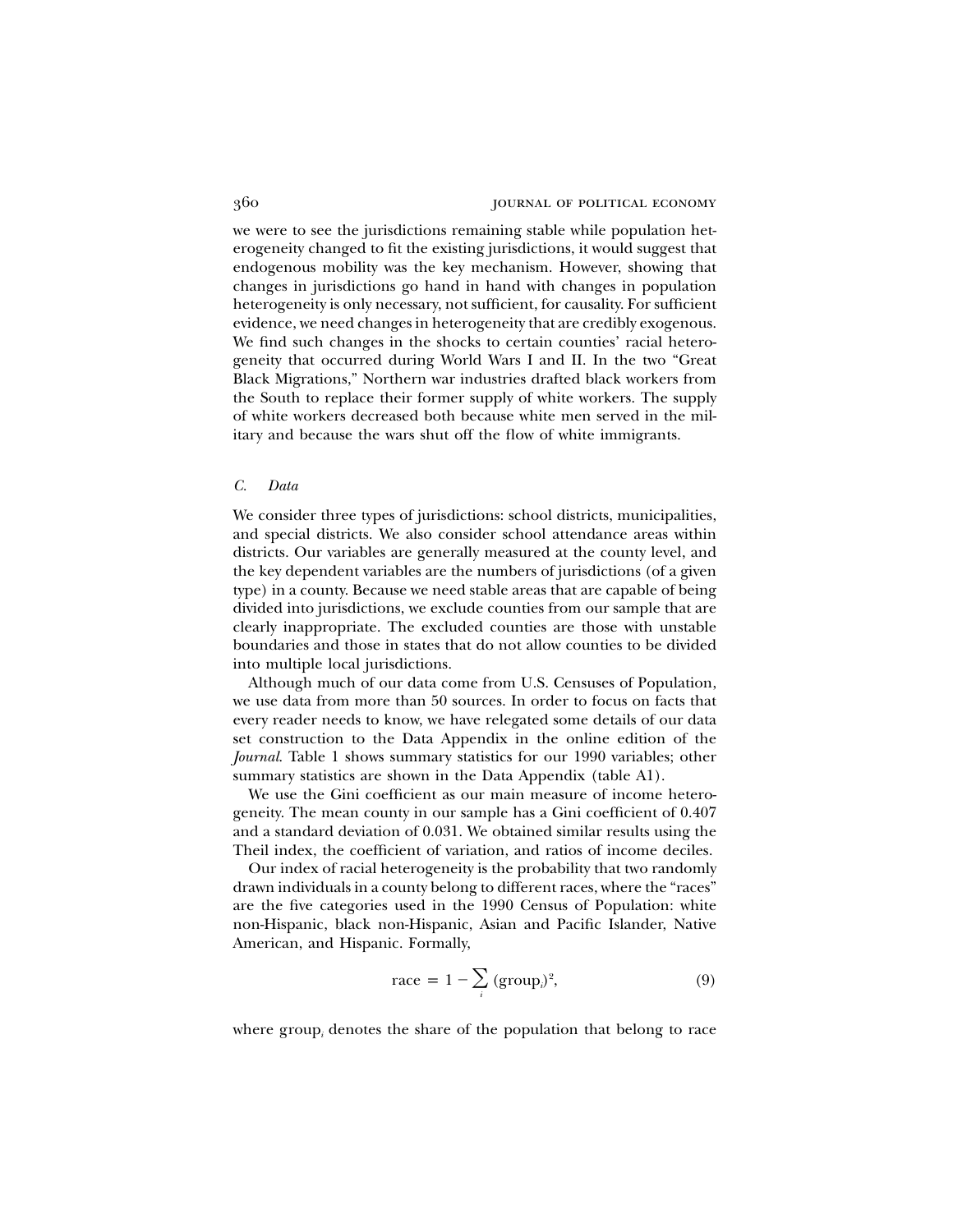we were to see the jurisdictions remaining stable while population heterogeneity changed to fit the existing jurisdictions, it would suggest that endogenous mobility was the key mechanism. However, showing that changes in jurisdictions go hand in hand with changes in population heterogeneity is only necessary, not sufficient, for causality. For sufficient evidence, we need changes in heterogeneity that are credibly exogenous. We find such changes in the shocks to certain counties' racial heterogeneity that occurred during World Wars I and II. In the two "Great Black Migrations," Northern war industries drafted black workers from the South to replace their former supply of white workers. The supply of white workers decreased both because white men served in the military and because the wars shut off the flow of white immigrants.

### *C. Data*

We consider three types of jurisdictions: school districts, municipalities, and special districts. We also consider school attendance areas within districts. Our variables are generally measured at the county level, and the key dependent variables are the numbers of jurisdictions (of a given type) in a county. Because we need stable areas that are capable of being divided into jurisdictions, we exclude counties from our sample that are clearly inappropriate. The excluded counties are those with unstable boundaries and those in states that do not allow counties to be divided into multiple local jurisdictions.

Although much of our data come from U.S. Censuses of Population, we use data from more than 50 sources. In order to focus on facts that every reader needs to know, we have relegated some details of our data set construction to the Data Appendix in the online edition of the *Journal*. Table 1 shows summary statistics for our 1990 variables; other summary statistics are shown in the Data Appendix (table A1).

We use the Gini coefficient as our main measure of income heterogeneity. The mean county in our sample has a Gini coefficient of 0.407 and a standard deviation of 0.031. We obtained similar results using the Theil index, the coefficient of variation, and ratios of income deciles.

Our index of racial heterogeneity is the probability that two randomly drawn individuals in a county belong to different races, where the "races" are the five categories used in the 1990 Census of Population: white non-Hispanic, black non-Hispanic, Asian and Pacific Islander, Native American, and Hispanic. Formally,

$$\text{race} = 1 - \sum_i (\text{group}_i)^2, \tag{9}$$

where $\text{group}_i$ denotes the share of the population that belong to race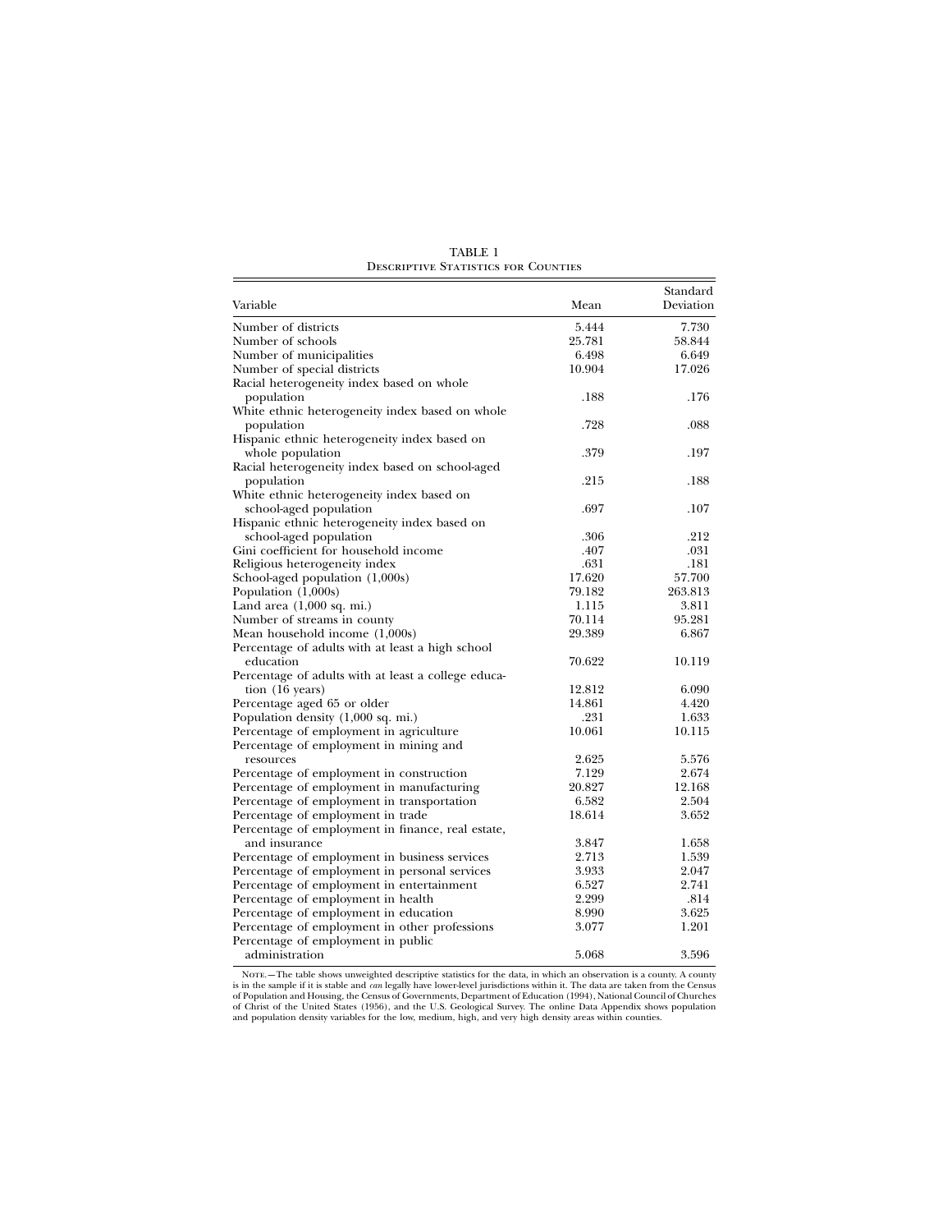TABLE 1
Descriptive Statistics for Counties

| Variable | Mean | Standard Deviation |
|---|---|---|
| Number of districts | 5.444 | 7.730 |
| Number of schools | 25.781 | 58.844 |
| Number of municipalities | 6.498 | 6.649 |
| Number of special districts | 10.904 | 17.026 |
| Racial heterogeneity index based on whole population | .188 | .176 |
| White ethnic heterogeneity index based on whole population | .728 | .088 |
| Hispanic ethnic heterogeneity index based on whole population | .379 | .197 |
| Racial heterogeneity index based on school-aged population | .215 | .188 |
| White ethnic heterogeneity index based on school-aged population | .697 | .107 |
| Hispanic ethnic heterogeneity index based on school-aged population | .306 | .212 |
| Gini coefficient for household income | .407 | .031 |
| Religious heterogeneity index | .631 | .181 |
| School-aged population (1,000s) | 17.620 | 57.700 |
| Population (1,000s) | 79.182 | 263.813 |
| Land area (1,000 sq. mi.) | 1.115 | 3.811 |
| Number of streams in county | 70.114 | 95.281 |
| Mean household income (1,000s) | 29.389 | 6.867 |
| Percentage of adults with at least a high school education | 70.622 | 10.119 |
| Percentage of adults with at least a college education (16 years) | 12.812 | 6.090 |
| Percentage aged 65 or older | 14.861 | 4.420 |
| Population density (1,000 sq. mi.) | .231 | 1.633 |
| Percentage of employment in agriculture | 10.061 | 10.115 |
| Percentage of employment in mining and resources | 2.625 | 5.576 |
| Percentage of employment in construction | 7.129 | 2.674 |
| Percentage of employment in manufacturing | 20.827 | 12.168 |
| Percentage of employment in transportation | 6.582 | 2.504 |
| Percentage of employment in trade | 18.614 | 3.652 |
| Percentage of employment in finance, real estate, and insurance | 3.847 | 1.658 |
| Percentage of employment in business services | 2.713 | 1.539 |
| Percentage of employment in personal services | 3.933 | 2.047 |
| Percentage of employment in entertainment | 6.527 | 2.741 |
| Percentage of employment in health | 2.299 | .814 |
| Percentage of employment in education | 8.990 | 3.625 |
| Percentage of employment in other professions | 3.077 | 1.201 |
| Percentage of employment in public administration | 5.068 | 3.596 |

Note.—The table shows unweighted descriptive statistics for the data, in which an observation is a county. A county is in the sample if it is stable and *can* legally have lower-level jurisdictions within it. The data are taken from the Census of Population and Housing, the Census of Governments, Department of Education (1994), National Council of Churches of Christ of the United States (1956), and the U.S. Geological Survey. The online Data Appendix shows population and population density variables for the low, medium, high, and very high density areas within counties.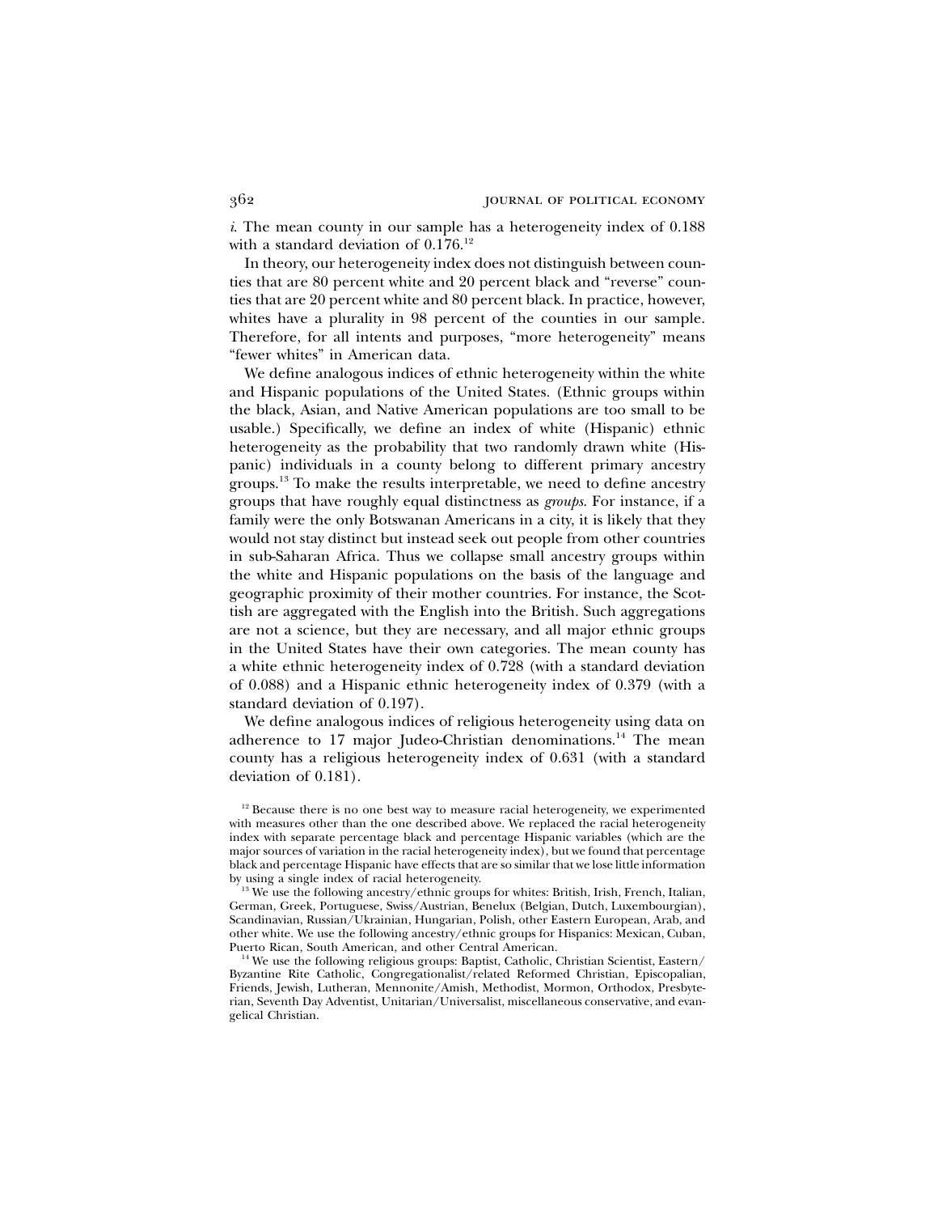*i*. The mean county in our sample has a heterogeneity index of 0.188 with a standard deviation of 0.176.[12]

In theory, our heterogeneity index does not distinguish between counties that are 80 percent white and 20 percent black and "reverse" counties that are 20 percent white and 80 percent black. In practice, however, whites have a plurality in 98 percent of the counties in our sample. Therefore, for all intents and purposes, "more heterogeneity" means "fewer whites" in American data.

We define analogous indices of ethnic heterogeneity within the white and Hispanic populations of the United States. (Ethnic groups within the black, Asian, and Native American populations are too small to be usable.) Specifically, we define an index of white (Hispanic) ethnic heterogeneity as the probability that two randomly drawn white (Hispanic) individuals in a county belong to different primary ancestry groups.[13] To make the results interpretable, we need to define ancestry groups that have roughly equal distinctness as *groups*. For instance, if a family were the only Botswanan Americans in a city, it is likely that they would not stay distinct but instead seek out people from other countries in sub-Saharan Africa. Thus we collapse small ancestry groups within the white and Hispanic populations on the basis of the language and geographic proximity of their mother countries. For instance, the Scottish are aggregated with the English into the British. Such aggregations are not a science, but they are necessary, and all major ethnic groups in the United States have their own categories. The mean county has a white ethnic heterogeneity index of 0.728 (with a standard deviation of 0.088) and a Hispanic ethnic heterogeneity index of 0.379 (with a standard deviation of 0.197).

We define analogous indices of religious heterogeneity using data on adherence to 17 major Judeo-Christian denominations.[14] The mean county has a religious heterogeneity index of 0.631 (with a standard deviation of 0.181).

[12] Because there is no one best way to measure racial heterogeneity, we experimented with measures other than the one described above. We replaced the racial heterogeneity index with separate percentage black and percentage Hispanic variables (which are the major sources of variation in the racial heterogeneity index), but we found that percentage black and percentage Hispanic have effects that are so similar that we lose little information by using a single index of racial heterogeneity.

[13] We use the following ancestry/ethnic groups for whites: British, Irish, French, Italian, German, Greek, Portuguese, Swiss/Austrian, Benelux (Belgian, Dutch, Luxembourgian), Scandinavian, Russian/Ukrainian, Hungarian, Polish, other Eastern European, Arab, and other white. We use the following ancestry/ethnic groups for Hispanics: Mexican, Cuban, Puerto Rican, South American, and other Central American.

[14] We use the following religious groups: Baptist, Catholic, Christian Scientist, Eastern/Byzantine Rite Catholic, Congregationalist/related Reformed Christian, Episcopalian, Friends, Jewish, Lutheran, Mennonite/Amish, Methodist, Mormon, Orthodox, Presbyterian, Seventh Day Adventist, Unitarian/Universalist, miscellaneous conservative, and evangelical Christian.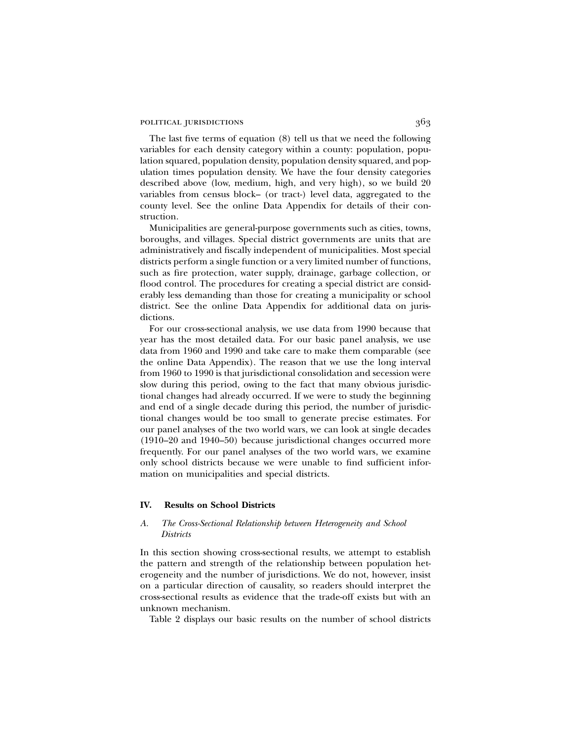The last five terms of equation (8) tell us that we need the following variables for each density category within a county: population, population squared, population density, population density squared, and population times population density. We have the four density categories described above (low, medium, high, and very high), so we build 20 variables from census block– (or tract-) level data, aggregated to the county level. See the online Data Appendix for details of their construction.

Municipalities are general-purpose governments such as cities, towns, boroughs, and villages. Special district governments are units that are administratively and fiscally independent of municipalities. Most special districts perform a single function or a very limited number of functions, such as fire protection, water supply, drainage, garbage collection, or flood control. The procedures for creating a special district are considerably less demanding than those for creating a municipality or school district. See the online Data Appendix for additional data on jurisdictions.

For our cross-sectional analysis, we use data from 1990 because that year has the most detailed data. For our basic panel analysis, we use data from 1960 and 1990 and take care to make them comparable (see the online Data Appendix). The reason that we use the long interval from 1960 to 1990 is that jurisdictional consolidation and secession were slow during this period, owing to the fact that many obvious jurisdictional changes had already occurred. If we were to study the beginning and end of a single decade during this period, the number of jurisdictional changes would be too small to generate precise estimates. For our panel analyses of the two world wars, we can look at single decades (1910–20 and 1940–50) because jurisdictional changes occurred more frequently. For our panel analyses of the two world wars, we examine only school districts because we were unable to find sufficient information on municipalities and special districts.

## IV. Results on School Districts

### *A. The Cross-Sectional Relationship between Heterogeneity and School Districts*

In this section showing cross-sectional results, we attempt to establish the pattern and strength of the relationship between population heterogeneity and the number of jurisdictions. We do not, however, insist on a particular direction of causality, so readers should interpret the cross-sectional results as evidence that the trade-off exists but with an unknown mechanism.

Table 2 displays our basic results on the number of school districts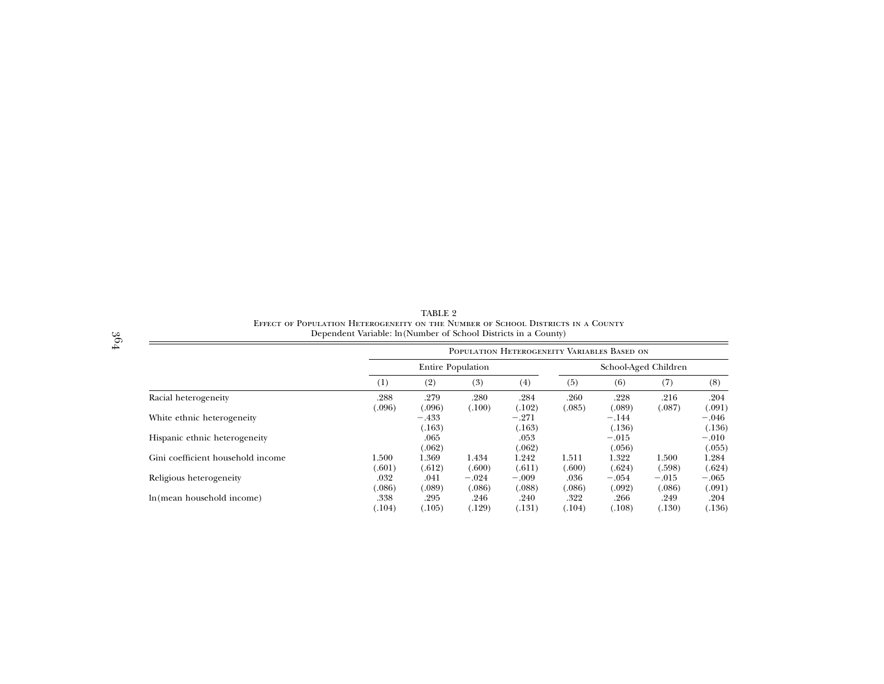TABLE 2

Effect of Population Heterogeneity on the Number of School Districts in a County

Dependent Variable: ln(Number of School Districts in a County)

| | Population Heterogeneity Variables Based on | | | | | | | |
|---|---|---|---|---|---|---|---|---|
| | Entire Population | | | | School-Aged Children | | | |
| | (1) | (2) | (3) | (4) | (5) | (6) | (7) | (8) |
| Racial heterogeneity | .288 | .279 | .280 | .284 | .260 | .228 | .216 | .204 |
| | (.096) | (.096) | (.100) | (.102) | (.085) | (.089) | (.087) | (.091) |
| White ethnic heterogeneity | | −.433 | | −.271 | | −.144 | | −.046 |
| | | (.163) | | (.163) | | (.136) | | (.136) |
| Hispanic ethnic heterogeneity | | .065 | | .053 | | −.015 | | −.010 |
| | | (.062) | | (.062) | | (.056) | | (.055) |
| Gini coefficient household income | 1.500 | 1.369 | 1.434 | 1.242 | 1.511 | 1.322 | 1.500 | 1.284 |
| | (.601) | (.612) | (.600) | (.611) | (.600) | (.624) | (.598) | (.624) |
| Religious heterogeneity | .032 | .041 | −.024 | −.009 | .036 | −.054 | −.015 | −.065 |
| | (.086) | (.089) | (.086) | (.088) | (.086) | (.092) | (.086) | (.091) |
| ln(mean household income) | .338 | .295 | .246 | .240 | .322 | .266 | .249 | .204 |
| | (.104) | (.105) | (.129) | (.131) | (.104) | (.108) | (.130) | (.136) |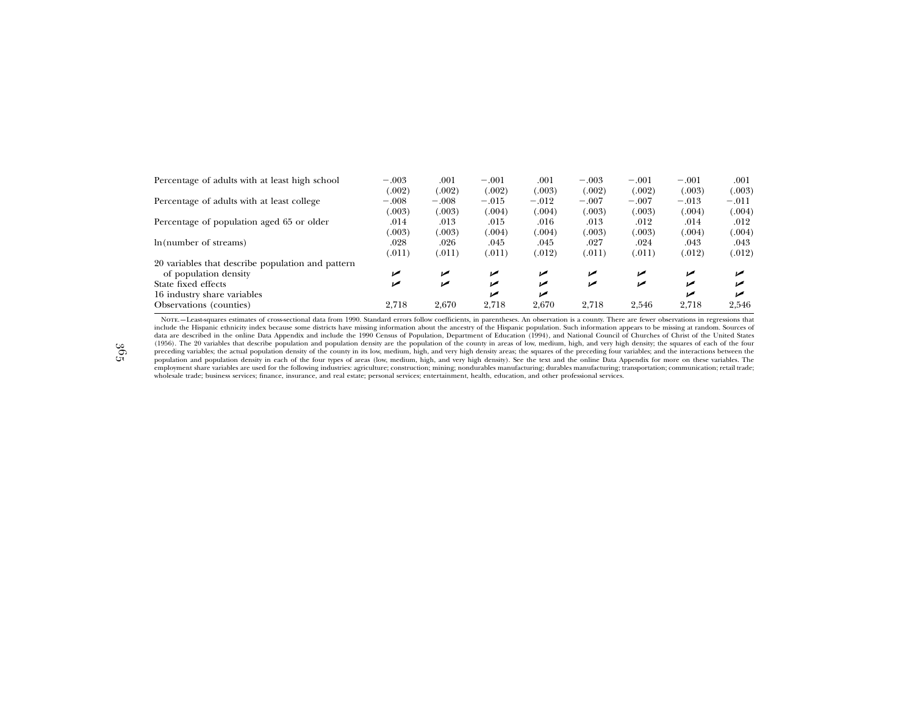| | (1) | (2) | (3) | (4) | (5) | (6) | (7) | (8) |
|---|---|---|---|---|---|---|---|---|
| Percentage of adults with at least high school | −.003 | .001 | −.001 | .001 | −.003 | −.001 | −.001 | .001 |
| | (.002) | (.002) | (.002) | (.003) | (.002) | (.002) | (.003) | (.003) |
| Percentage of adults with at least college | −.008 | −.008 | −.015 | −.012 | −.007 | −.007 | −.013 | −.011 |
| | (.003) | (.003) | (.004) | (.004) | (.003) | (.003) | (.004) | (.004) |
| Percentage of population aged 65 or older | .014 | .013 | .015 | .016 | .013 | .012 | .014 | .012 |
| | (.003) | (.003) | (.004) | (.004) | (.003) | (.003) | (.004) | (.004) |
| ln(number of streams) | .028 | .026 | .045 | .045 | .027 | .024 | .043 | .043 |
| | (.011) | (.011) | (.011) | (.012) | (.011) | (.011) | (.012) | (.012) |
| 20 variables that describe population and pattern of population density | ✓ | ✓ | ✓ | ✓ | ✓ | ✓ | ✓ | ✓ |
| State fixed effects | ✓ | ✓ | ✓ | ✓ | ✓ | ✓ | ✓ | ✓ |
| 16 industry share variables | | | ✓ | ✓ | | | ✓ | ✓ |
| Observations (counties) | 2,718 | 2,670 | 2,718 | 2,670 | 2,718 | 2,546 | 2,718 | 2,546 |

Note.—Least-squares estimates of cross-sectional data from 1990. Standard errors follow coefficients, in parentheses. An observation is a county. There are fewer observations in regressions that include the Hispanic ethnicity index because some districts have missing information about the ancestry of the Hispanic population. Such information appears to be missing at random. Sources of data are described in the online Data Appendix and include the 1990 Census of Population, Department of Education (1994), and National Council of Churches of Christ of the United States (1956). The 20 variables that describe population and population density are the population of the county in areas of low, medium, high, and very high density; the squares of each of the four preceding variables; the actual population density of the county in its low, medium, high, and very high density areas; the squares of the preceding four variables; and the interactions between the population and population density in each of the four types of areas (low, medium, high, and very high density). See the text and the online Data Appendix for more on these variables. The employment share variables are used for the following industries: agriculture; construction; mining; nondurables manufacturing; durables manufacturing; transportation; communication; retail trade; wholesale trade; business services; finance, insurance, and real estate; personal services; entertainment, health, education, and other professional services.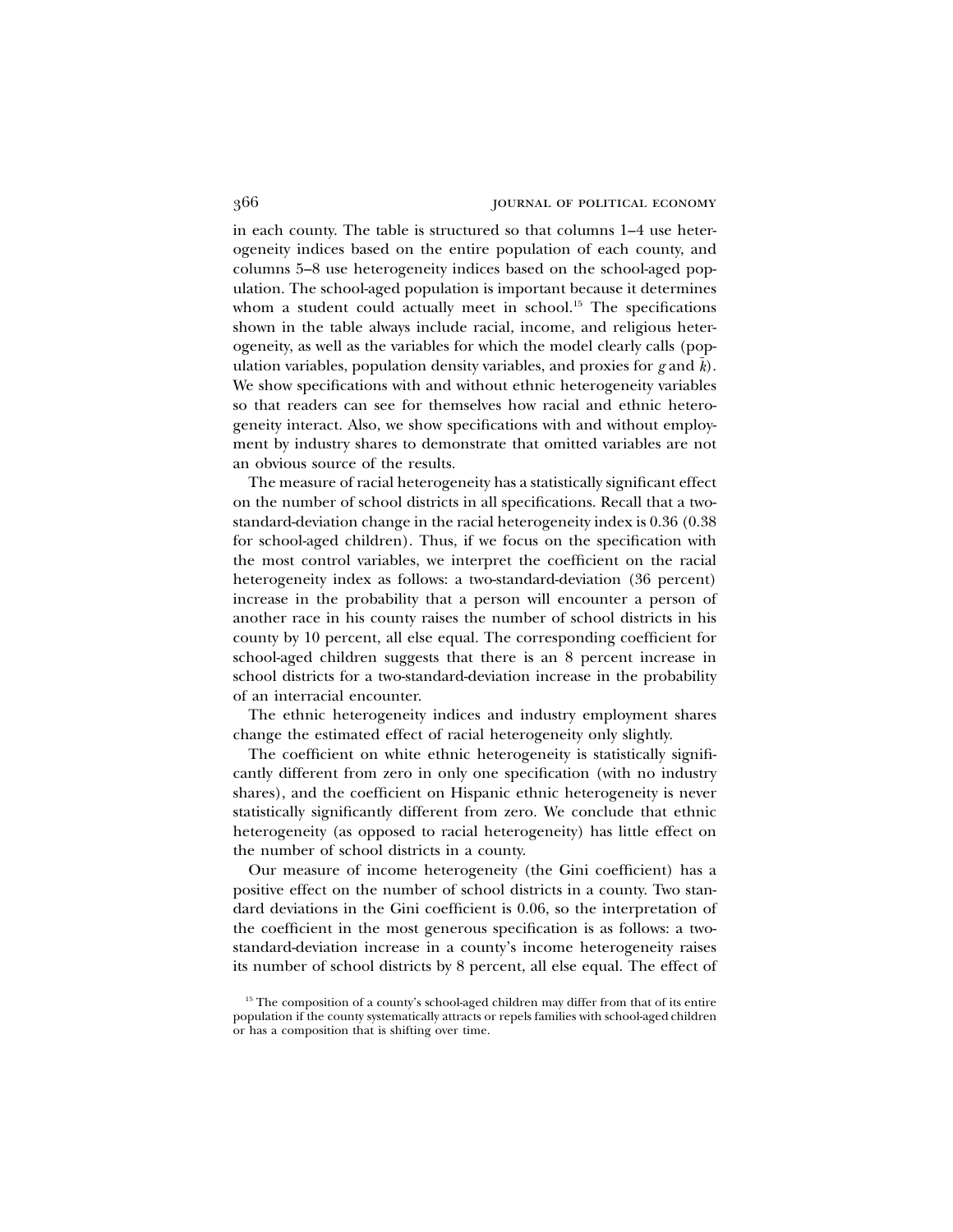in each county. The table is structured so that columns 1–4 use heterogeneity indices based on the entire population of each county, and columns 5–8 use heterogeneity indices based on the school-aged population. The school-aged population is important because it determines whom a student could actually meet in school.[15] The specifications shown in the table always include racial, income, and religious heterogeneity, as well as the variables for which the model clearly calls (population variables, population density variables, and proxies for $g$ and $\bar{k}$). We show specifications with and without ethnic heterogeneity variables so that readers can see for themselves how racial and ethnic heterogeneity interact. Also, we show specifications with and without employment by industry shares to demonstrate that omitted variables are not an obvious source of the results.

The measure of racial heterogeneity has a statistically significant effect on the number of school districts in all specifications. Recall that a two-standard-deviation change in the racial heterogeneity index is 0.36 (0.38 for school-aged children). Thus, if we focus on the specification with the most control variables, we interpret the coefficient on the racial heterogeneity index as follows: a two-standard-deviation (36 percent) increase in the probability that a person will encounter a person of another race in his county raises the number of school districts in his county by 10 percent, all else equal. The corresponding coefficient for school-aged children suggests that there is an 8 percent increase in school districts for a two-standard-deviation increase in the probability of an interracial encounter.

The ethnic heterogeneity indices and industry employment shares change the estimated effect of racial heterogeneity only slightly.

The coefficient on white ethnic heterogeneity is statistically significantly different from zero in only one specification (with no industry shares), and the coefficient on Hispanic ethnic heterogeneity is never statistically significantly different from zero. We conclude that ethnic heterogeneity (as opposed to racial heterogeneity) has little effect on the number of school districts in a county.

Our measure of income heterogeneity (the Gini coefficient) has a positive effect on the number of school districts in a county. Two standard deviations in the Gini coefficient is 0.06, so the interpretation of the coefficient in the most generous specification is as follows: a two-standard-deviation increase in a county's income heterogeneity raises its number of school districts by 8 percent, all else equal. The effect of

[15] The composition of a county's school-aged children may differ from that of its entire population if the county systematically attracts or repels families with school-aged children or has a composition that is shifting over time.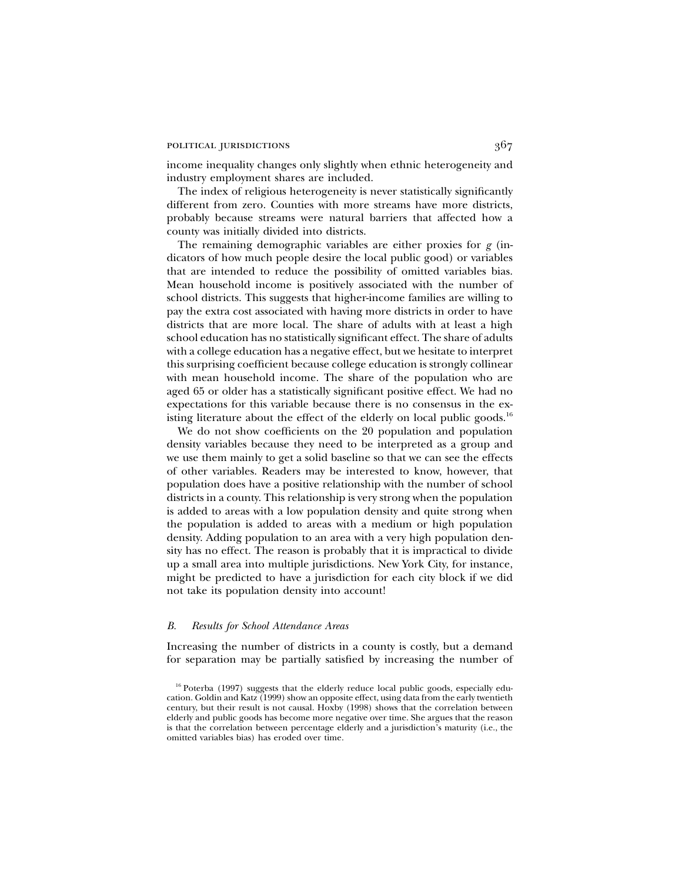income inequality changes only slightly when ethnic heterogeneity and industry employment shares are included.

The index of religious heterogeneity is never statistically significantly different from zero. Counties with more streams have more districts, probably because streams were natural barriers that affected how a county was initially divided into districts.

The remaining demographic variables are either proxies for $g$ (indicators of how much people desire the local public good) or variables that are intended to reduce the possibility of omitted variables bias. Mean household income is positively associated with the number of school districts. This suggests that higher-income families are willing to pay the extra cost associated with having more districts in order to have districts that are more local. The share of adults with at least a high school education has no statistically significant effect. The share of adults with a college education has a negative effect, but we hesitate to interpret this surprising coefficient because college education is strongly collinear with mean household income. The share of the population who are aged 65 or older has a statistically significant positive effect. We had no expectations for this variable because there is no consensus in the existing literature about the effect of the elderly on local public goods.[16]

We do not show coefficients on the 20 population and population density variables because they need to be interpreted as a group and we use them mainly to get a solid baseline so that we can see the effects of other variables. Readers may be interested to know, however, that population does have a positive relationship with the number of school districts in a county. This relationship is very strong when the population is added to areas with a low population density and quite strong when the population is added to areas with a medium or high population density. Adding population to an area with a very high population density has no effect. The reason is probably that it is impractical to divide up a small area into multiple jurisdictions. New York City, for instance, might be predicted to have a jurisdiction for each city block if we did not take its population density into account!

### *B. Results for School Attendance Areas*

Increasing the number of districts in a county is costly, but a demand for separation may be partially satisfied by increasing the number of

[16] Poterba (1997) suggests that the elderly reduce local public goods, especially education. Goldin and Katz (1999) show an opposite effect, using data from the early twentieth century, but their result is not causal. Hoxby (1998) shows that the correlation between elderly and public goods has become more negative over time. She argues that the reason is that the correlation between percentage elderly and a jurisdiction's maturity (i.e., the omitted variables bias) has eroded over time.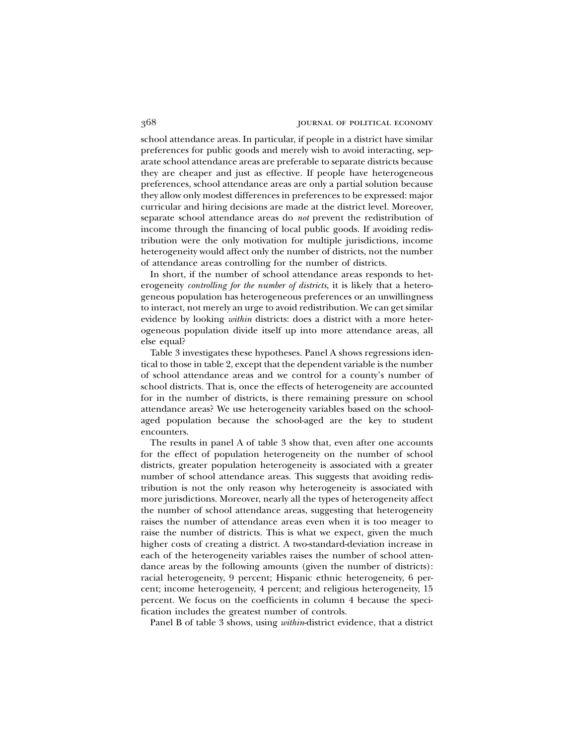school attendance areas. In particular, if people in a district have similar preferences for public goods and merely wish to avoid interacting, separate school attendance areas are preferable to separate districts because they are cheaper and just as effective. If people have heterogeneous preferences, school attendance areas are only a partial solution because they allow only modest differences in preferences to be expressed: major curricular and hiring decisions are made at the district level. Moreover, separate school attendance areas do *not* prevent the redistribution of income through the financing of local public goods. If avoiding redistribution were the only motivation for multiple jurisdictions, income heterogeneity would affect only the number of districts, not the number of attendance areas controlling for the number of districts.

In short, if the number of school attendance areas responds to heterogeneity *controlling for the number of districts*, it is likely that a heterogeneous population has heterogeneous preferences or an unwillingness to interact, not merely an urge to avoid redistribution. We can get similar evidence by looking *within* districts: does a district with a more heterogeneous population divide itself up into more attendance areas, all else equal?

Table 3 investigates these hypotheses. Panel A shows regressions identical to those in table 2, except that the dependent variable is the number of school attendance areas and we control for a county's number of school districts. That is, once the effects of heterogeneity are accounted for in the number of districts, is there remaining pressure on school attendance areas? We use heterogeneity variables based on the school-aged population because the school-aged are the key to student encounters.

The results in panel A of table 3 show that, even after one accounts for the effect of population heterogeneity on the number of school districts, greater population heterogeneity is associated with a greater number of school attendance areas. This suggests that avoiding redistribution is not the only reason why heterogeneity is associated with more jurisdictions. Moreover, nearly all the types of heterogeneity affect the number of school attendance areas, suggesting that heterogeneity raises the number of attendance areas even when it is too meager to raise the number of districts. This is what we expect, given the much higher costs of creating a district. A two-standard-deviation increase in each of the heterogeneity variables raises the number of school attendance areas by the following amounts (given the number of districts): racial heterogeneity, 9 percent; Hispanic ethnic heterogeneity, 6 percent; income heterogeneity, 4 percent; and religious heterogeneity, 15 percent. We focus on the coefficients in column 4 because the specification includes the greatest number of controls.

Panel B of table 3 shows, using *within*-district evidence, that a district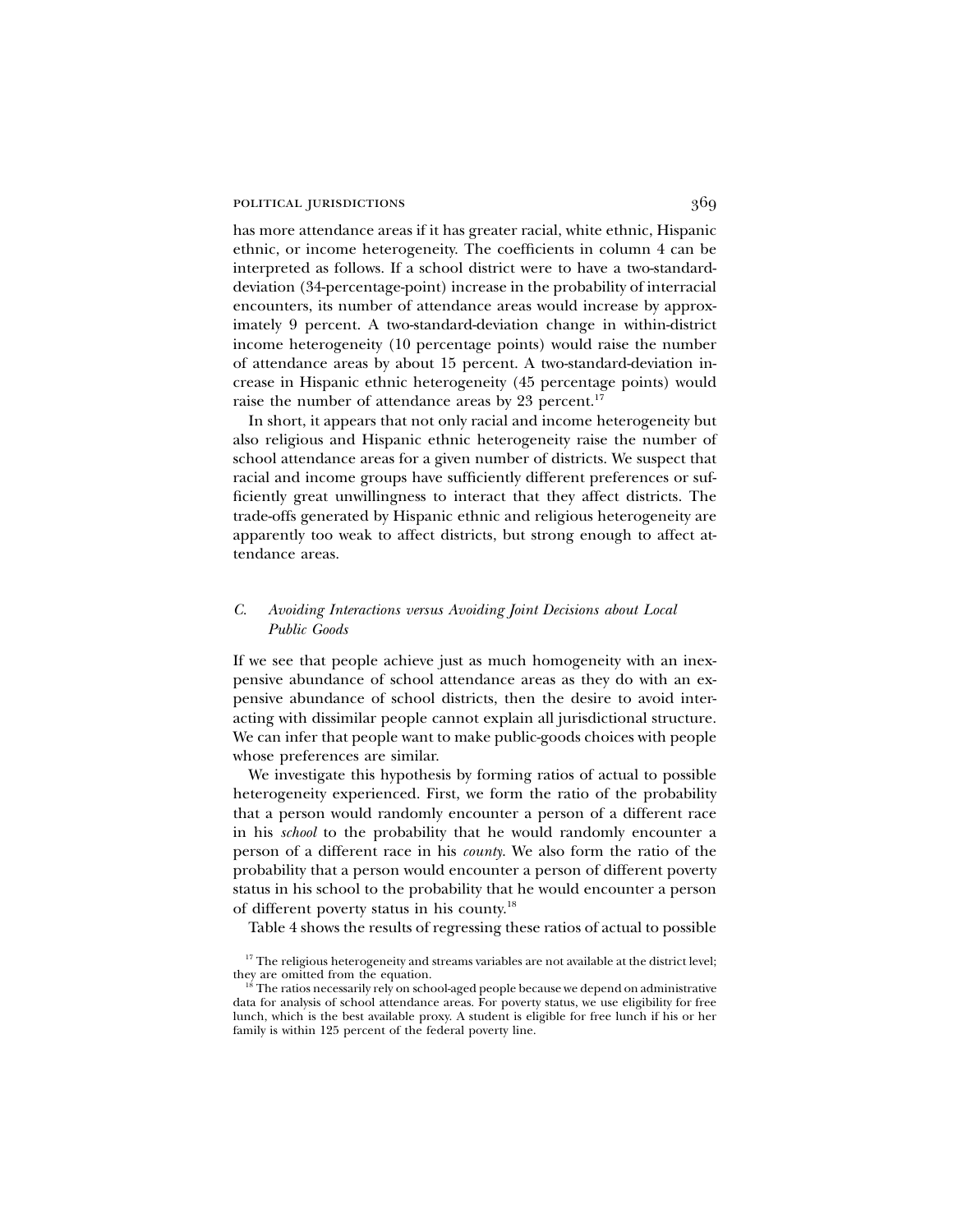has more attendance areas if it has greater racial, white ethnic, Hispanic ethnic, or income heterogeneity. The coefficients in column 4 can be interpreted as follows. If a school district were to have a two-standard-deviation (34-percentage-point) increase in the probability of interracial encounters, its number of attendance areas would increase by approximately 9 percent. A two-standard-deviation change in within-district income heterogeneity (10 percentage points) would raise the number of attendance areas by about 15 percent. A two-standard-deviation increase in Hispanic ethnic heterogeneity (45 percentage points) would raise the number of attendance areas by 23 percent.[17]

In short, it appears that not only racial and income heterogeneity but also religious and Hispanic ethnic heterogeneity raise the number of school attendance areas for a given number of districts. We suspect that racial and income groups have sufficiently different preferences or sufficiently great unwillingness to interact that they affect districts. The trade-offs generated by Hispanic ethnic and religious heterogeneity are apparently too weak to affect districts, but strong enough to affect attendance areas.

### *C. Avoiding Interactions versus Avoiding Joint Decisions about Local Public Goods*

If we see that people achieve just as much homogeneity with an inexpensive abundance of school attendance areas as they do with an expensive abundance of school districts, then the desire to avoid interacting with dissimilar people cannot explain all jurisdictional structure. We can infer that people want to make public-goods choices with people whose preferences are similar.

We investigate this hypothesis by forming ratios of actual to possible heterogeneity experienced. First, we form the ratio of the probability that a person would randomly encounter a person of a different race in his *school* to the probability that he would randomly encounter a person of a different race in his *county*. We also form the ratio of the probability that a person would encounter a person of different poverty status in his school to the probability that he would encounter a person of different poverty status in his county.[18]

Table 4 shows the results of regressing these ratios of actual to possible

[17] The religious heterogeneity and streams variables are not available at the district level; they are omitted from the equation.

[18] The ratios necessarily rely on school-aged people because we depend on administrative data for analysis of school attendance areas. For poverty status, we use eligibility for free lunch, which is the best available proxy. A student is eligible for free lunch if his or her family is within 125 percent of the federal poverty line.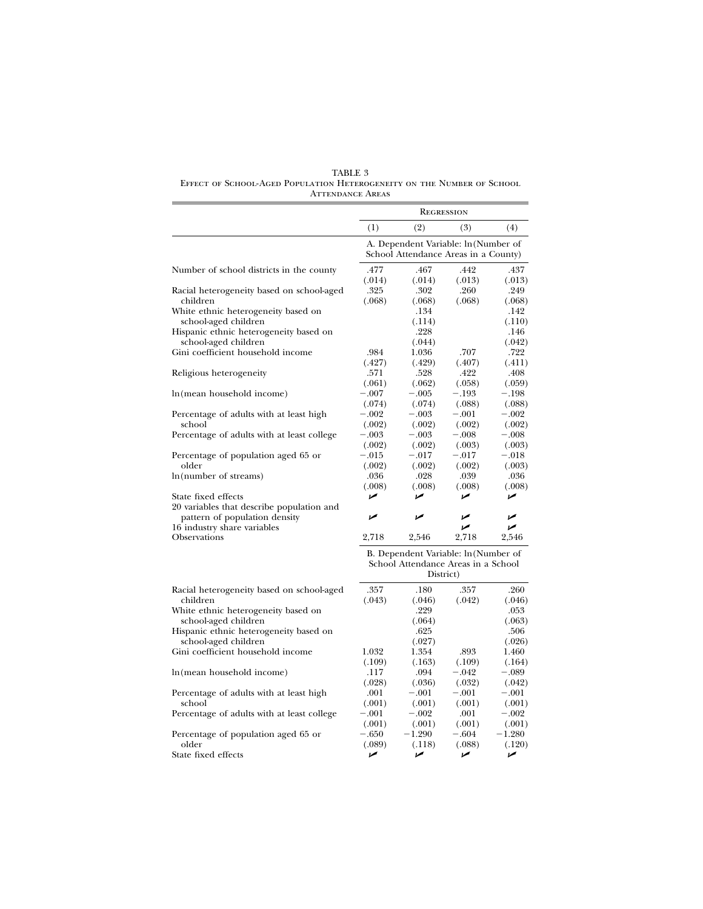TABLE 3
Effect of School-Aged Population Heterogeneity on the Number of School Attendance Areas

| | Regression | | | |
|---|---|---|---|---|
| | (1) | (2) | (3) | (4) |
| | A. Dependent Variable: ln(Number of School Attendance Areas in a County) | | | |
| Number of school districts in the county | .477 | .467 | .442 | .437 |
| | (.014) | (.014) | (.013) | (.013) |
| Racial heterogeneity based on school-aged children | .325 | .302 | .260 | .249 |
| | (.068) | (.068) | (.068) | (.068) |
| White ethnic heterogeneity based on school-aged children | | .134 | | .142 |
| | | (.114) | | (.110) |
| Hispanic ethnic heterogeneity based on school-aged children | | .228 | | .146 |
| | | (.044) | | (.042) |
| Gini coefficient household income | .984 | 1.036 | .707 | .722 |
| | (.427) | (.429) | (.407) | (.411) |
| Religious heterogeneity | .571 | .528 | .422 | .408 |
| | (.061) | (.062) | (.058) | (.059) |
| ln(mean household income) | −.007 | −.005 | −.193 | −.198 |
| | (.074) | (.074) | (.088) | (.088) |
| Percentage of adults with at least high school | −.002 | −.003 | −.001 | −.002 |
| | (.002) | (.002) | (.002) | (.002) |
| Percentage of adults with at least college | −.003 | −.003 | −.008 | −.008 |
| | (.002) | (.002) | (.003) | (.003) |
| Percentage of population aged 65 or older | −.015 | −.017 | −.017 | −.018 |
| | (.002) | (.002) | (.002) | (.003) |
| ln(number of streams) | .036 | .028 | .039 | .036 |
| | (.008) | (.008) | (.008) | (.008) |
| State fixed effects | ✓ | ✓ | ✓ | ✓ |
| 20 variables that describe population and pattern of population density | ✓ | ✓ | ✓ | ✓ |
| 16 industry share variables | | | ✓ | ✓ |
| Observations | 2,718 | 2,546 | 2,718 | 2,546 |
| | B. Dependent Variable: ln(Number of School Attendance Areas in a School District) | | | |
| Racial heterogeneity based on school-aged children | .357 | .180 | .357 | .260 |
| | (.043) | (.046) | (.042) | (.046) |
| White ethnic heterogeneity based on school-aged children | | .229 | | .053 |
| | | (.064) | | (.063) |
| Hispanic ethnic heterogeneity based on school-aged children | | .625 | | .506 |
| | | (.027) | | (.026) |
| Gini coefficient household income | 1.032 | 1.354 | .893 | 1.460 |
| | (.109) | (.163) | (.109) | (.164) |
| ln(mean household income) | .117 | .094 | −.042 | −.089 |
| | (.028) | (.036) | (.032) | (.042) |
| Percentage of adults with at least high school | .001 | −.001 | −.001 | −.001 |
| | (.001) | (.001) | (.001) | (.001) |
| Percentage of adults with at least college | −.001 | −.002 | .001 | −.002 |
| | (.001) | (.001) | (.001) | (.001) |
| Percentage of population aged 65 or older | −.650 | −1.290 | −.604 | −1.280 |
| | (.089) | (.118) | (.088) | (.120) |
| State fixed effects | ✓ | ✓ | ✓ | ✓ |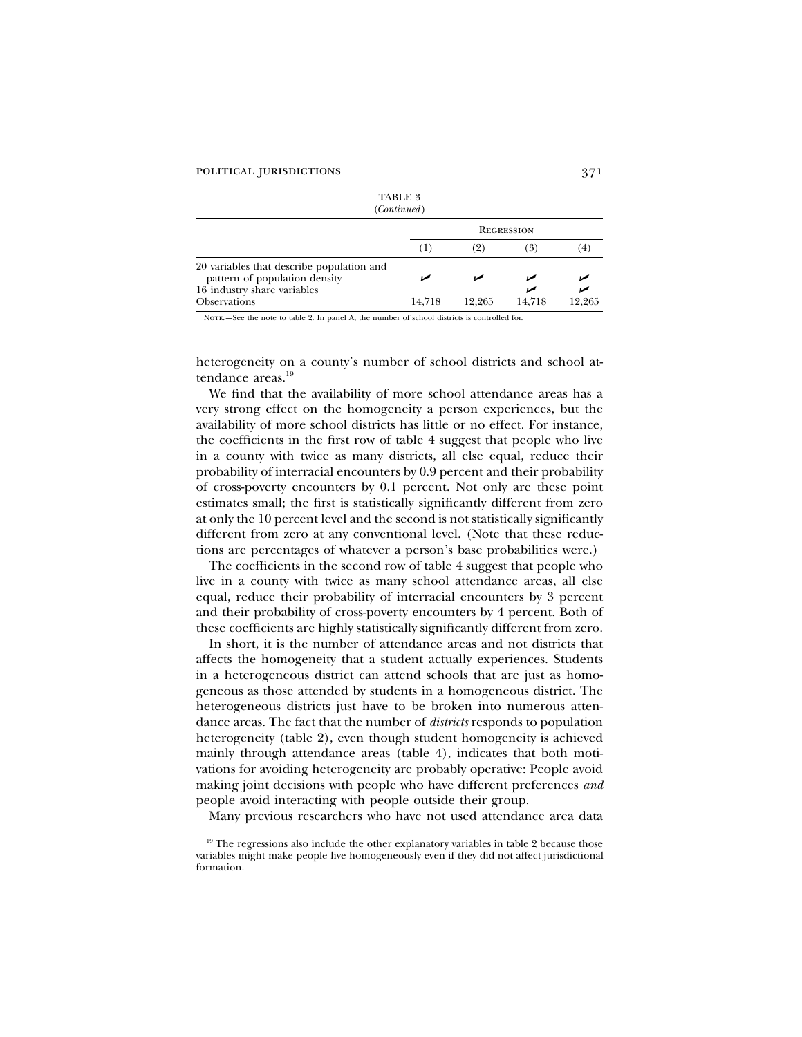TABLE 3
(*Continued*)

| | Regression | | | |
|---|---|---|---|---|
| | (1) | (2) | (3) | (4) |
| 20 variables that describe population and pattern of population density | ✓ | ✓ | ✓ | ✓ |
| 16 industry share variables | | | ✓ | ✓ |
| Observations | 14,718 | 12,265 | 14,718 | 12,265 |

Note.—See the note to table 2. In panel A, the number of school districts is controlled for.

heterogeneity on a county's number of school districts and school attendance areas.[19]

We find that the availability of more school attendance areas has a very strong effect on the homogeneity a person experiences, but the availability of more school districts has little or no effect. For instance, the coefficients in the first row of table 4 suggest that people who live in a county with twice as many districts, all else equal, reduce their probability of interracial encounters by 0.9 percent and their probability of cross-poverty encounters by 0.1 percent. Not only are these point estimates small; the first is statistically significantly different from zero at only the 10 percent level and the second is not statistically significantly different from zero at any conventional level. (Note that these reductions are percentages of whatever a person's base probabilities were.)

The coefficients in the second row of table 4 suggest that people who live in a county with twice as many school attendance areas, all else equal, reduce their probability of interracial encounters by 3 percent and their probability of cross-poverty encounters by 4 percent. Both of these coefficients are highly statistically significantly different from zero.

In short, it is the number of attendance areas and not districts that affects the homogeneity that a student actually experiences. Students in a heterogeneous district can attend schools that are just as homogeneous as those attended by students in a homogeneous district. The heterogeneous districts just have to be broken into numerous attendance areas. The fact that the number of *districts* responds to population heterogeneity (table 2), even though student homogeneity is achieved mainly through attendance areas (table 4), indicates that both motivations for avoiding heterogeneity are probably operative: People avoid making joint decisions with people who have different preferences *and* people avoid interacting with people outside their group.

Many previous researchers who have not used attendance area data

[19] The regressions also include the other explanatory variables in table 2 because those variables might make people live homogeneously even if they did not affect jurisdictional formation.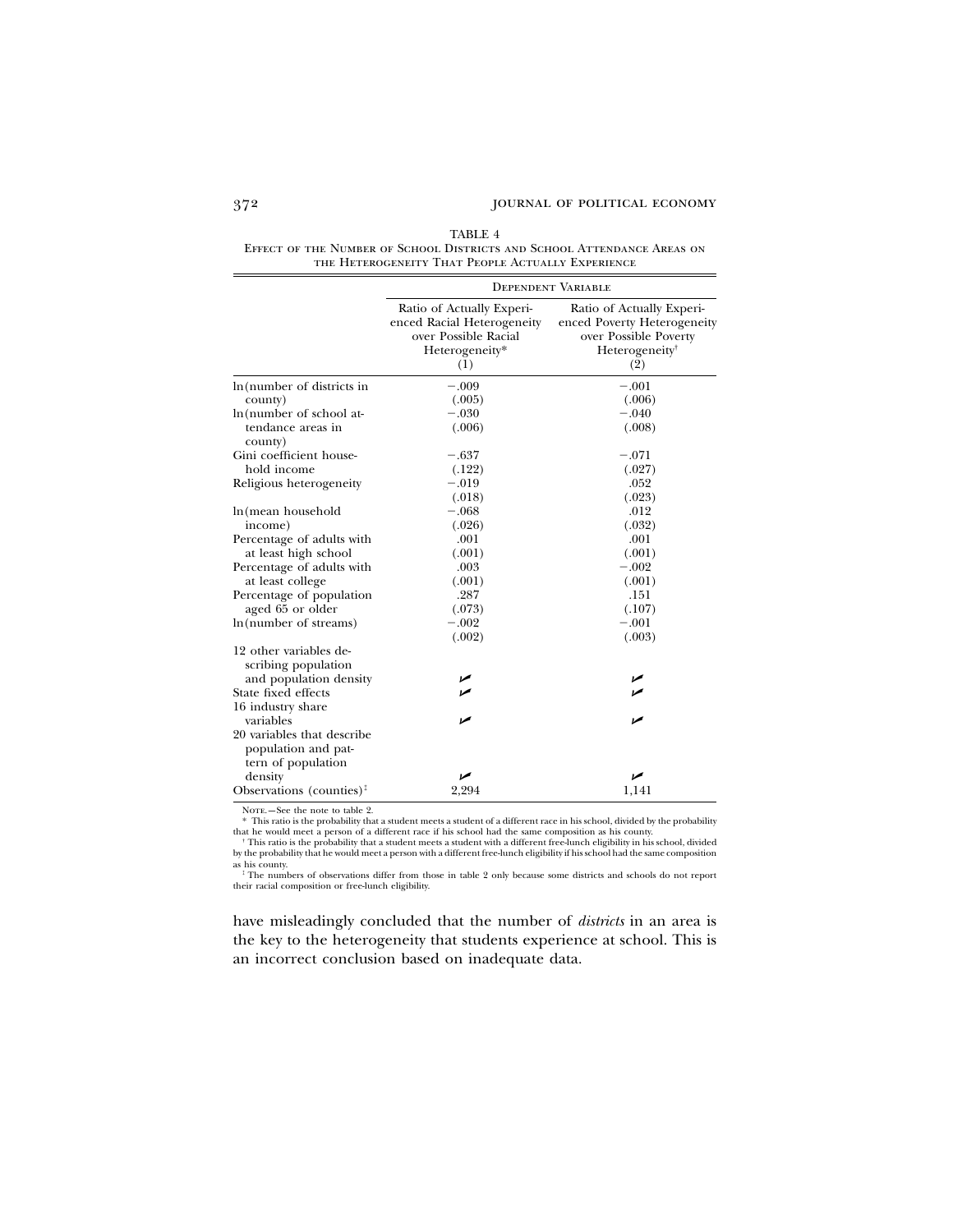TABLE 4

Effect of the Number of School Districts and School Attendance Areas on the Heterogeneity That People Actually Experience

| | Dependent Variable | |
|---|---|---|
| | Ratio of Actually Experienced Racial Heterogeneity over Possible Racial Heterogeneity* (1) | Ratio of Actually Experienced Poverty Heterogeneity over Possible Poverty Heterogeneity† (2) |
| ln(number of districts in county) | −.009 | −.001 |
| | (.005) | (.006) |
| ln(number of school attendance areas in county) | −.030 | −.040 |
| | (.006) | (.008) |
| Gini coefficient household income | −.637 | −.071 |
| | (.122) | (.027) |
| Religious heterogeneity | −.019 | .052 |
| | (.018) | (.023) |
| ln(mean household income) | −.068 | .012 |
| | (.026) | (.032) |
| Percentage of adults with at least high school | .001 | .001 |
| | (.001) | (.001) |
| Percentage of adults with at least college | .003 | −.002 |
| | (.001) | (.001) |
| Percentage of population aged 65 or older | .287 | .151 |
| | (.073) | (.107) |
| ln(number of streams) | −.002 | −.001 |
| | (.002) | (.003) |
| 12 other variables describing population and population density | ✓ | ✓ |
| State fixed effects | ✓ | ✓ |
| 16 industry share variables | ✓ | ✓ |
| 20 variables that describe population and pattern of population density | ✓ | ✓ |
| Observations (counties)‡ | 2,294 | 1,141 |

Note.—See the note to table 2.

\* This ratio is the probability that a student meets a student of a different race in his school, divided by the probability that he would meet a person of a different race if his school had the same composition as his county.

† This ratio is the probability that a student meets a student with a different free-lunch eligibility in his school, divided by the probability that he would meet a person with a different free-lunch eligibility if his school had the same composition as his county.

‡ The numbers of observations differ from those in table 2 only because some districts and schools do not report their racial composition or free-lunch eligibility.

have misleadingly concluded that the number of *districts* in an area is the key to the heterogeneity that students experience at school. This is an incorrect conclusion based on inadequate data.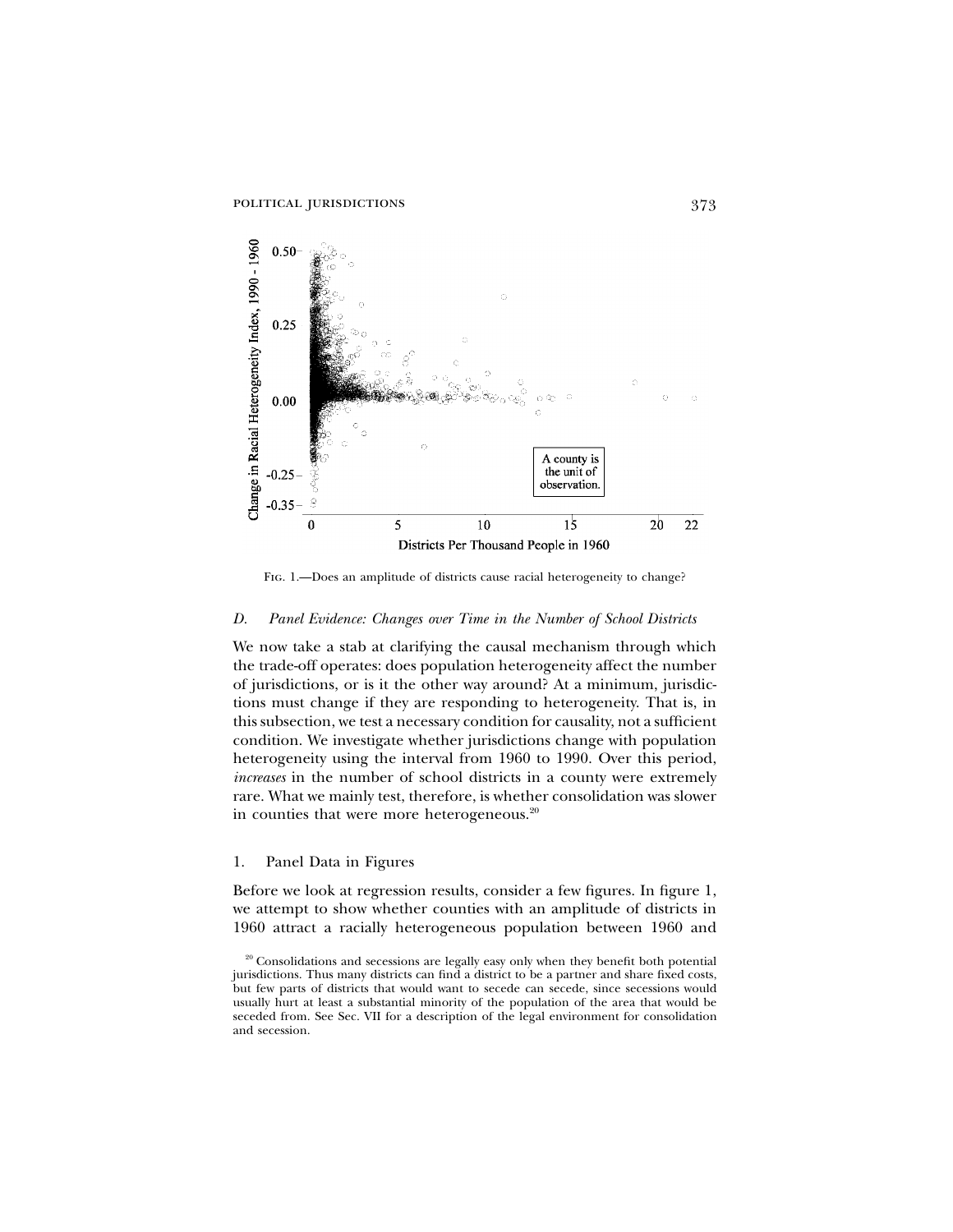Fig. 1.—Does an amplitude of districts cause racial heterogeneity to change?

### *D. Panel Evidence: Changes over Time in the Number of School Districts*

We now take a stab at clarifying the causal mechanism through which the trade-off operates: does population heterogeneity affect the number of jurisdictions, or is it the other way around? At a minimum, jurisdictions must change if they are responding to heterogeneity. That is, in this subsection, we test a necessary condition for causality, not a sufficient condition. We investigate whether jurisdictions change with population heterogeneity using the interval from 1960 to 1990. Over this period, *increases* in the number of school districts in a county were extremely rare. What we mainly test, therefore, is whether consolidation was slower in counties that were more heterogeneous.[20]

#### 1. Panel Data in Figures

Before we look at regression results, consider a few figures. In figure 1, we attempt to show whether counties with an amplitude of districts in 1960 attract a racially heterogeneous population between 1960 and

[20] Consolidations and secessions are legally easy only when they benefit both potential jurisdictions. Thus many districts can find a district to be a partner and share fixed costs, but few parts of districts that would want to secede can secede, since secessions would usually hurt at least a substantial minority of the population of the area that would be seceded from. See Sec. VII for a description of the legal environment for consolidation and secession.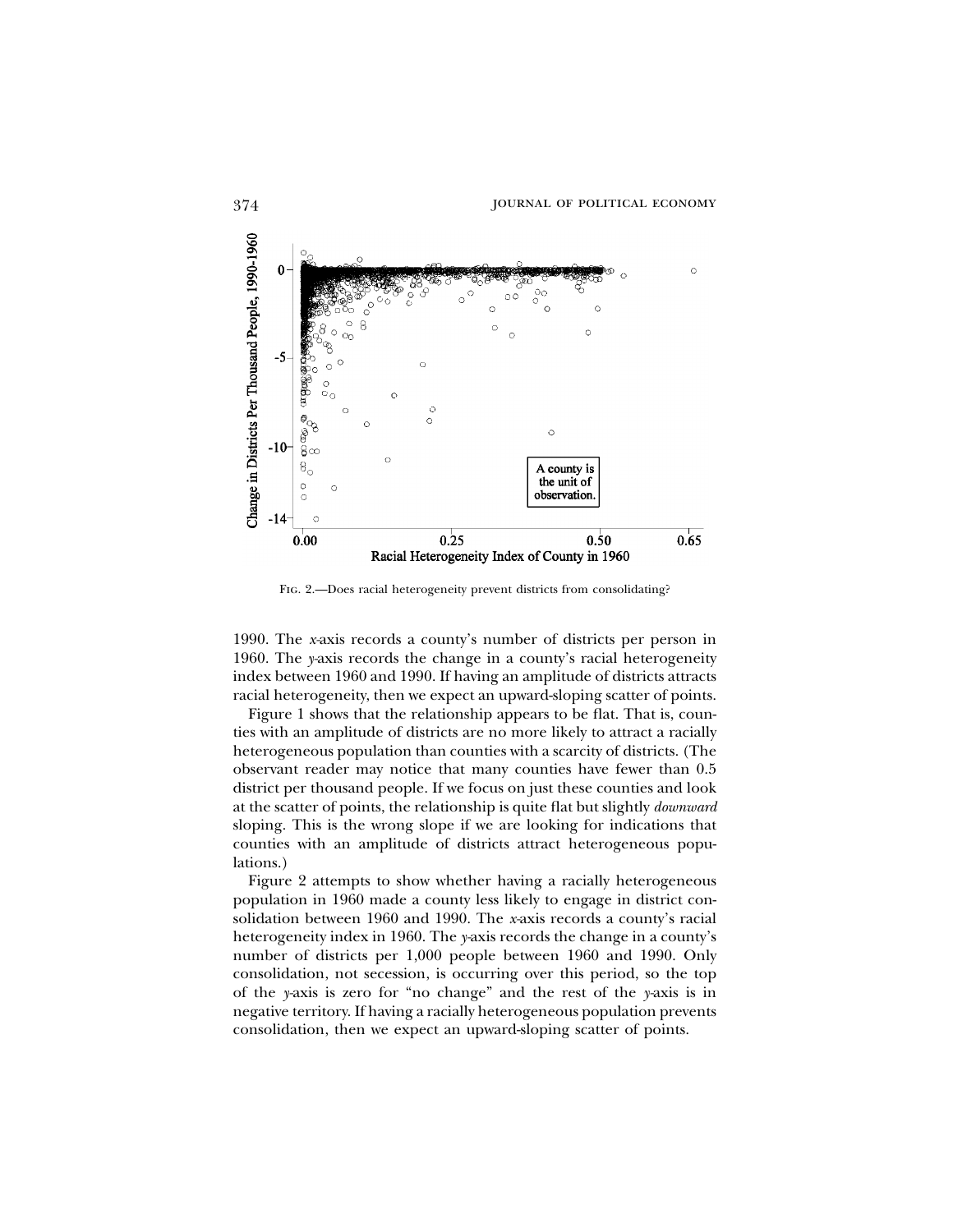Fig. 2.—Does racial heterogeneity prevent districts from consolidating?

1990. The *x*-axis records a county's number of districts per person in 1960. The *y*-axis records the change in a county's racial heterogeneity index between 1960 and 1990. If having an amplitude of districts attracts racial heterogeneity, then we expect an upward-sloping scatter of points.

Figure 1 shows that the relationship appears to be flat. That is, counties with an amplitude of districts are no more likely to attract a racially heterogeneous population than counties with a scarcity of districts. (The observant reader may notice that many counties have fewer than 0.5 district per thousand people. If we focus on just these counties and look at the scatter of points, the relationship is quite flat but slightly *downward* sloping. This is the wrong slope if we are looking for indications that counties with an amplitude of districts attract heterogeneous populations.)

Figure 2 attempts to show whether having a racially heterogeneous population in 1960 made a county less likely to engage in district consolidation between 1960 and 1990. The *x*-axis records a county's racial heterogeneity index in 1960. The *y*-axis records the change in a county's number of districts per 1,000 people between 1960 and 1990. Only consolidation, not secession, is occurring over this period, so the top of the *y*-axis is zero for "no change" and the rest of the *y*-axis is in negative territory. If having a racially heterogeneous population prevents consolidation, then we expect an upward-sloping scatter of points.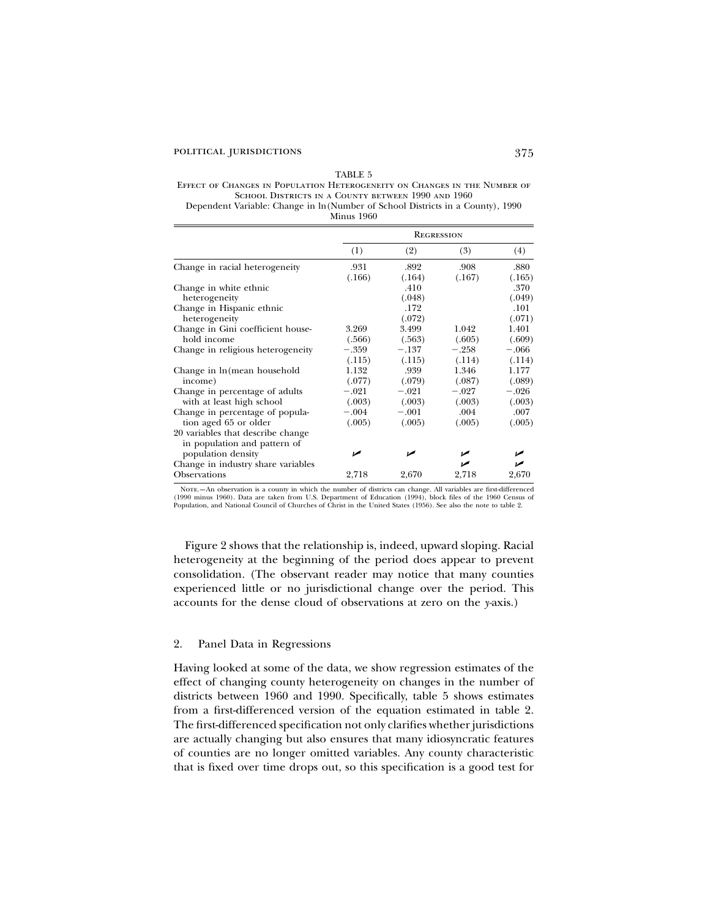TABLE 5

Effect of Changes in Population Heterogeneity on Changes in the Number of School Districts in a County between 1990 and 1960

Dependent Variable: Change in ln(Number of School Districts in a County), 1990 Minus 1960

| | Regression | | | |
|---|---|---|---|---|
| | (1) | (2) | (3) | (4) |
| Change in racial heterogeneity | .931 | .892 | .908 | .880 |
| | (.166) | (.164) | (.167) | (.165) |
| Change in white ethnic heterogeneity | | .410 | | .370 |
| | | (.048) | | (.049) |
| Change in Hispanic ethnic heterogeneity | | .172 | | .101 |
| | | (.072) | | (.071) |
| Change in Gini coefficient household income | 3.269 | 3.499 | 1.042 | 1.401 |
| | (.566) | (.563) | (.605) | (.609) |
| Change in religious heterogeneity | −.359 | −.137 | −.258 | −.066 |
| | (.115) | (.115) | (.114) | (.114) |
| Change in ln(mean household income) | 1.132 | .939 | 1.346 | 1.177 |
| | (.077) | (.079) | (.087) | (.089) |
| Change in percentage of adults with at least high school | −.021 | −.021 | −.027 | −.026 |
| | (.003) | (.003) | (.003) | (.003) |
| Change in percentage of population aged 65 or older | −.004 | −.001 | .004 | .007 |
| | (.005) | (.005) | (.005) | (.005) |
| 20 variables that describe change in population and pattern of population density | ✓ | ✓ | ✓ | ✓ |
| Change in industry share variables | | | ✓ | ✓ |
| Observations | 2,718 | 2,670 | 2,718 | 2,670 |

Note.—An observation is a county in which the number of districts can change. All variables are first-differenced (1990 minus 1960). Data are taken from U.S. Department of Education (1994), block files of the 1960 Census of Population, and National Council of Churches of Christ in the United States (1956). See also the note to table 2.

Figure 2 shows that the relationship is, indeed, upward sloping. Racial heterogeneity at the beginning of the period does appear to prevent consolidation. (The observant reader may notice that many counties experienced little or no jurisdictional change over the period. This accounts for the dense cloud of observations at zero on the $y$-axis.)

## 2. Panel Data in Regressions

Having looked at some of the data, we show regression estimates of the effect of changing county heterogeneity on changes in the number of districts between 1960 and 1990. Specifically, table 5 shows estimates from a first-differenced version of the equation estimated in table 2. The first-differenced specification not only clarifies whether jurisdictions are actually changing but also ensures that many idiosyncratic features of counties are no longer omitted variables. Any county characteristic that is fixed over time drops out, so this specification is a good test for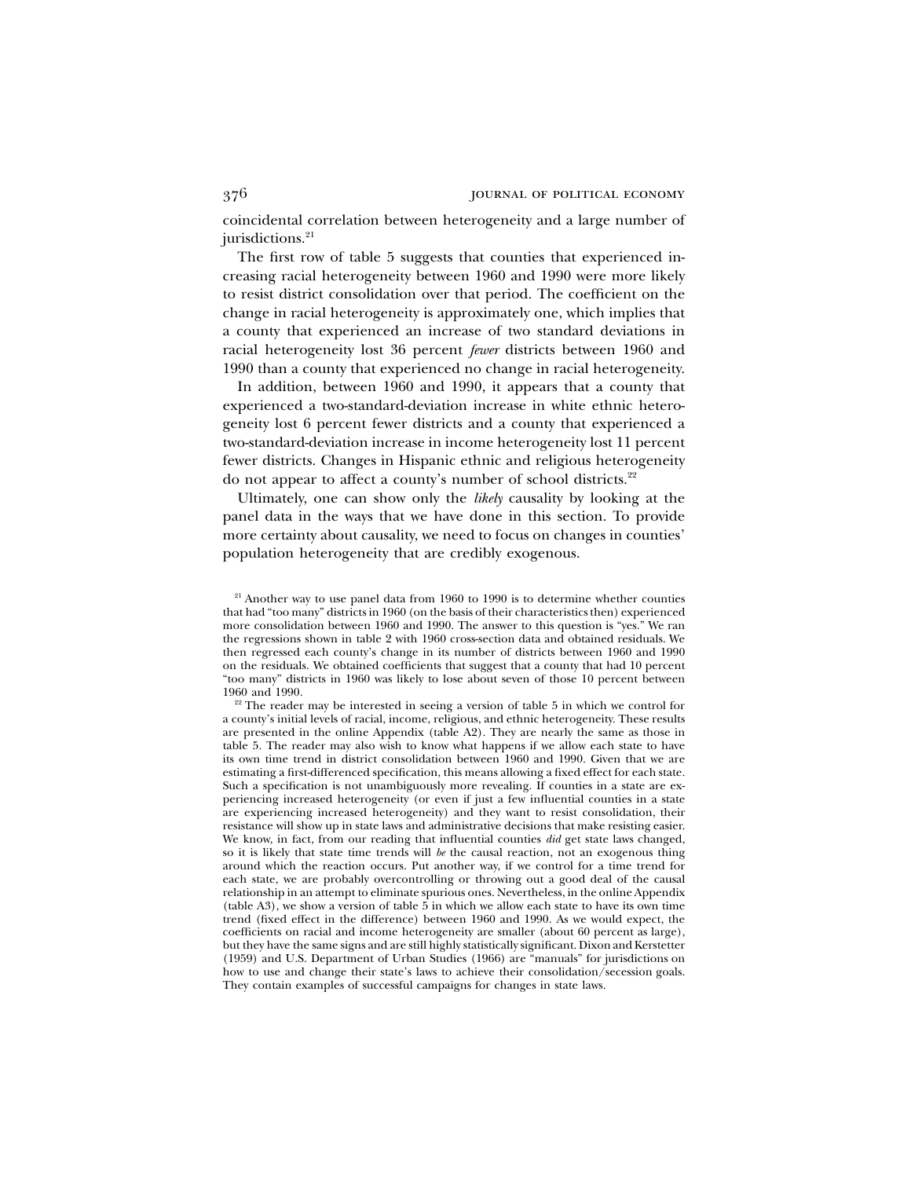coincidental correlation between heterogeneity and a large number of jurisdictions.[21]

The first row of table 5 suggests that counties that experienced increasing racial heterogeneity between 1960 and 1990 were more likely to resist district consolidation over that period. The coefficient on the change in racial heterogeneity is approximately one, which implies that a county that experienced an increase of two standard deviations in racial heterogeneity lost 36 percent *fewer* districts between 1960 and 1990 than a county that experienced no change in racial heterogeneity.

In addition, between 1960 and 1990, it appears that a county that experienced a two-standard-deviation increase in white ethnic heterogeneity lost 6 percent fewer districts and a county that experienced a two-standard-deviation increase in income heterogeneity lost 11 percent fewer districts. Changes in Hispanic ethnic and religious heterogeneity do not appear to affect a county's number of school districts.[22]

Ultimately, one can show only the *likely* causality by looking at the panel data in the ways that we have done in this section. To provide more certainty about causality, we need to focus on changes in counties' population heterogeneity that are credibly exogenous.

---

[21] Another way to use panel data from 1960 to 1990 is to determine whether counties that had "too many" districts in 1960 (on the basis of their characteristics then) experienced more consolidation between 1960 and 1990. The answer to this question is "yes." We ran the regressions shown in table 2 with 1960 cross-section data and obtained residuals. We then regressed each county's change in its number of districts between 1960 and 1990 on the residuals. We obtained coefficients that suggest that a county that had 10 percent "too many" districts in 1960 was likely to lose about seven of those 10 percent between 1960 and 1990.

[22] The reader may be interested in seeing a version of table 5 in which we control for a county's initial levels of racial, income, religious, and ethnic heterogeneity. These results are presented in the online Appendix (table A2). They are nearly the same as those in table 5. The reader may also wish to know what happens if we allow each state to have its own time trend in district consolidation between 1960 and 1990. Given that we are estimating a first-differenced specification, this means allowing a fixed effect for each state. Such a specification is not unambiguously more revealing. If counties in a state are experiencing increased heterogeneity (or even if just a few influential counties in a state are experiencing increased heterogeneity) and they want to resist consolidation, their resistance will show up in state laws and administrative decisions that make resisting easier. We know, in fact, from our reading that influential counties *did* get state laws changed, so it is likely that state time trends will *be* the causal reaction, not an exogenous thing around which the reaction occurs. Put another way, if we control for a time trend for each state, we are probably overcontrolling or throwing out a good deal of the causal relationship in an attempt to eliminate spurious ones. Nevertheless, in the online Appendix (table A3), we show a version of table 5 in which we allow each state to have its own time trend (fixed effect in the difference) between 1960 and 1990. As we would expect, the coefficients on racial and income heterogeneity are smaller (about 60 percent as large), but they have the same signs and are still highly statistically significant. Dixon and Kerstetter (1959) and U.S. Department of Urban Studies (1966) are "manuals" for jurisdictions on how to use and change their state's laws to achieve their consolidation/secession goals. They contain examples of successful campaigns for changes in state laws.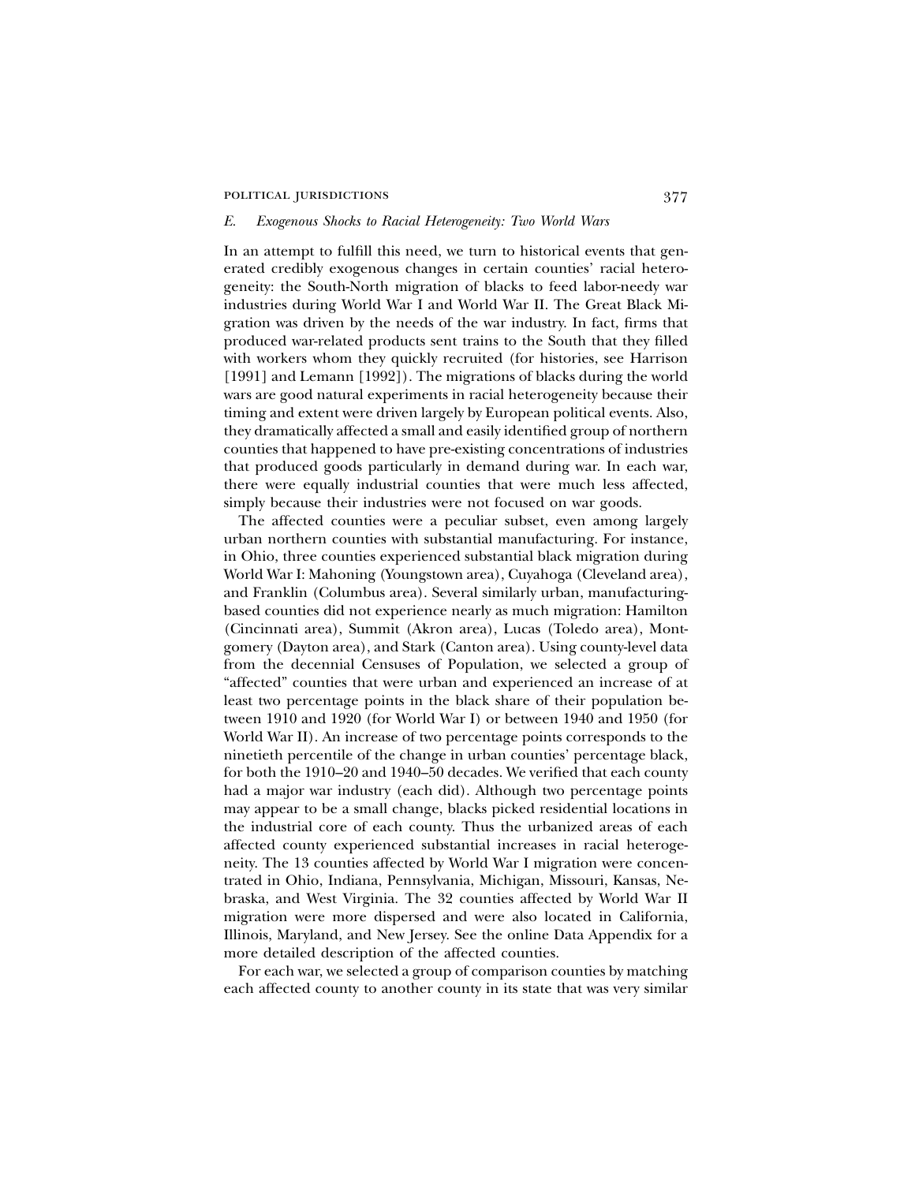### *E. Exogenous Shocks to Racial Heterogeneity: Two World Wars*

In an attempt to fulfill this need, we turn to historical events that generated credibly exogenous changes in certain counties' racial heterogeneity: the South-North migration of blacks to feed labor-needy war industries during World War I and World War II. The Great Black Migration was driven by the needs of the war industry. In fact, firms that produced war-related products sent trains to the South that they filled with workers whom they quickly recruited (for histories, see Harrison [1991] and Lemann [1992]). The migrations of blacks during the world wars are good natural experiments in racial heterogeneity because their timing and extent were driven largely by European political events. Also, they dramatically affected a small and easily identified group of northern counties that happened to have pre-existing concentrations of industries that produced goods particularly in demand during war. In each war, there were equally industrial counties that were much less affected, simply because their industries were not focused on war goods.

The affected counties were a peculiar subset, even among largely urban northern counties with substantial manufacturing. For instance, in Ohio, three counties experienced substantial black migration during World War I: Mahoning (Youngstown area), Cuyahoga (Cleveland area), and Franklin (Columbus area). Several similarly urban, manufacturing-based counties did not experience nearly as much migration: Hamilton (Cincinnati area), Summit (Akron area), Lucas (Toledo area), Montgomery (Dayton area), and Stark (Canton area). Using county-level data from the decennial Censuses of Population, we selected a group of "affected" counties that were urban and experienced an increase of at least two percentage points in the black share of their population between 1910 and 1920 (for World War I) or between 1940 and 1950 (for World War II). An increase of two percentage points corresponds to the ninetieth percentile of the change in urban counties' percentage black, for both the 1910–20 and 1940–50 decades. We verified that each county had a major war industry (each did). Although two percentage points may appear to be a small change, blacks picked residential locations in the industrial core of each county. Thus the urbanized areas of each affected county experienced substantial increases in racial heterogeneity. The 13 counties affected by World War I migration were concentrated in Ohio, Indiana, Pennsylvania, Michigan, Missouri, Kansas, Nebraska, and West Virginia. The 32 counties affected by World War II migration were more dispersed and were also located in California, Illinois, Maryland, and New Jersey. See the online Data Appendix for a more detailed description of the affected counties.

For each war, we selected a group of comparison counties by matching each affected county to another county in its state that was very similar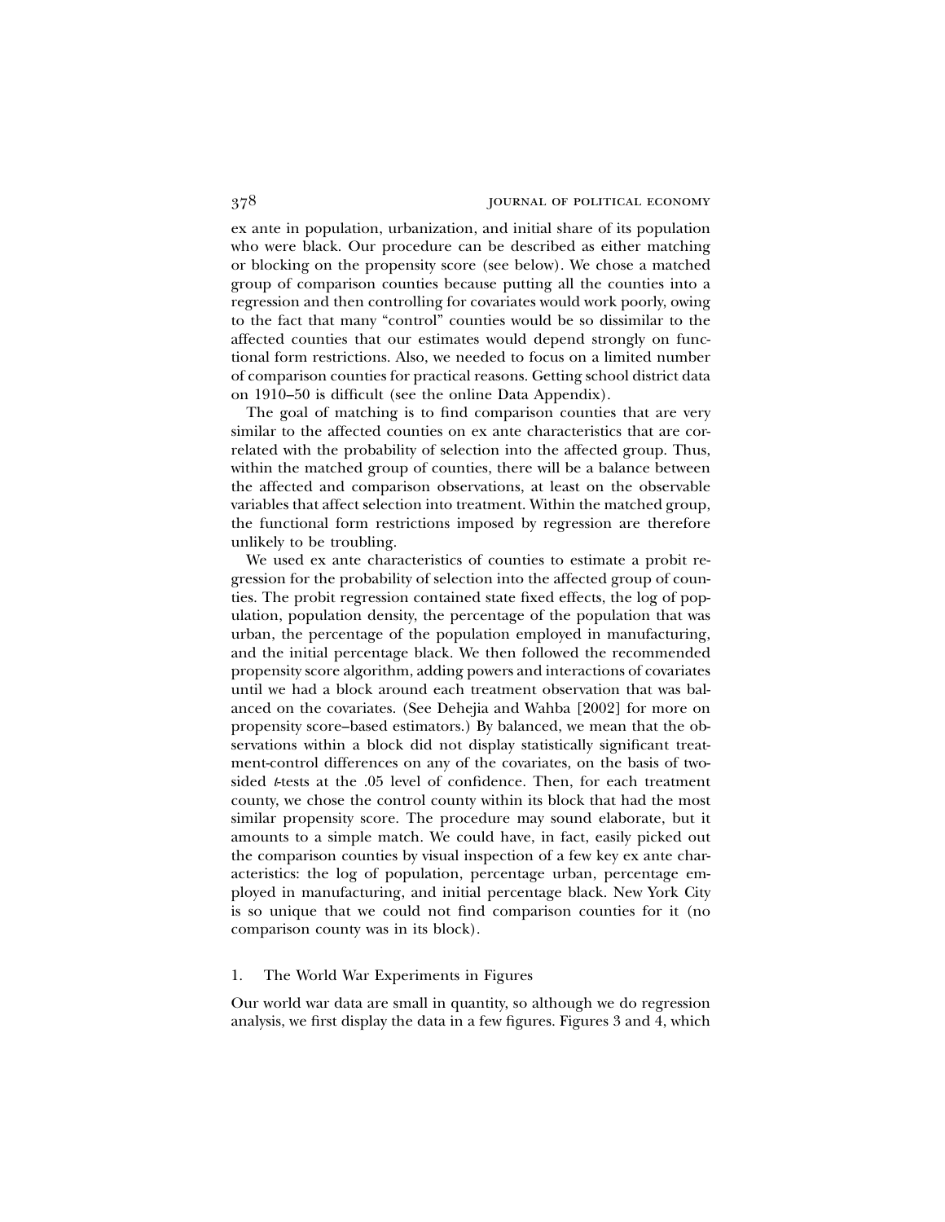ex ante in population, urbanization, and initial share of its population who were black. Our procedure can be described as either matching or blocking on the propensity score (see below). We chose a matched group of comparison counties because putting all the counties into a regression and then controlling for covariates would work poorly, owing to the fact that many "control" counties would be so dissimilar to the affected counties that our estimates would depend strongly on functional form restrictions. Also, we needed to focus on a limited number of comparison counties for practical reasons. Getting school district data on 1910–50 is difficult (see the online Data Appendix).

The goal of matching is to find comparison counties that are very similar to the affected counties on ex ante characteristics that are correlated with the probability of selection into the affected group. Thus, within the matched group of counties, there will be a balance between the affected and comparison observations, at least on the observable variables that affect selection into treatment. Within the matched group, the functional form restrictions imposed by regression are therefore unlikely to be troubling.

We used ex ante characteristics of counties to estimate a probit regression for the probability of selection into the affected group of counties. The probit regression contained state fixed effects, the log of population, population density, the percentage of the population that was urban, the percentage of the population employed in manufacturing, and the initial percentage black. We then followed the recommended propensity score algorithm, adding powers and interactions of covariates until we had a block around each treatment observation that was balanced on the covariates. (See Dehejia and Wahba [2002] for more on propensity score–based estimators.) By balanced, we mean that the observations within a block did not display statistically significant treatment-control differences on any of the covariates, on the basis of two-sided *t*-tests at the .05 level of confidence. Then, for each treatment county, we chose the control county within its block that had the most similar propensity score. The procedure may sound elaborate, but it amounts to a simple match. We could have, in fact, easily picked out the comparison counties by visual inspection of a few key ex ante characteristics: the log of population, percentage urban, percentage employed in manufacturing, and initial percentage black. New York City is so unique that we could not find comparison counties for it (no comparison county was in its block).

## 1. The World War Experiments in Figures

Our world war data are small in quantity, so although we do regression analysis, we first display the data in a few figures. Figures 3 and 4, which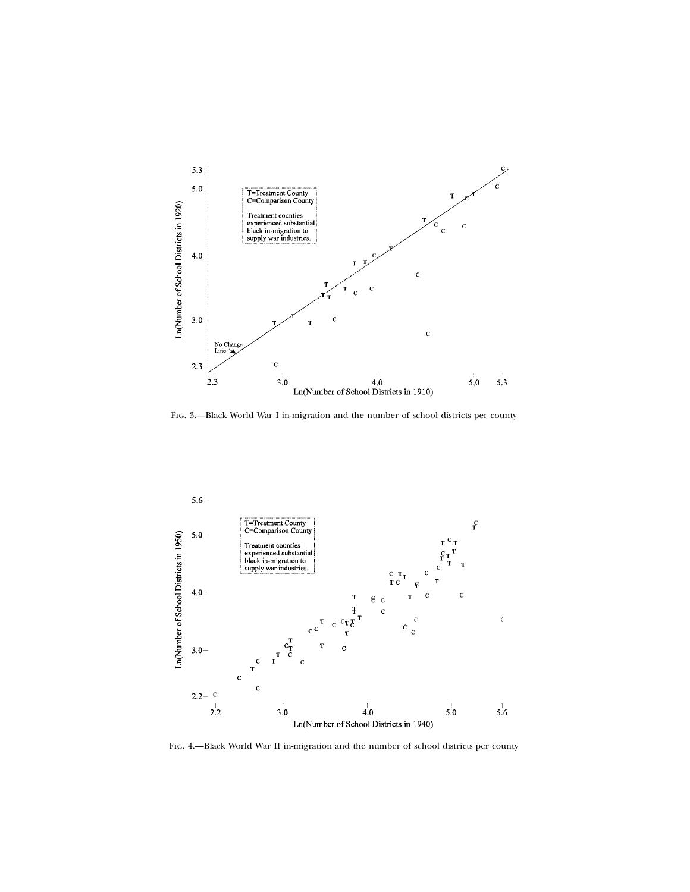Fig. 3.—Black World War I in-migration and the number of school districts per county

Fig. 4.—Black World War II in-migration and the number of school districts per county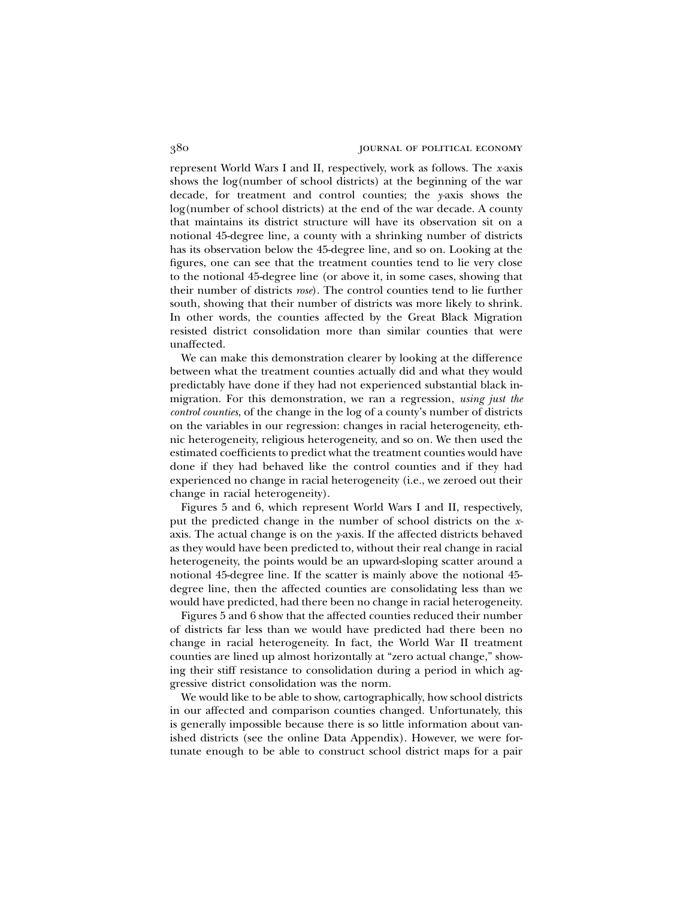represent World Wars I and II, respectively, work as follows. The *x*-axis shows the log(number of school districts) at the beginning of the war decade, for treatment and control counties; the *y*-axis shows the log(number of school districts) at the end of the war decade. A county that maintains its district structure will have its observation sit on a notional 45-degree line, a county with a shrinking number of districts has its observation below the 45-degree line, and so on. Looking at the figures, one can see that the treatment counties tend to lie very close to the notional 45-degree line (or above it, in some cases, showing that their number of districts *rose*). The control counties tend to lie further south, showing that their number of districts was more likely to shrink. In other words, the counties affected by the Great Black Migration resisted district consolidation more than similar counties that were unaffected.

We can make this demonstration clearer by looking at the difference between what the treatment counties actually did and what they would predictably have done if they had not experienced substantial black in-migration. For this demonstration, we ran a regression, *using just the control counties*, of the change in the log of a county's number of districts on the variables in our regression: changes in racial heterogeneity, ethnic heterogeneity, religious heterogeneity, and so on. We then used the estimated coefficients to predict what the treatment counties would have done if they had behaved like the control counties and if they had experienced no change in racial heterogeneity (i.e., we zeroed out their change in racial heterogeneity).

Figures 5 and 6, which represent World Wars I and II, respectively, put the predicted change in the number of school districts on the *x*-axis. The actual change is on the *y*-axis. If the affected districts behaved as they would have been predicted to, without their real change in racial heterogeneity, the points would be an upward-sloping scatter around a notional 45-degree line. If the scatter is mainly above the notional 45-degree line, then the affected counties are consolidating less than we would have predicted, had there been no change in racial heterogeneity.

Figures 5 and 6 show that the affected counties reduced their number of districts far less than we would have predicted had there been no change in racial heterogeneity. In fact, the World War II treatment counties are lined up almost horizontally at "zero actual change," showing their stiff resistance to consolidation during a period in which aggressive district consolidation was the norm.

We would like to be able to show, cartographically, how school districts in our affected and comparison counties changed. Unfortunately, this is generally impossible because there is so little information about vanished districts (see the online Data Appendix). However, we were fortunate enough to be able to construct school district maps for a pair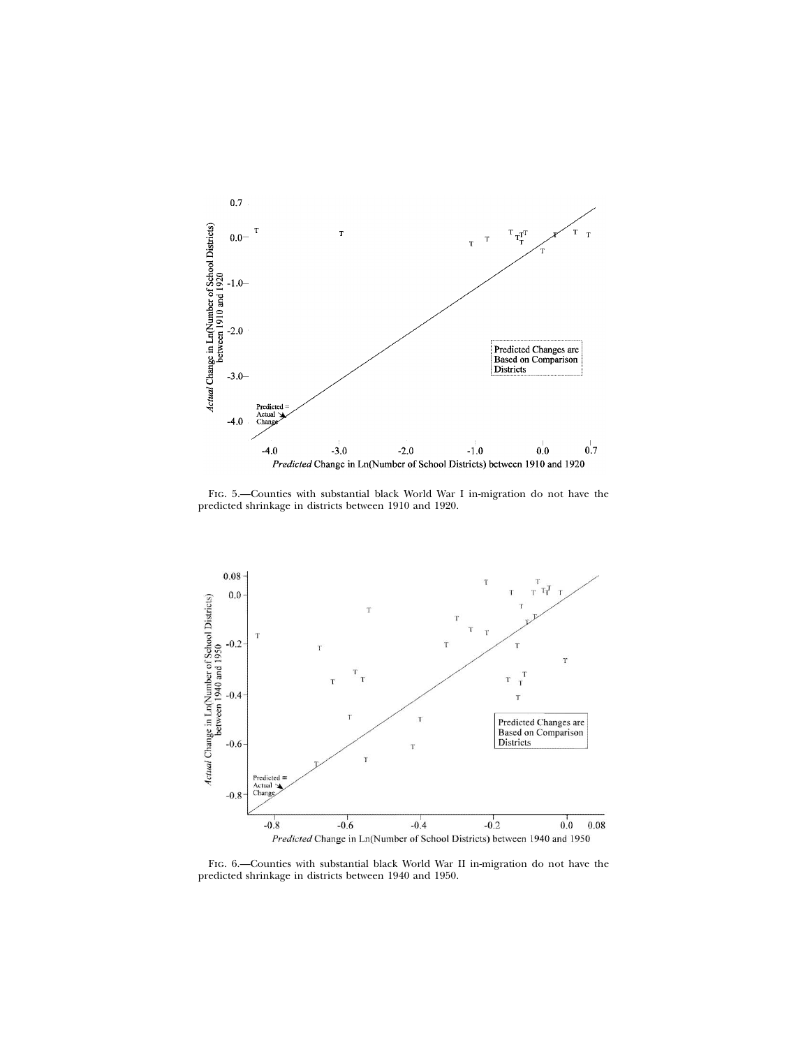Fig. 5.—Counties with substantial black World War I in-migration do not have the predicted shrinkage in districts between 1910 and 1920.

Fig. 6.—Counties with substantial black World War II in-migration do not have the predicted shrinkage in districts between 1940 and 1950.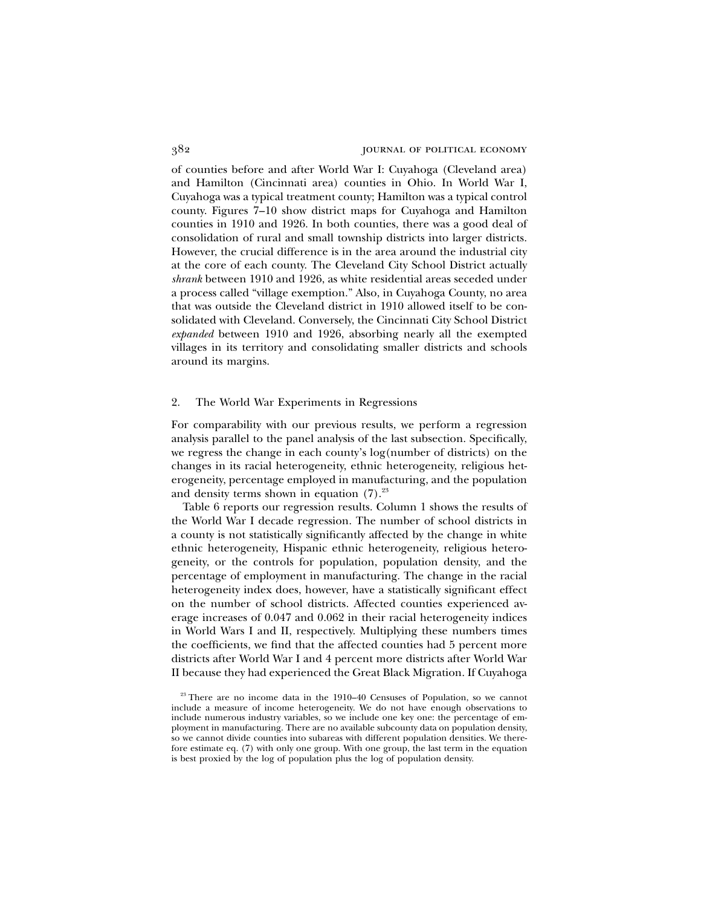of counties before and after World War I: Cuyahoga (Cleveland area) and Hamilton (Cincinnati area) counties in Ohio. In World War I, Cuyahoga was a typical treatment county; Hamilton was a typical control county. Figures 7–10 show district maps for Cuyahoga and Hamilton counties in 1910 and 1926. In both counties, there was a good deal of consolidation of rural and small township districts into larger districts. However, the crucial difference is in the area around the industrial city at the core of each county. The Cleveland City School District actually *shrank* between 1910 and 1926, as white residential areas seceded under a process called "village exemption." Also, in Cuyahoga County, no area that was outside the Cleveland district in 1910 allowed itself to be consolidated with Cleveland. Conversely, the Cincinnati City School District *expanded* between 1910 and 1926, absorbing nearly all the exempted villages in its territory and consolidating smaller districts and schools around its margins.

### 2. The World War Experiments in Regressions

For comparability with our previous results, we perform a regression analysis parallel to the panel analysis of the last subsection. Specifically, we regress the change in each county's log(number of districts) on the changes in its racial heterogeneity, ethnic heterogeneity, religious heterogeneity, percentage employed in manufacturing, and the population and density terms shown in equation (7).[23]

Table 6 reports our regression results. Column 1 shows the results of the World War I decade regression. The number of school districts in a county is not statistically significantly affected by the change in white ethnic heterogeneity, Hispanic ethnic heterogeneity, religious heterogeneity, or the controls for population, population density, and the percentage of employment in manufacturing. The change in the racial heterogeneity index does, however, have a statistically significant effect on the number of school districts. Affected counties experienced average increases of 0.047 and 0.062 in their racial heterogeneity indices in World Wars I and II, respectively. Multiplying these numbers times the coefficients, we find that the affected counties had 5 percent more districts after World War I and 4 percent more districts after World War II because they had experienced the Great Black Migration. If Cuyahoga

[23] There are no income data in the 1910–40 Censuses of Population, so we cannot include a measure of income heterogeneity. We do not have enough observations to include numerous industry variables, so we include one key one: the percentage of employment in manufacturing. There are no available subcounty data on population density, so we cannot divide counties into subareas with different population densities. We therefore estimate eq. (7) with only one group. With one group, the last term in the equation is best proxied by the log of population plus the log of population density.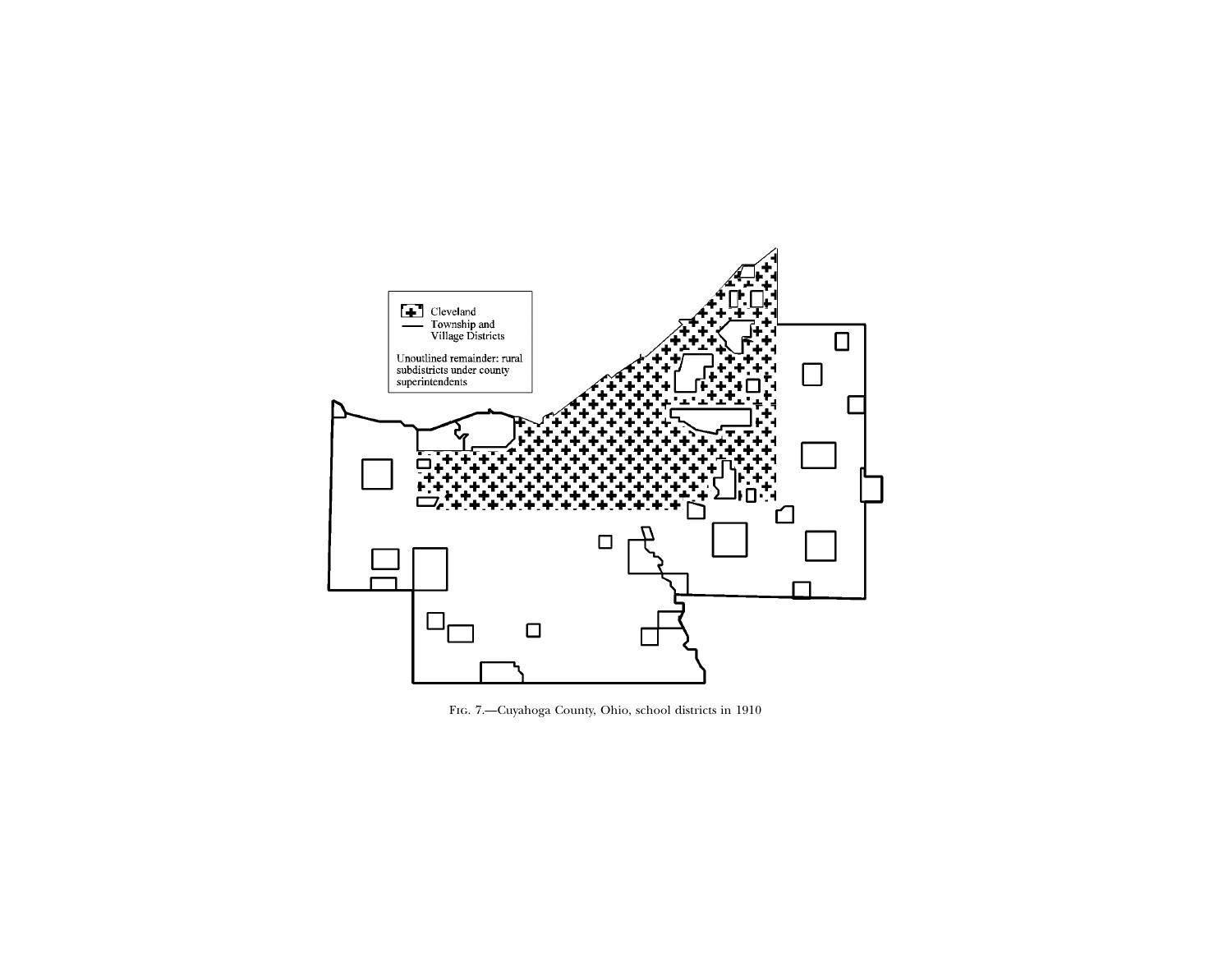Fig. 7.—Cuyahoga County, Ohio, school districts in 1910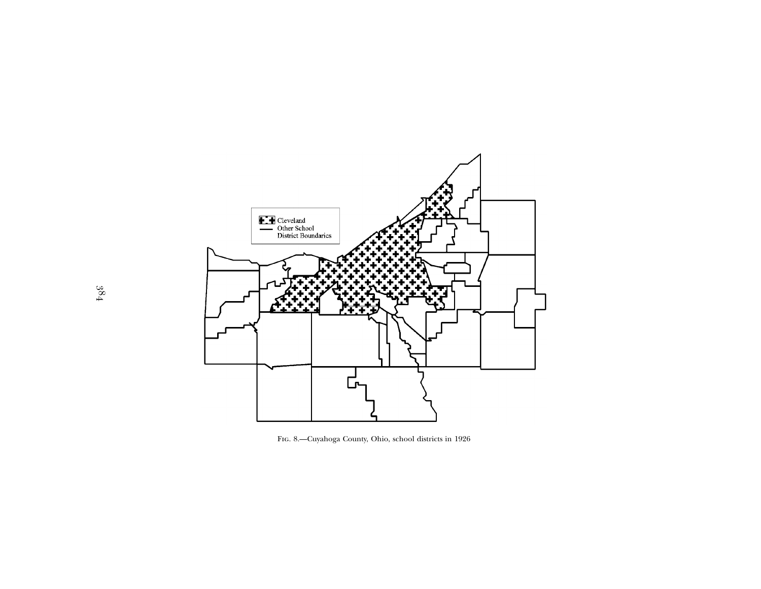Fig. 8.—Cuyahoga County, Ohio, school districts in 1926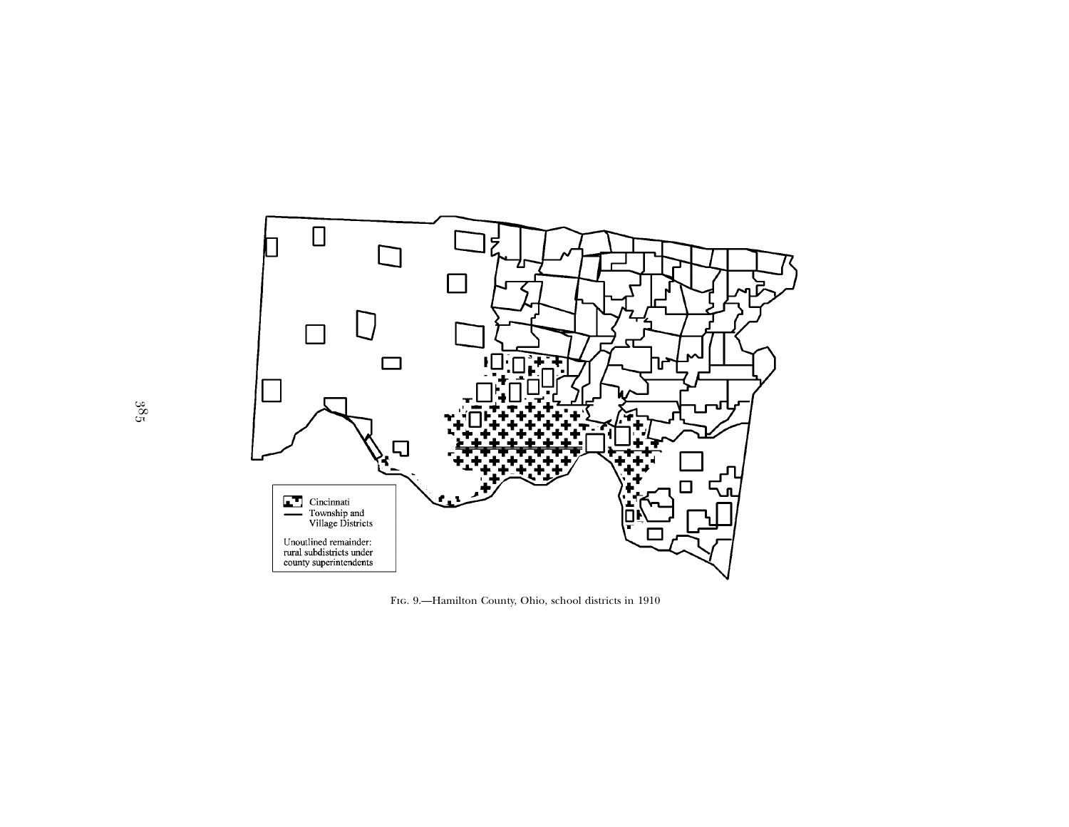Fig. 9.—Hamilton County, Ohio, school districts in 1910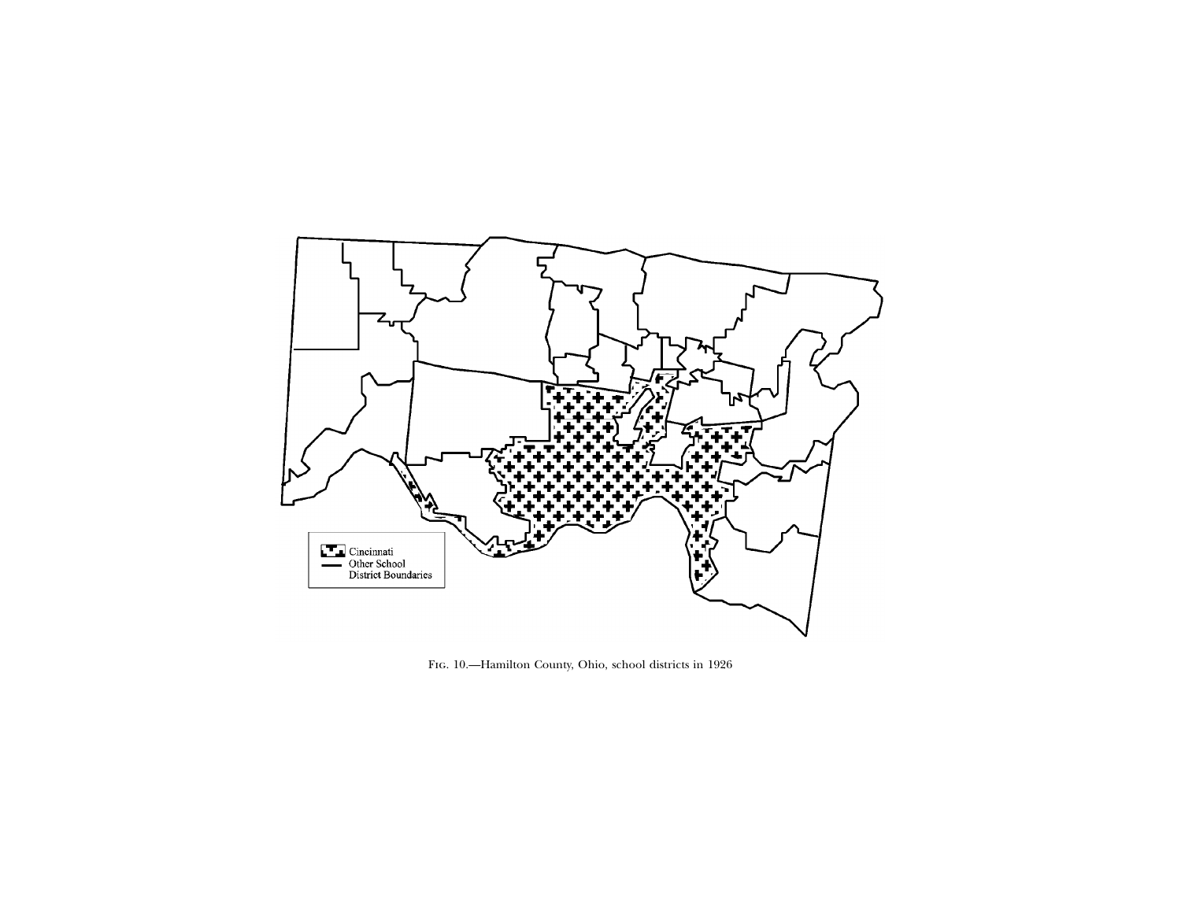Fig. 10.—Hamilton County, Ohio, school districts in 1926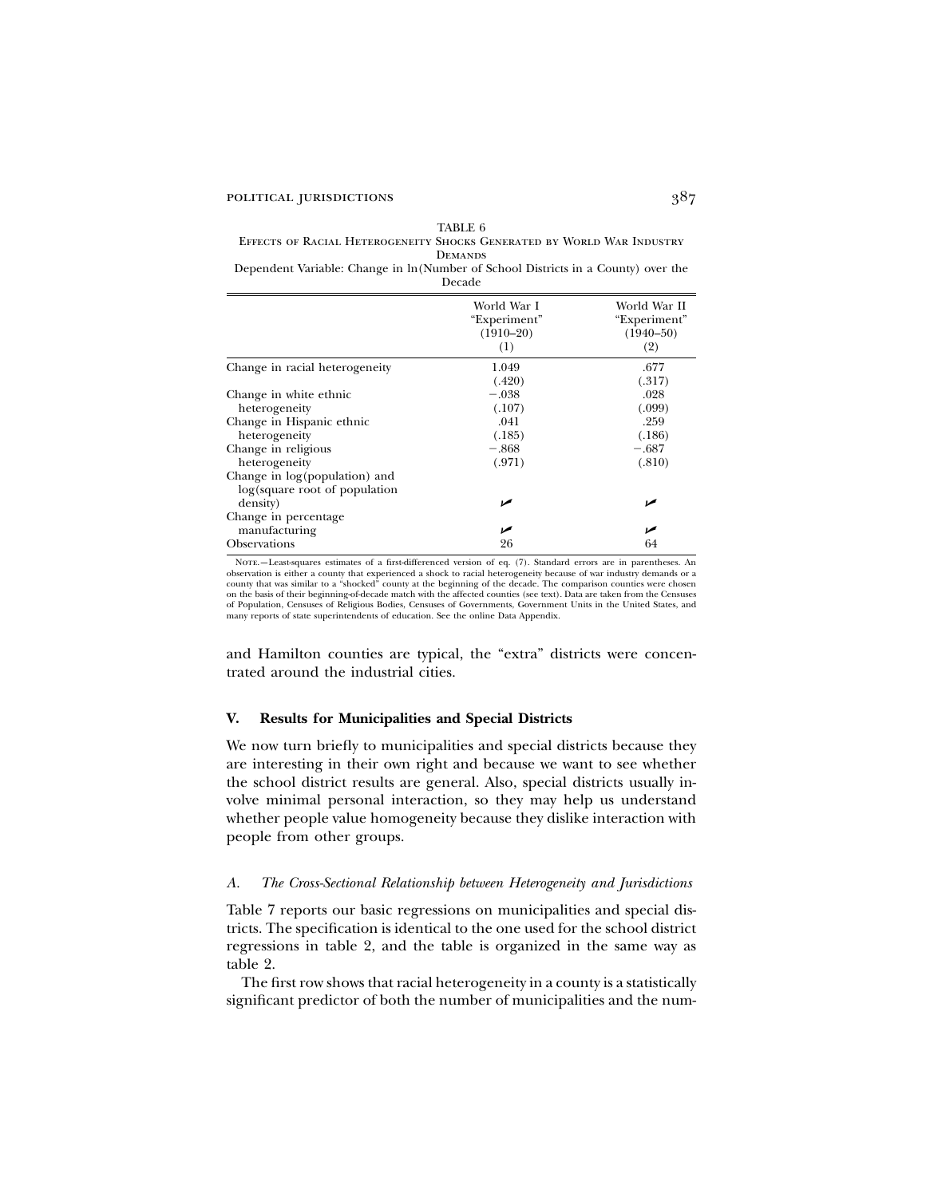TABLE 6

Effects of Racial Heterogeneity Shocks Generated by World War Industry Demands

Dependent Variable: Change in ln(Number of School Districts in a County) over the Decade

| | World War I "Experiment" (1910–20) (1) | World War II "Experiment" (1940–50) (2) |
|---|---|---|
| Change in racial heterogeneity | 1.049 | .677 |
| | (.420) | (.317) |
| Change in white ethnic heterogeneity | −.038 | .028 |
| | (.107) | (.099) |
| Change in Hispanic ethnic heterogeneity | .041 | .259 |
| | (.185) | (.186) |
| Change in religious heterogeneity | −.868 | −.687 |
| | (.971) | (.810) |
| Change in log(population) and log(square root of population density) | ✓ | ✓ |
| Change in percentage manufacturing | ✓ | ✓ |
| Observations | 26 | 64 |

Note.—Least-squares estimates of a first-differenced version of eq. (7). Standard errors are in parentheses. An observation is either a county that experienced a shock to racial heterogeneity because of war industry demands or a county that was similar to a "shocked" county at the beginning of the decade. The comparison counties were chosen on the basis of their beginning-of-decade match with the affected counties (see text). Data are taken from the Censuses of Population, Censuses of Religious Bodies, Censuses of Governments, Government Units in the United States, and many reports of state superintendents of education. See the online Data Appendix.

and Hamilton counties are typical, the "extra" districts were concentrated around the industrial cities.

## V. Results for Municipalities and Special Districts

We now turn briefly to municipalities and special districts because they are interesting in their own right and because we want to see whether the school district results are general. Also, special districts usually involve minimal personal interaction, so they may help us understand whether people value homogeneity because they dislike interaction with people from other groups.

### A. *The Cross-Sectional Relationship between Heterogeneity and Jurisdictions*

Table 7 reports our basic regressions on municipalities and special districts. The specification is identical to the one used for the school district regressions in table 2, and the table is organized in the same way as table 2.

The first row shows that racial heterogeneity in a county is a statistically significant predictor of both the number of municipalities and the num-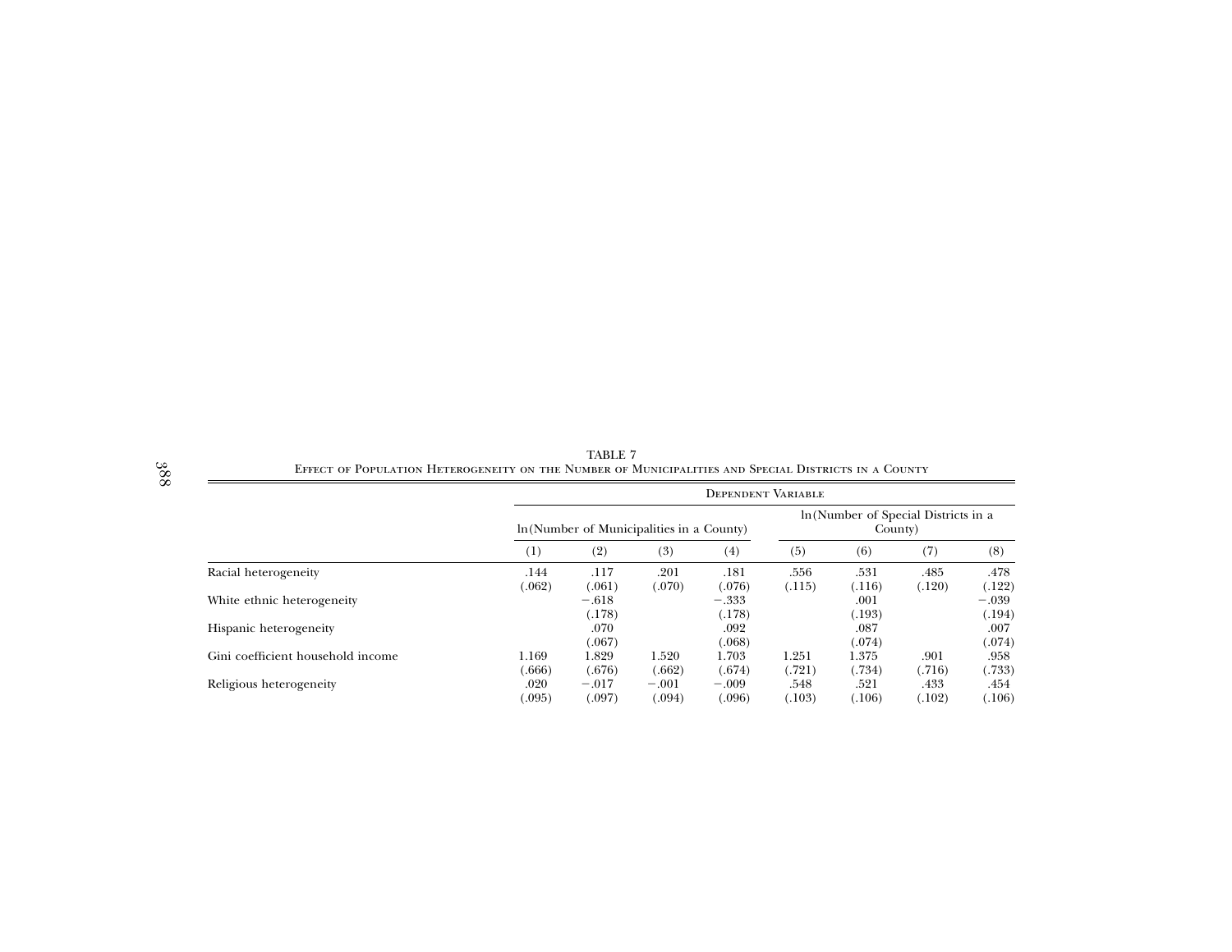TABLE 7
Effect of Population Heterogeneity on the Number of Municipalities and Special Districts in a County

| | Dependent Variable | | | | | | | |
|---|---|---|---|---|---|---|---|---|
| | ln(Number of Municipalities in a County) | | | | ln(Number of Special Districts in a County) | | | |
| | (1) | (2) | (3) | (4) | (5) | (6) | (7) | (8) |
| Racial heterogeneity | .144 | .117 | .201 | .181 | .556 | .531 | .485 | .478 |
| | (.062) | (.061) | (.070) | (.076) | (.115) | (.116) | (.120) | (.122) |
| White ethnic heterogeneity | | −.618 | | −.333 | | .001 | | −.039 |
| | | (.178) | | (.178) | | (.193) | | (.194) |
| Hispanic heterogeneity | | .070 | | .092 | | .087 | | .007 |
| | | (.067) | | (.068) | | (.074) | | (.074) |
| Gini coefficient household income | 1.169 | 1.829 | 1.520 | 1.703 | 1.251 | 1.375 | .901 | .958 |
| | (.666) | (.676) | (.662) | (.674) | (.721) | (.734) | (.716) | (.733) |
| Religious heterogeneity | .020 | −.017 | −.001 | −.009 | .548 | .521 | .433 | .454 |
| | (.095) | (.097) | (.094) | (.096) | (.103) | (.106) | (.102) | (.106) |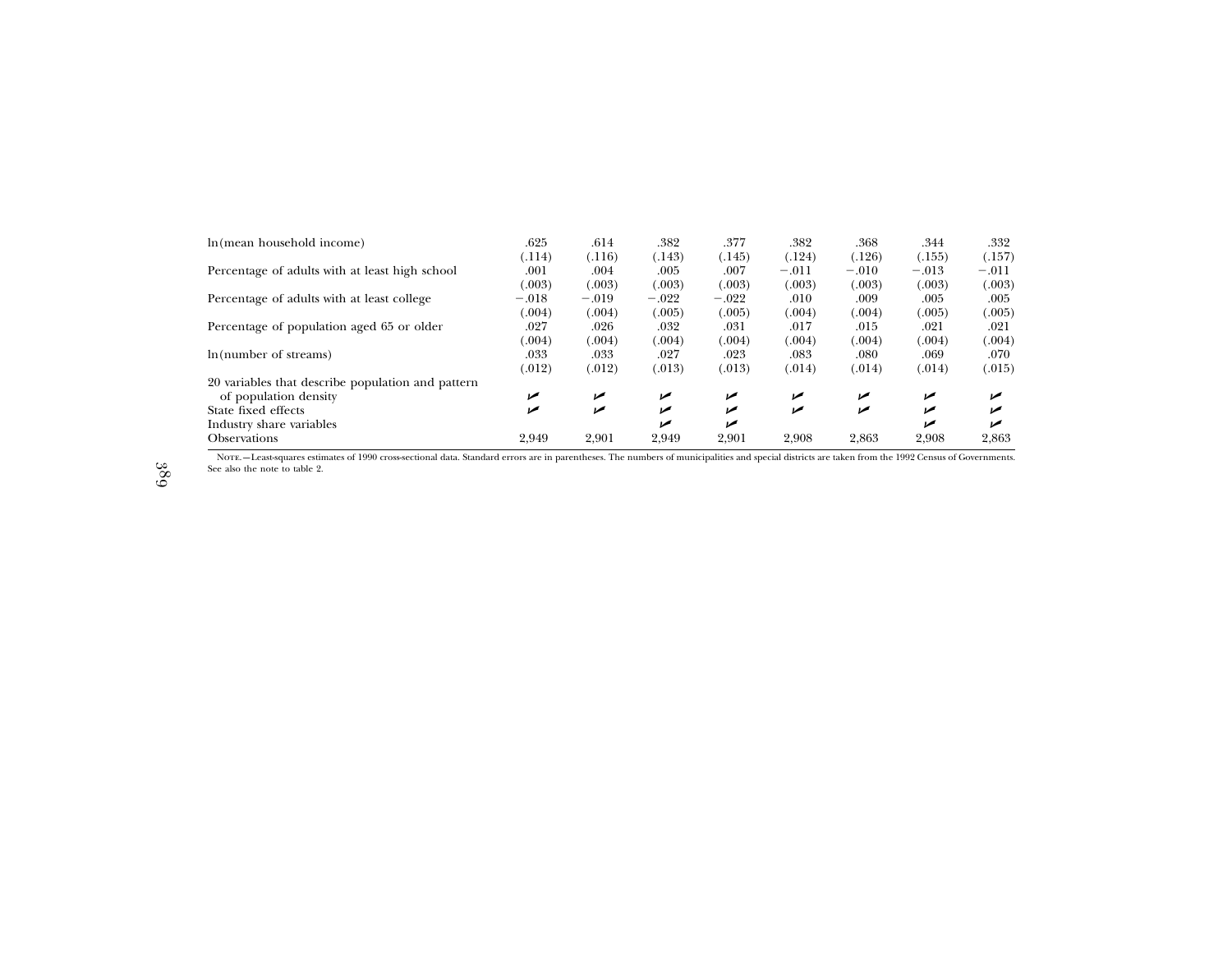| | | | | | | | | |
|---|---|---|---|---|---|---|---|---|
| ln(mean household income) | .625 | .614 | .382 | .377 | .382 | .368 | .344 | .332 |
| | (.114) | (.116) | (.143) | (.145) | (.124) | (.126) | (.155) | (.157) |
| Percentage of adults with at least high school | .001 | .004 | .005 | .007 | −.011 | −.010 | −.013 | −.011 |
| | (.003) | (.003) | (.003) | (.003) | (.003) | (.003) | (.003) | (.003) |
| Percentage of adults with at least college | −.018 | −.019 | −.022 | −.022 | .010 | .009 | .005 | .005 |
| | (.004) | (.004) | (.005) | (.005) | (.004) | (.004) | (.005) | (.005) |
| Percentage of population aged 65 or older | .027 | .026 | .032 | .031 | .017 | .015 | .021 | .021 |
| | (.004) | (.004) | (.004) | (.004) | (.004) | (.004) | (.004) | (.004) |
| ln(number of streams) | .033 | .033 | .027 | .023 | .083 | .080 | .069 | .070 |
| | (.012) | (.012) | (.013) | (.013) | (.014) | (.014) | (.014) | (.015) |
| 20 variables that describe population and pattern of population density | ✓ | ✓ | ✓ | ✓ | ✓ | ✓ | ✓ | ✓ |
| State fixed effects | ✓ | ✓ | ✓ | ✓ | ✓ | ✓ | ✓ | ✓ |
| Industry share variables | | | ✓ | ✓ | | | ✓ | ✓ |
| Observations | 2,949 | 2,901 | 2,949 | 2,901 | 2,908 | 2,863 | 2,908 | 2,863 |

NOTE.—Least-squares estimates of 1990 cross-sectional data. Standard errors are in parentheses. The numbers of municipalities and special districts are taken from the 1992 Census of Governments. See also the note to table 2.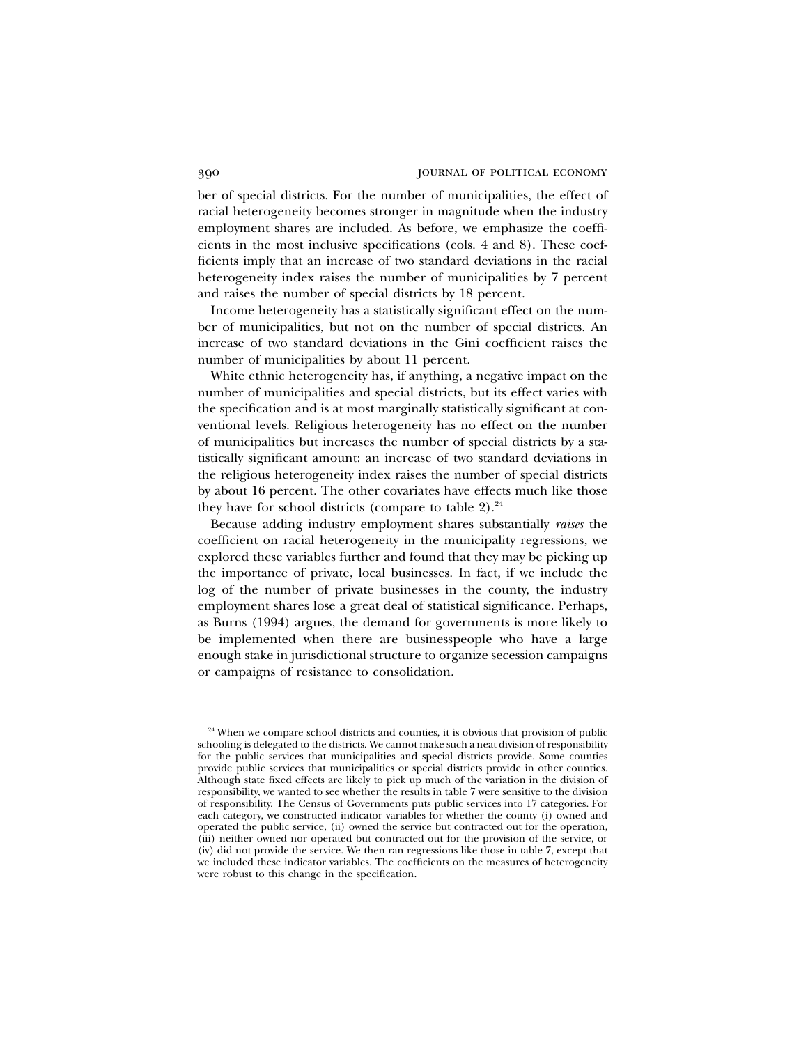ber of special districts. For the number of municipalities, the effect of racial heterogeneity becomes stronger in magnitude when the industry employment shares are included. As before, we emphasize the coefficients in the most inclusive specifications (cols. 4 and 8). These coefficients imply that an increase of two standard deviations in the racial heterogeneity index raises the number of municipalities by 7 percent and raises the number of special districts by 18 percent.

Income heterogeneity has a statistically significant effect on the number of municipalities, but not on the number of special districts. An increase of two standard deviations in the Gini coefficient raises the number of municipalities by about 11 percent.

White ethnic heterogeneity has, if anything, a negative impact on the number of municipalities and special districts, but its effect varies with the specification and is at most marginally statistically significant at conventional levels. Religious heterogeneity has no effect on the number of municipalities but increases the number of special districts by a statistically significant amount: an increase of two standard deviations in the religious heterogeneity index raises the number of special districts by about 16 percent. The other covariates have effects much like those they have for school districts (compare to table 2).[24]

Because adding industry employment shares substantially *raises* the coefficient on racial heterogeneity in the municipality regressions, we explored these variables further and found that they may be picking up the importance of private, local businesses. In fact, if we include the log of the number of private businesses in the county, the industry employment shares lose a great deal of statistical significance. Perhaps, as Burns (1994) argues, the demand for governments is more likely to be implemented when there are businesspeople who have a large enough stake in jurisdictional structure to organize secession campaigns or campaigns of resistance to consolidation.

[24] When we compare school districts and counties, it is obvious that provision of public schooling is delegated to the districts. We cannot make such a neat division of responsibility for the public services that municipalities and special districts provide. Some counties provide public services that municipalities or special districts provide in other counties. Although state fixed effects are likely to pick up much of the variation in the division of responsibility, we wanted to see whether the results in table 7 were sensitive to the division of responsibility. The Census of Governments puts public services into 17 categories. For each category, we constructed indicator variables for whether the county (i) owned and operated the public service, (ii) owned the service but contracted out for the operation, (iii) neither owned nor operated but contracted out for the provision of the service, or (iv) did not provide the service. We then ran regressions like those in table 7, except that we included these indicator variables. The coefficients on the measures of heterogeneity were robust to this change in the specification.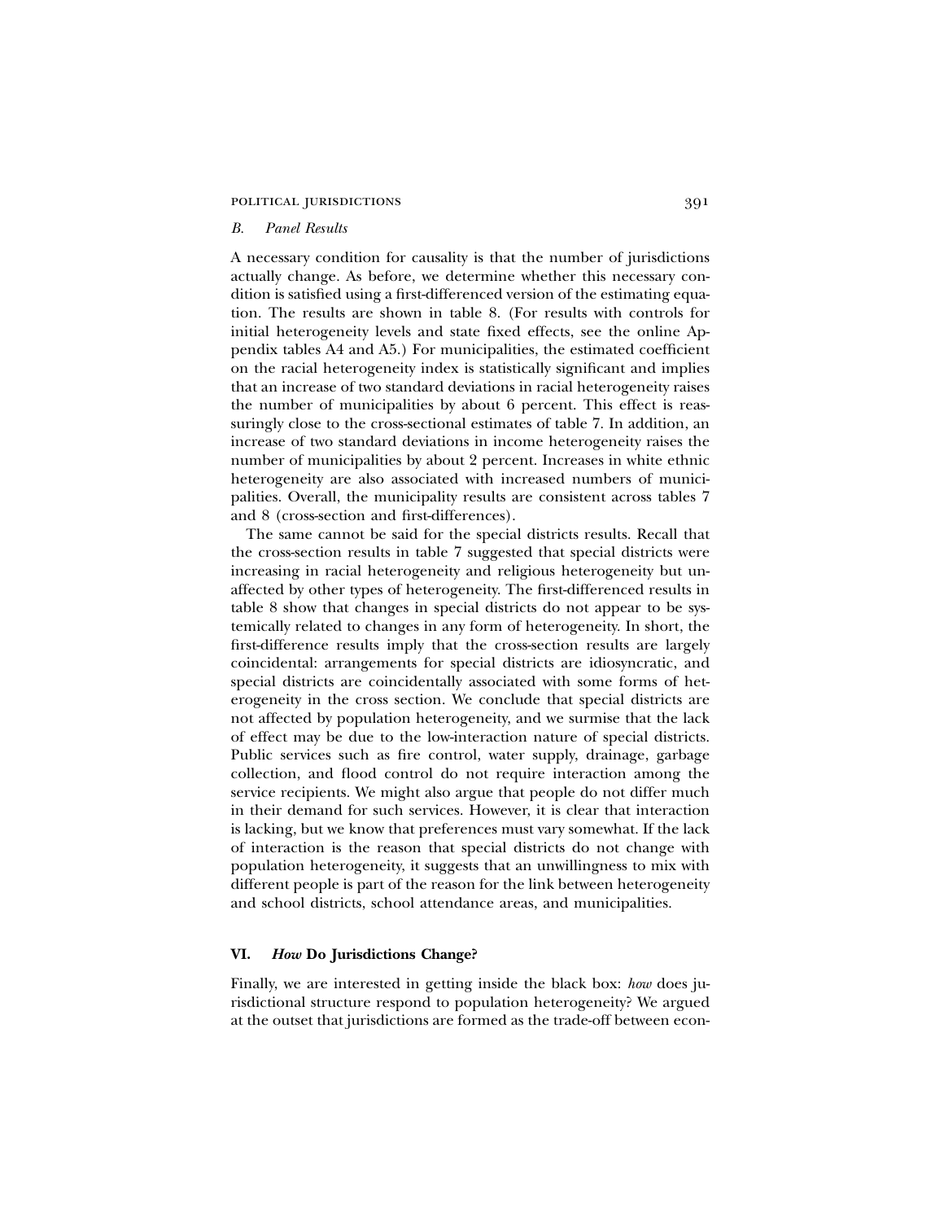### *B. Panel Results*

A necessary condition for causality is that the number of jurisdictions actually change. As before, we determine whether this necessary condition is satisfied using a first-differenced version of the estimating equation. The results are shown in table 8. (For results with controls for initial heterogeneity levels and state fixed effects, see the online Appendix tables A4 and A5.) For municipalities, the estimated coefficient on the racial heterogeneity index is statistically significant and implies that an increase of two standard deviations in racial heterogeneity raises the number of municipalities by about 6 percent. This effect is reassuringly close to the cross-sectional estimates of table 7. In addition, an increase of two standard deviations in income heterogeneity raises the number of municipalities by about 2 percent. Increases in white ethnic heterogeneity are also associated with increased numbers of municipalities. Overall, the municipality results are consistent across tables 7 and 8 (cross-section and first-differences).

The same cannot be said for the special districts results. Recall that the cross-section results in table 7 suggested that special districts were increasing in racial heterogeneity and religious heterogeneity but unaffected by other types of heterogeneity. The first-differenced results in table 8 show that changes in special districts do not appear to be systemically related to changes in any form of heterogeneity. In short, the first-difference results imply that the cross-section results are largely coincidental: arrangements for special districts are idiosyncratic, and special districts are coincidentally associated with some forms of heterogeneity in the cross section. We conclude that special districts are not affected by population heterogeneity, and we surmise that the lack of effect may be due to the low-interaction nature of special districts. Public services such as fire control, water supply, drainage, garbage collection, and flood control do not require interaction among the service recipients. We might also argue that people do not differ much in their demand for such services. However, it is clear that interaction is lacking, but we know that preferences must vary somewhat. If the lack of interaction is the reason that special districts do not change with population heterogeneity, it suggests that an unwillingness to mix with different people is part of the reason for the link between heterogeneity and school districts, school attendance areas, and municipalities.

## VI. *How* Do Jurisdictions Change?

Finally, we are interested in getting inside the black box: *how* does jurisdictional structure respond to population heterogeneity? We argued at the outset that jurisdictions are formed as the trade-off between econ-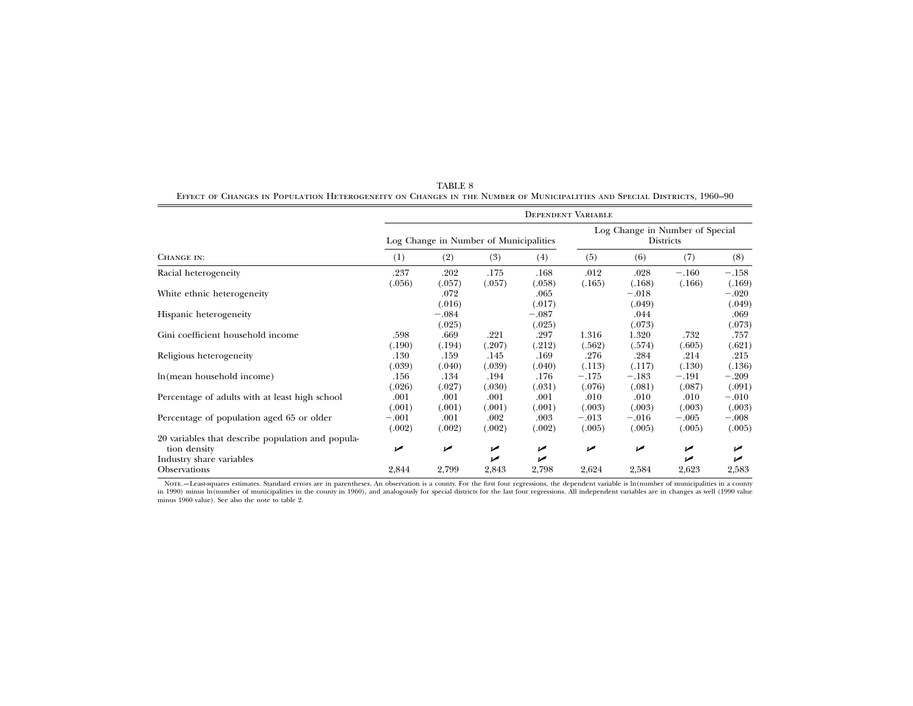TABLE 8

Effect of Changes in Population Heterogeneity on Changes in the Number of Municipalities and Special Districts, 1960–90

| | Dependent Variable | | | | | | | |
|---|---|---|---|---|---|---|---|---|
| | Log Change in Number of Municipalities | | | | Log Change in Number of Special Districts | | | |
| Change in: | (1) | (2) | (3) | (4) | (5) | (6) | (7) | (8) |
| Racial heterogeneity | .237 | .202 | .175 | .168 | .012 | .028 | −.160 | −.158 |
| | (.056) | (.057) | (.057) | (.058) | (.165) | (.168) | (.166) | (.169) |
| White ethnic heterogeneity | | .072 | | .065 | | −.018 | | −.020 |
| | | (.016) | | (.017) | | (.049) | | (.049) |
| Hispanic heterogeneity | | −.084 | | −.087 | | .044 | | .069 |
| | | (.025) | | (.025) | | (.073) | | (.073) |
| Gini coefficient household income | .598 | .669 | .221 | .297 | 1.316 | 1.320 | .732 | .757 |
| | (.190) | (.194) | (.207) | (.212) | (.562) | (.574) | (.605) | (.621) |
| Religious heterogeneity | .130 | .159 | .145 | .169 | .276 | .284 | .214 | .215 |
| | (.039) | (.040) | (.039) | (.040) | (.113) | (.117) | (.130) | (.136) |
| ln(mean household income) | .156 | .134 | .194 | .176 | −.175 | −.183 | −.191 | −.209 |
| | (.026) | (.027) | (.030) | (.031) | (.076) | (.081) | (.087) | (.091) |
| Percentage of adults with at least high school | .001 | .001 | .001 | .001 | .010 | .010 | .010 | −.010 |
| | (.001) | (.001) | (.001) | (.001) | (.003) | (.003) | (.003) | (.003) |
| Percentage of population aged 65 or older | −.001 | .001 | .002 | .003 | −.013 | −.016 | −.005 | −.008 |
| | (.002) | (.002) | (.002) | (.002) | (.005) | (.005) | (.005) | (.005) |
| 20 variables that describe population and population density | ✓ | ✓ | ✓ | ✓ | ✓ | ✓ | ✓ | ✓ |
| Industry share variables | | | ✓ | ✓ | | | ✓ | ✓ |
| Observations | 2,844 | 2,799 | 2,843 | 2,798 | 2,624 | 2,584 | 2,623 | 2,583 |

Note.—Least-squares estimates. Standard errors are in parentheses. An observation is a county. For the first four regressions, the dependent variable is ln(number of municipalities in a county in 1990) minus ln(number of municipalities in the county in 1960), and analogously for special districts for the last four regressions. All independent variables are in changes as well (1990 value minus 1960 value). See also the note to table 2.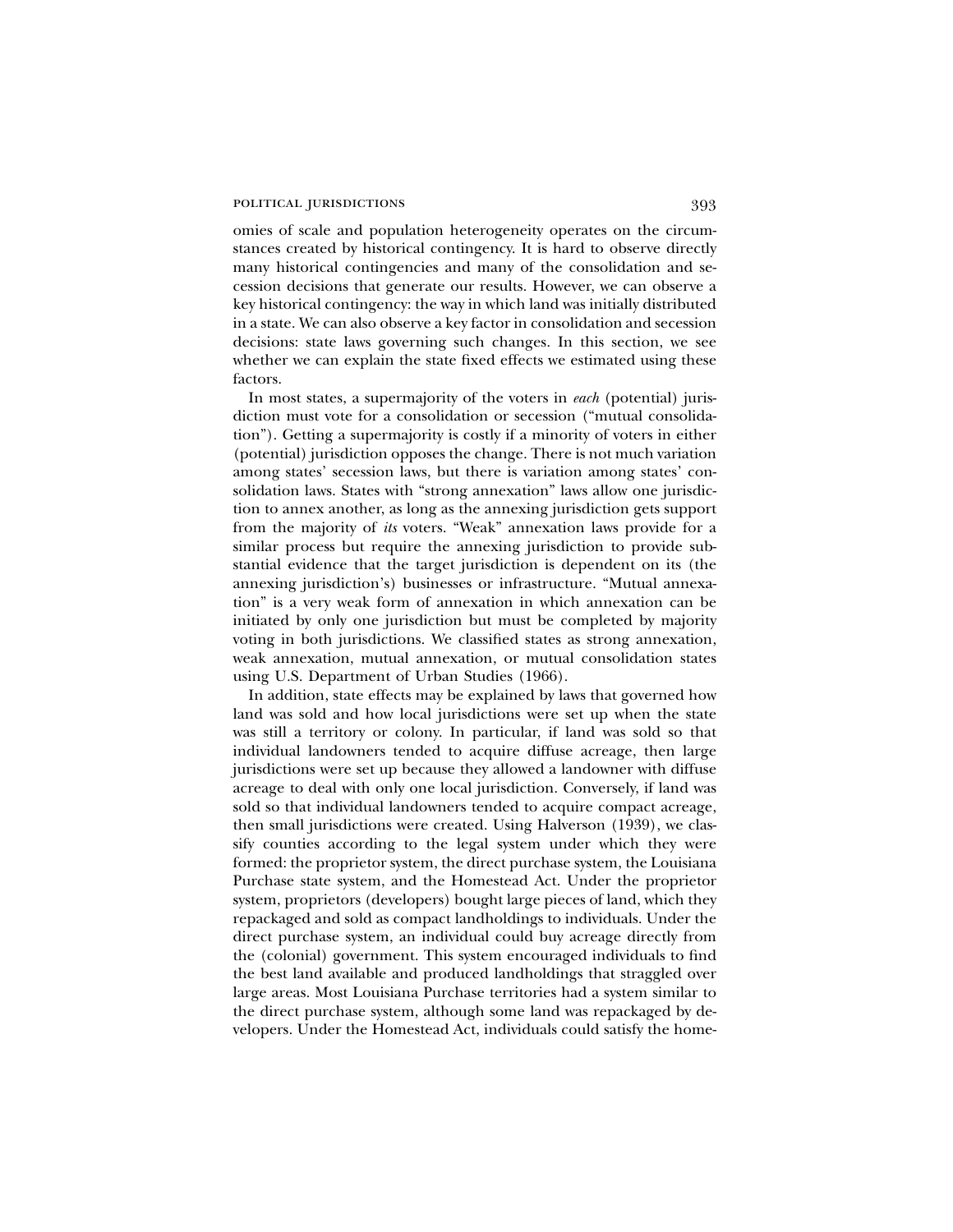omies of scale and population heterogeneity operates on the circumstances created by historical contingency. It is hard to observe directly many historical contingencies and many of the consolidation and secession decisions that generate our results. However, we can observe a key historical contingency: the way in which land was initially distributed in a state. We can also observe a key factor in consolidation and secession decisions: state laws governing such changes. In this section, we see whether we can explain the state fixed effects we estimated using these factors.

In most states, a supermajority of the voters in *each* (potential) jurisdiction must vote for a consolidation or secession ("mutual consolidation"). Getting a supermajority is costly if a minority of voters in either (potential) jurisdiction opposes the change. There is not much variation among states' secession laws, but there is variation among states' consolidation laws. States with "strong annexation" laws allow one jurisdiction to annex another, as long as the annexing jurisdiction gets support from the majority of *its* voters. "Weak" annexation laws provide for a similar process but require the annexing jurisdiction to provide substantial evidence that the target jurisdiction is dependent on its (the annexing jurisdiction's) businesses or infrastructure. "Mutual annexation" is a very weak form of annexation in which annexation can be initiated by only one jurisdiction but must be completed by majority voting in both jurisdictions. We classified states as strong annexation, weak annexation, mutual annexation, or mutual consolidation states using U.S. Department of Urban Studies (1966).

In addition, state effects may be explained by laws that governed how land was sold and how local jurisdictions were set up when the state was still a territory or colony. In particular, if land was sold so that individual landowners tended to acquire diffuse acreage, then large jurisdictions were set up because they allowed a landowner with diffuse acreage to deal with only one local jurisdiction. Conversely, if land was sold so that individual landowners tended to acquire compact acreage, then small jurisdictions were created. Using Halverson (1939), we classify counties according to the legal system under which they were formed: the proprietor system, the direct purchase system, the Louisiana Purchase state system, and the Homestead Act. Under the proprietor system, proprietors (developers) bought large pieces of land, which they repackaged and sold as compact landholdings to individuals. Under the direct purchase system, an individual could buy acreage directly from the (colonial) government. This system encouraged individuals to find the best land available and produced landholdings that straggled over large areas. Most Louisiana Purchase territories had a system similar to the direct purchase system, although some land was repackaged by developers. Under the Homestead Act, individuals could satisfy the home-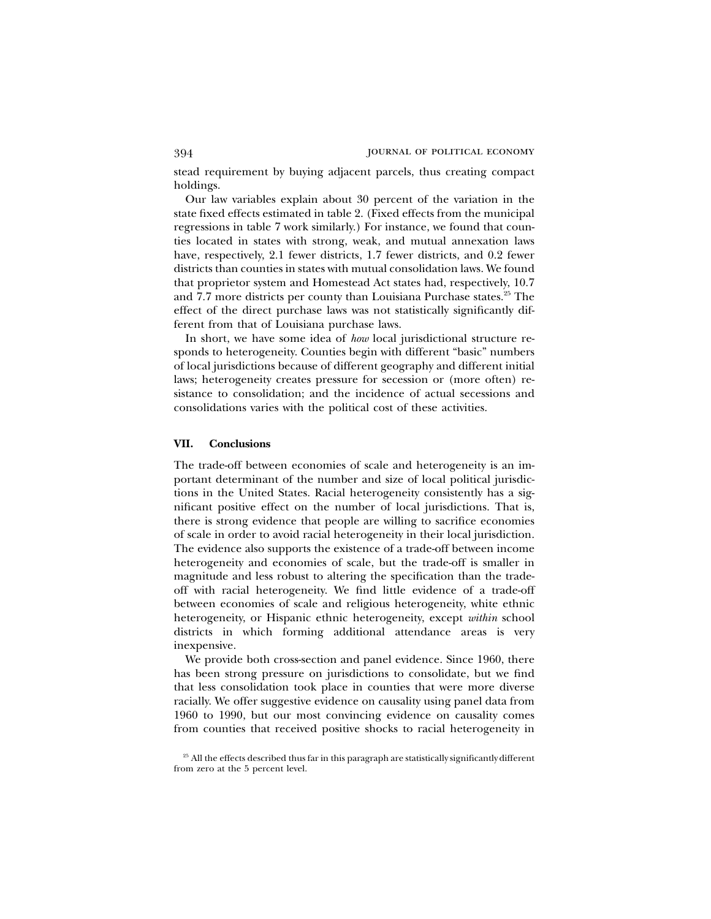stead requirement by buying adjacent parcels, thus creating compact holdings.

Our law variables explain about 30 percent of the variation in the state fixed effects estimated in table 2. (Fixed effects from the municipal regressions in table 7 work similarly.) For instance, we found that counties located in states with strong, weak, and mutual annexation laws have, respectively, 2.1 fewer districts, 1.7 fewer districts, and 0.2 fewer districts than counties in states with mutual consolidation laws. We found that proprietor system and Homestead Act states had, respectively, 10.7 and 7.7 more districts per county than Louisiana Purchase states.[25] The effect of the direct purchase laws was not statistically significantly different from that of Louisiana purchase laws.

In short, we have some idea of *how* local jurisdictional structure responds to heterogeneity. Counties begin with different "basic" numbers of local jurisdictions because of different geography and different initial laws; heterogeneity creates pressure for secession or (more often) resistance to consolidation; and the incidence of actual secessions and consolidations varies with the political cost of these activities.

## VII. Conclusions

The trade-off between economies of scale and heterogeneity is an important determinant of the number and size of local political jurisdictions in the United States. Racial heterogeneity consistently has a significant positive effect on the number of local jurisdictions. That is, there is strong evidence that people are willing to sacrifice economies of scale in order to avoid racial heterogeneity in their local jurisdiction. The evidence also supports the existence of a trade-off between income heterogeneity and economies of scale, but the trade-off is smaller in magnitude and less robust to altering the specification than the trade-off with racial heterogeneity. We find little evidence of a trade-off between economies of scale and religious heterogeneity, white ethnic heterogeneity, or Hispanic ethnic heterogeneity, except *within* school districts in which forming additional attendance areas is very inexpensive.

We provide both cross-section and panel evidence. Since 1960, there has been strong pressure on jurisdictions to consolidate, but we find that less consolidation took place in counties that were more diverse racially. We offer suggestive evidence on causality using panel data from 1960 to 1990, but our most convincing evidence on causality comes from counties that received positive shocks to racial heterogeneity in

[25] All the effects described thus far in this paragraph are statistically significantly different from zero at the 5 percent level.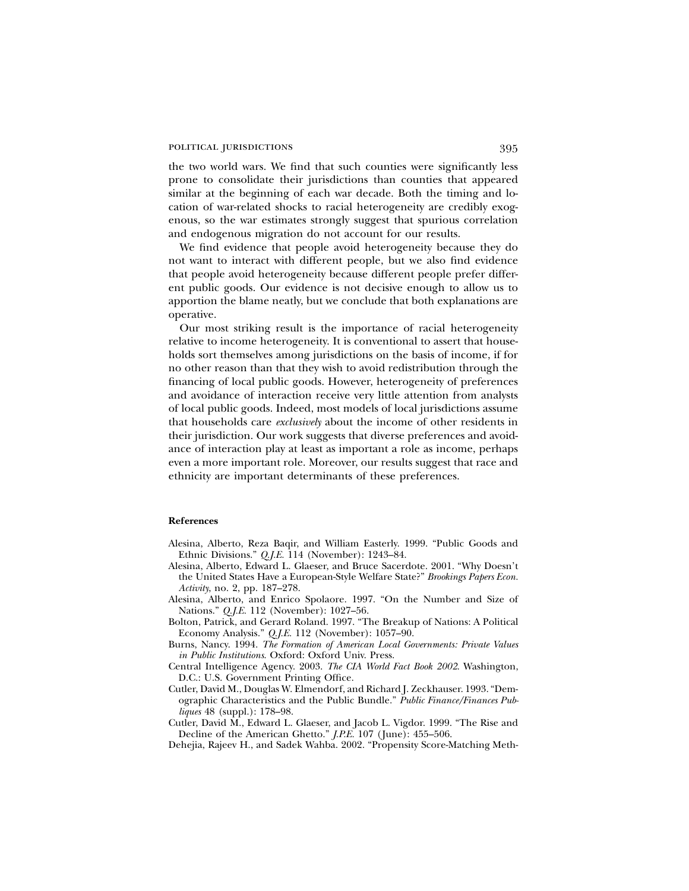the two world wars. We find that such counties were significantly less prone to consolidate their jurisdictions than counties that appeared similar at the beginning of each war decade. Both the timing and location of war-related shocks to racial heterogeneity are credibly exogenous, so the war estimates strongly suggest that spurious correlation and endogenous migration do not account for our results.

We find evidence that people avoid heterogeneity because they do not want to interact with different people, but we also find evidence that people avoid heterogeneity because different people prefer different public goods. Our evidence is not decisive enough to allow us to apportion the blame neatly, but we conclude that both explanations are operative.

Our most striking result is the importance of racial heterogeneity relative to income heterogeneity. It is conventional to assert that households sort themselves among jurisdictions on the basis of income, if for no other reason than that they wish to avoid redistribution through the financing of local public goods. However, heterogeneity of preferences and avoidance of interaction receive very little attention from analysts of local public goods. Indeed, most models of local jurisdictions assume that households care *exclusively* about the income of other residents in their jurisdiction. Our work suggests that diverse preferences and avoidance of interaction play at least as important a role as income, perhaps even a more important role. Moreover, our results suggest that race and ethnicity are important determinants of these preferences.

## References

Alesina, Alberto, Reza Baqir, and William Easterly. 1999. "Public Goods and Ethnic Divisions." *Q.J.E.* 114 (November): 1243–84.

Alesina, Alberto, Edward L. Glaeser, and Bruce Sacerdote. 2001. "Why Doesn't the United States Have a European-Style Welfare State?" *Brookings Papers Econ. Activity*, no. 2, pp. 187–278.

Alesina, Alberto, and Enrico Spolaore. 1997. "On the Number and Size of Nations." *Q.J.E.* 112 (November): 1027–56.

Bolton, Patrick, and Gerard Roland. 1997. "The Breakup of Nations: A Political Economy Analysis." *Q.J.E.* 112 (November): 1057–90.

Burns, Nancy. 1994. *The Formation of American Local Governments: Private Values in Public Institutions*. Oxford: Oxford Univ. Press.

Central Intelligence Agency. 2003. *The CIA World Fact Book 2002*. Washington, D.C.: U.S. Government Printing Office.

Cutler, David M., Douglas W. Elmendorf, and Richard J. Zeckhauser. 1993. "Demographic Characteristics and the Public Bundle." *Public Finance/Finances Publiques* 48 (suppl.): 178–98.

Cutler, David M., Edward L. Glaeser, and Jacob L. Vigdor. 1999. "The Rise and Decline of the American Ghetto." *J.P.E.* 107 (June): 455–506.

Dehejia, Rajeev H., and Sadek Wahba. 2002. "Propensity Score-Matching Meth-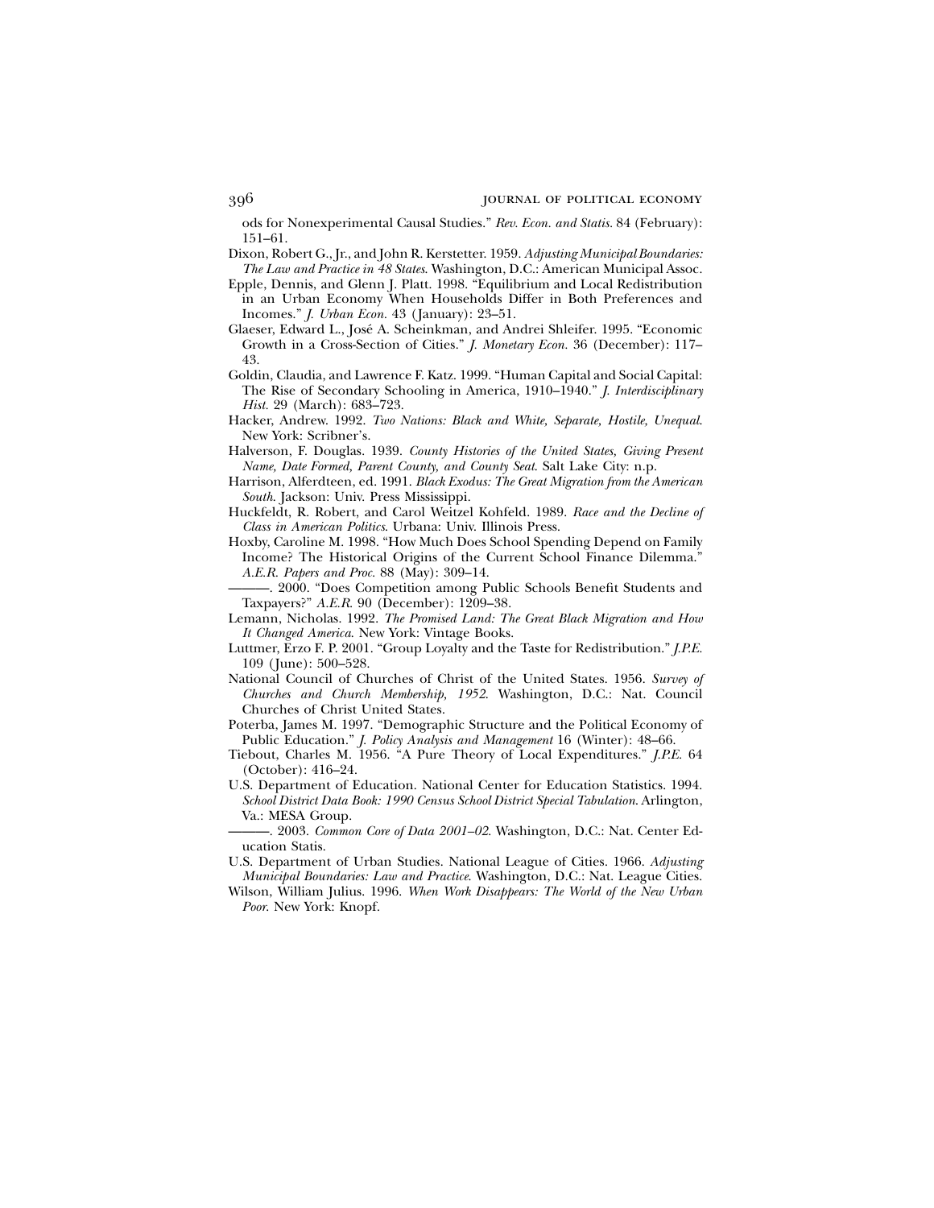ods for Nonexperimental Causal Studies." *Rev. Econ. and Statis.* 84 (February): 151–61.

Dixon, Robert G., Jr., and John R. Kerstetter. 1959. *Adjusting Municipal Boundaries: The Law and Practice in 48 States*. Washington, D.C.: American Municipal Assoc.

Epple, Dennis, and Glenn J. Platt. 1998. "Equilibrium and Local Redistribution in an Urban Economy When Households Differ in Both Preferences and Incomes." *J. Urban Econ.* 43 (January): 23–51.

Glaeser, Edward L., José A. Scheinkman, and Andrei Shleifer. 1995. "Economic Growth in a Cross-Section of Cities." *J. Monetary Econ.* 36 (December): 117–43.

Goldin, Claudia, and Lawrence F. Katz. 1999. "Human Capital and Social Capital: The Rise of Secondary Schooling in America, 1910–1940." *J. Interdisciplinary Hist.* 29 (March): 683–723.

Hacker, Andrew. 1992. *Two Nations: Black and White, Separate, Hostile, Unequal*. New York: Scribner's.

Halverson, F. Douglas. 1939. *County Histories of the United States, Giving Present Name, Date Formed, Parent County, and County Seat*. Salt Lake City: n.p.

Harrison, Alferdteen, ed. 1991. *Black Exodus: The Great Migration from the American South*. Jackson: Univ. Press Mississippi.

Huckfeldt, R. Robert, and Carol Weitzel Kohfeld. 1989. *Race and the Decline of Class in American Politics*. Urbana: Univ. Illinois Press.

Hoxby, Caroline M. 1998. "How Much Does School Spending Depend on Family Income? The Historical Origins of the Current School Finance Dilemma." *A.E.R. Papers and Proc.* 88 (May): 309–14.

———. 2000. "Does Competition among Public Schools Benefit Students and Taxpayers?" *A.E.R.* 90 (December): 1209–38.

Lemann, Nicholas. 1992. *The Promised Land: The Great Black Migration and How It Changed America*. New York: Vintage Books.

Luttmer, Erzo F. P. 2001. "Group Loyalty and the Taste for Redistribution." *J.P.E.* 109 (June): 500–528.

National Council of Churches of Christ of the United States. 1956. *Survey of Churches and Church Membership, 1952*. Washington, D.C.: Nat. Council Churches of Christ United States.

Poterba, James M. 1997. "Demographic Structure and the Political Economy of Public Education." *J. Policy Analysis and Management* 16 (Winter): 48–66.

Tiebout, Charles M. 1956. "A Pure Theory of Local Expenditures." *J.P.E.* 64 (October): 416–24.

U.S. Department of Education. National Center for Education Statistics. 1994. *School District Data Book: 1990 Census School District Special Tabulation*. Arlington, Va.: MESA Group.

———. 2003. *Common Core of Data 2001–02*. Washington, D.C.: Nat. Center Education Statis.

U.S. Department of Urban Studies. National League of Cities. 1966. *Adjusting Municipal Boundaries: Law and Practice*. Washington, D.C.: Nat. League Cities.

Wilson, William Julius. 1996. *When Work Disappears: The World of the New Urban Poor*. New York: Knopf.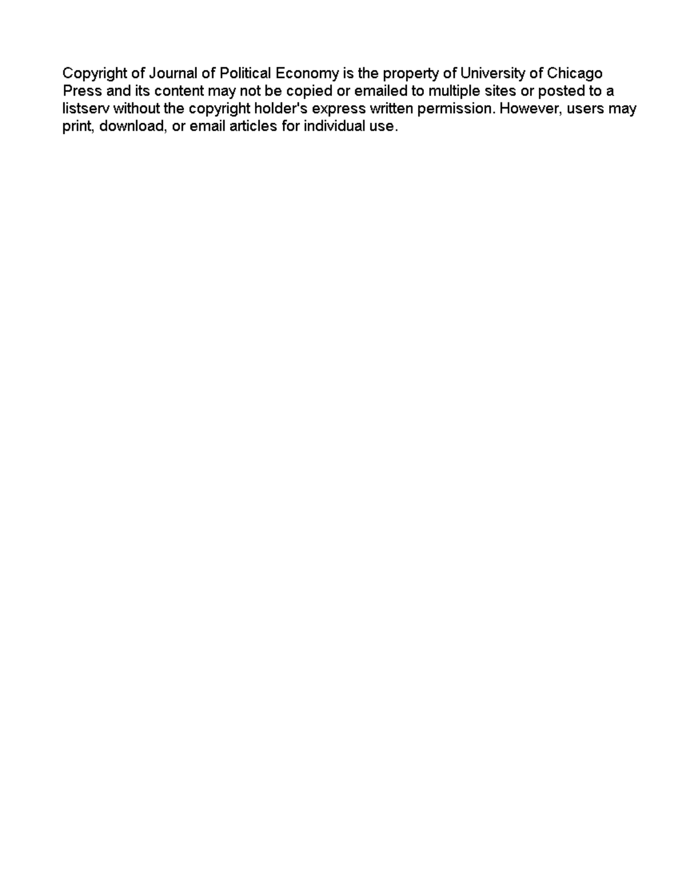Copyright of Journal of Political Economy is the property of University of Chicago Press and its content may not be copied or emailed to multiple sites or posted to a listserv without the copyright holder's express written permission. However, users may print, download, or email articles for individual use.